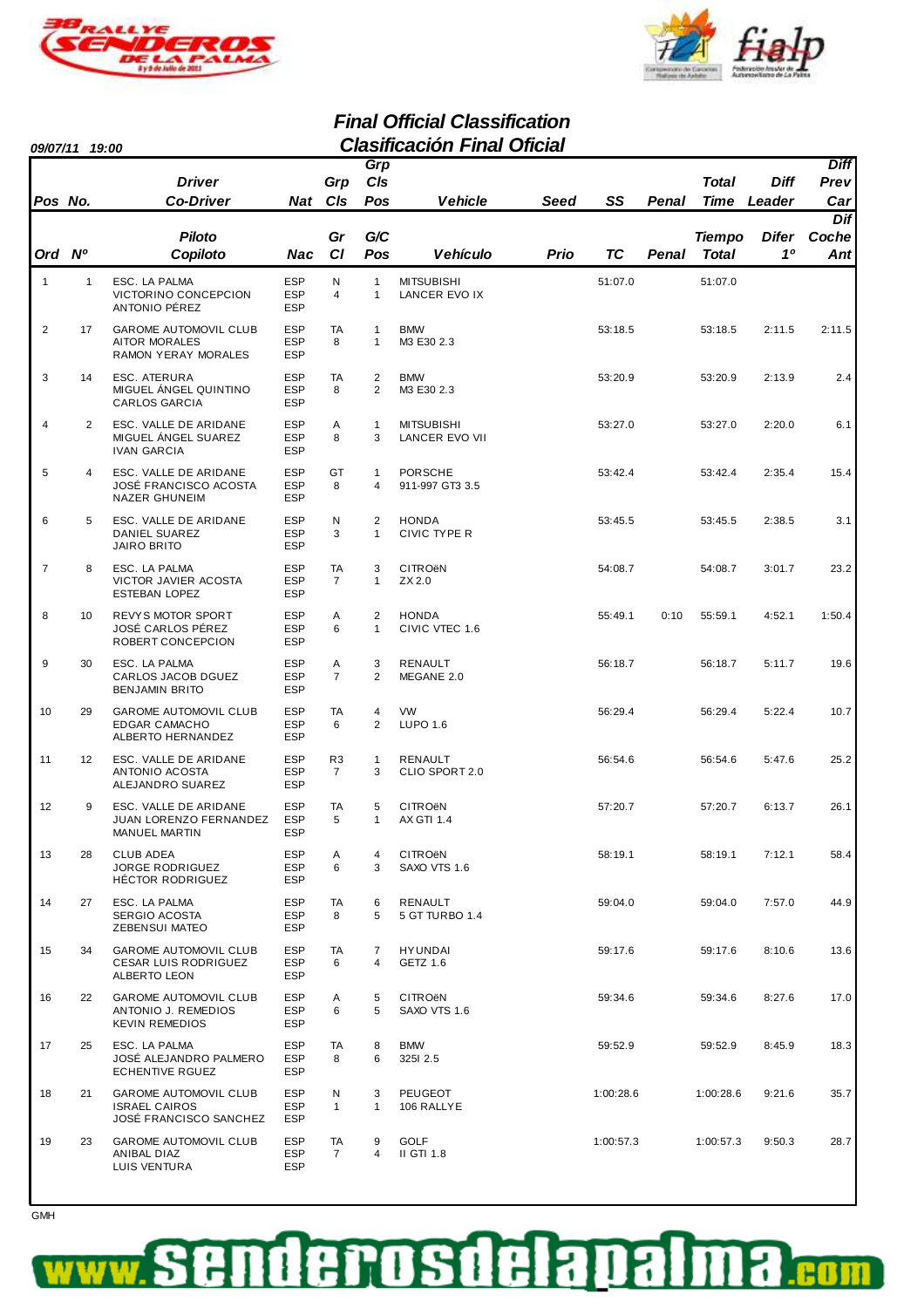## Final Official Classification
## Clasificación Final Oficial

*09/07/11 19:00*

| Pos / Ord | No. / Nº | Driver / Co-Driver (Piloto / Copiloto) | Nat / Nac | Grp Cls / Gr Cl | Grp Cls Pos / G/C Pos | Vehicle / Vehículo | Seed / Prio | SS / TC | Penal | Total Time / Tiempo Total | Diff Leader / Difer 1º | Diff Prev Car / Dif Coche Ant |
|---|---|---|---|---|---|---|---|---|---|---|---|---|
| 1 | 1 | ESC. LA PALMA<br>VICTORINO CONCEPCION<br>ANTONIO PÉREZ | ESP<br>ESP<br>ESP | N<br>4 | 1<br>1 | MITSUBISHI<br>LANCER EVO IX | | 51:07.0 | | 51:07.0 | | |
| 2 | 17 | GAROME AUTOMOVIL CLUB<br>AITOR MORALES<br>RAMON YERAY MORALES | ESP<br>ESP<br>ESP | TA<br>8 | 1<br>1 | BMW<br>M3 E30 2.3 | | 53:18.5 | | 53:18.5 | 2:11.5 | 2:11.5 |
| 3 | 14 | ESC. ATERURA<br>MIGUEL ÁNGEL QUINTINO<br>CARLOS GARCIA | ESP<br>ESP<br>ESP | TA<br>8 | 2<br>2 | BMW<br>M3 E30 2.3 | | 53:20.9 | | 53:20.9 | 2:13.9 | 2.4 |
| 4 | 2 | ESC. VALLE DE ARIDANE<br>MIGUEL ÁNGEL SUAREZ<br>IVAN GARCIA | ESP<br>ESP<br>ESP | A<br>8 | 1<br>3 | MITSUBISHI<br>LANCER EVO VII | | 53:27.0 | | 53:27.0 | 2:20.0 | 6.1 |
| 5 | 4 | ESC. VALLE DE ARIDANE<br>JOSÉ FRANCISCO ACOSTA<br>NAZER GHUNEIM | ESP<br>ESP<br>ESP | GT<br>8 | 1<br>4 | PORSCHE<br>911-997 GT3 3.5 | | 53:42.4 | | 53:42.4 | 2:35.4 | 15.4 |
| 6 | 5 | ESC. VALLE DE ARIDANE<br>DANIEL SUAREZ<br>JAIRO BRITO | ESP<br>ESP<br>ESP | N<br>3 | 2<br>1 | HONDA<br>CIVIC TYPE R | | 53:45.5 | | 53:45.5 | 2:38.5 | 3.1 |
| 7 | 8 | ESC. LA PALMA<br>VICTOR JAVIER ACOSTA<br>ESTEBAN LOPEZ | ESP<br>ESP<br>ESP | TA<br>7 | 3<br>1 | CITROëN<br>ZX 2.0 | | 54:08.7 | | 54:08.7 | 3:01.7 | 23.2 |
| 8 | 10 | REVYS MOTOR SPORT<br>JOSÉ CARLOS PÉREZ<br>ROBERT CONCEPCION | ESP<br>ESP<br>ESP | A<br>6 | 2<br>1 | HONDA<br>CIVIC VTEC 1.6 | | 55:49.1 | 0:10 | 55:59.1 | 4:52.1 | 1:50.4 |
| 9 | 30 | ESC. LA PALMA<br>CARLOS JACOB DGUEZ<br>BENJAMIN BRITO | ESP<br>ESP<br>ESP | A<br>7 | 3<br>2 | RENAULT<br>MEGANE 2.0 | | 56:18.7 | | 56:18.7 | 5:11.7 | 19.6 |
| 10 | 29 | GAROME AUTOMOVIL CLUB<br>EDGAR CAMACHO<br>ALBERTO HERNANDEZ | ESP<br>ESP<br>ESP | TA<br>6 | 4<br>2 | VW<br>LUPO 1.6 | | 56:29.4 | | 56:29.4 | 5:22.4 | 10.7 |
| 11 | 12 | ESC. VALLE DE ARIDANE<br>ANTONIO ACOSTA<br>ALEJANDRO SUAREZ | ESP<br>ESP<br>ESP | R3<br>7 | 1<br>3 | RENAULT<br>CLIO SPORT 2.0 | | 56:54.6 | | 56:54.6 | 5:47.6 | 25.2 |
| 12 | 9 | ESC. VALLE DE ARIDANE<br>JUAN LORENZO FERNANDEZ<br>MANUEL MARTIN | ESP<br>ESP<br>ESP | TA<br>5 | 5<br>1 | CITROëN<br>AX GTI 1.4 | | 57:20.7 | | 57:20.7 | 6:13.7 | 26.1 |
| 13 | 28 | CLUB ADEA<br>JORGE RODRIGUEZ<br>HÉCTOR RODRIGUEZ | ESP<br>ESP<br>ESP | A<br>6 | 4<br>3 | CITROëN<br>SAXO VTS 1.6 | | 58:19.1 | | 58:19.1 | 7:12.1 | 58.4 |
| 14 | 27 | ESC. LA PALMA<br>SERGIO ACOSTA<br>ZEBENSUI MATEO | ESP<br>ESP<br>ESP | TA<br>8 | 6<br>5 | RENAULT<br>5 GT TURBO 1.4 | | 59:04.0 | | 59:04.0 | 7:57.0 | 44.9 |
| 15 | 34 | GAROME AUTOMOVIL CLUB<br>CESAR LUIS RODRIGUEZ<br>ALBERTO LEON | ESP<br>ESP<br>ESP | TA<br>6 | 7<br>4 | HYUNDAI<br>GETZ 1.6 | | 59:17.6 | | 59:17.6 | 8:10.6 | 13.6 |
| 16 | 22 | GAROME AUTOMOVIL CLUB<br>ANTONIO J. REMEDIOS<br>KEVIN REMEDIOS | ESP<br>ESP<br>ESP | A<br>6 | 5<br>5 | CITROëN<br>SAXO VTS 1.6 | | 59:34.6 | | 59:34.6 | 8:27.6 | 17.0 |
| 17 | 25 | ESC. LA PALMA<br>JOSÉ ALEJANDRO PALMERO<br>ECHENTIVE RGUEZ | ESP<br>ESP<br>ESP | TA<br>8 | 8<br>6 | BMW<br>325I 2.5 | | 59:52.9 | | 59:52.9 | 8:45.9 | 18.3 |
| 18 | 21 | GAROME AUTOMOVIL CLUB<br>ISRAEL CAIROS<br>JOSÉ FRANCISCO SANCHEZ | ESP<br>ESP<br>ESP | N<br>1 | 3<br>1 | PEUGEOT<br>106 RALLYE | | 1:00:28.6 | | 1:00:28.6 | 9:21.6 | 35.7 |
| 19 | 23 | GAROME AUTOMOVIL CLUB<br>ANIBAL DIAZ<br>LUIS VENTURA | ESP<br>ESP<br>ESP | TA<br>7 | 9<br>4 | GOLF<br>II GTI 1.8 | | 1:00:57.3 | | 1:00:57.3 | 9:50.3 | 28.7 |

GMH

www.senderosdelapalma.com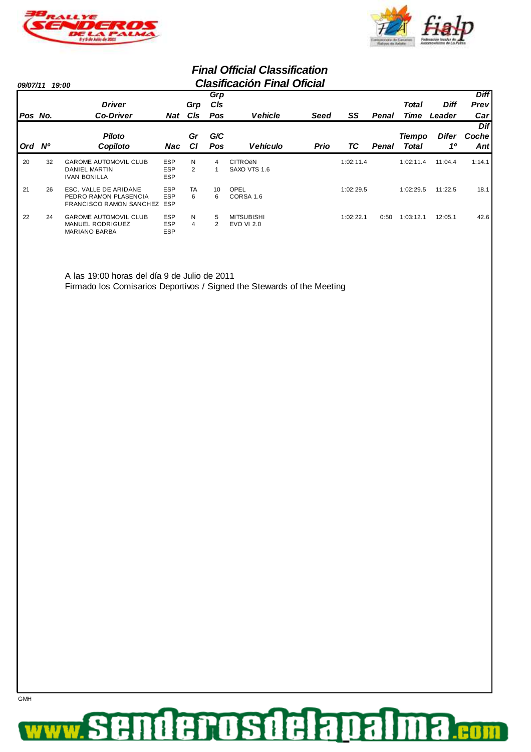# Final Official Classification
## Clasificación Final Oficial

09/07/11 19:00

| Pos / Ord | No. / Nº | Driver / Co-Driver — Piloto / Copiloto | Nat / Nac | Grp Cls / Gr Cl | Grp Cls Pos / G/C Pos | Vehicle / Vehículo | Seed / Prio | SS / TC | Penal | Total Time / Tiempo Total | Diff Leader / Difer 1º | Diff Prev Car / Dif Coche Ant |
|---|---|---|---|---|---|---|---|---|---|---|---|---|
| 20 | 32 | GAROME AUTOMOVIL CLUB<br>DANIEL MARTIN<br>IVAN BONILLA | ESP<br>ESP<br>ESP | N<br>2 | 4<br>1 | CITROëN<br>SAXO VTS 1.6 | | 1:02:11.4 | | 1:02:11.4 | 11:04.4 | 1:14.1 |
| 21 | 26 | ESC. VALLE DE ARIDANE<br>PEDRO RAMON PLASENCIA<br>FRANCISCO RAMON SANCHEZ | ESP<br>ESP<br>ESP | TA<br>6 | 10<br>6 | OPEL<br>CORSA 1.6 | | 1:02:29.5 | | 1:02:29.5 | 11:22.5 | 18.1 |
| 22 | 24 | GAROME AUTOMOVIL CLUB<br>MANUEL RODRIGUEZ<br>MARIANO BARBA | ESP<br>ESP<br>ESP | N<br>4 | 5<br>2 | MITSUBISHI<br>EVO VI 2.0 | | 1:02:22.1 | 0:50 | 1:03:12.1 | 12:05.1 | 42.6 |

A las 19:00 horas del día 9 de Julio de 2011
Firmado los Comisarios Deportivos / Signed the Stewards of the Meeting

GMH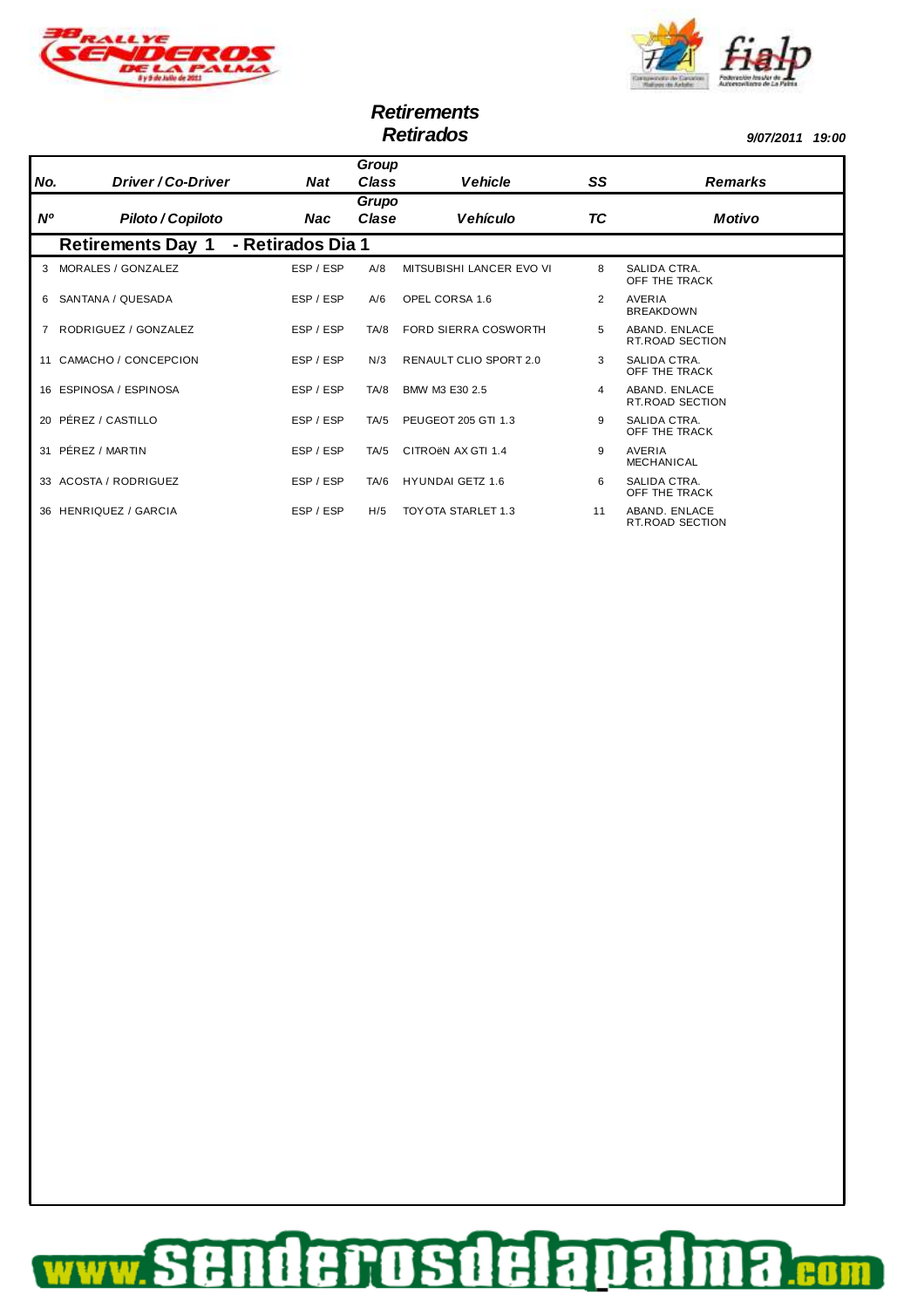# Retirements
# Retirados

*9/07/2011 19:00*

| No. | Driver / Co-Driver | Nat | Group Class | Vehicle | SS | Remarks |
|---|---|---|---|---|---|---|
| **Nº** | **Piloto / Copiloto** | **Nac** | **Grupo Clase** | **Vehículo** | **TC** | **Motivo** |
| **Retirements Day 1 - Retirados Dia 1** | | | | | | |
| 3 | MORALES / GONZALEZ | ESP / ESP | A/8 | MITSUBISHI LANCER EVO VI | 8 | SALIDA CTRA. OFF THE TRACK |
| 6 | SANTANA / QUESADA | ESP / ESP | A/6 | OPEL CORSA 1.6 | 2 | AVERIA BREAKDOWN |
| 7 | RODRIGUEZ / GONZALEZ | ESP / ESP | TA/8 | FORD SIERRA COSWORTH | 5 | ABAND. ENLACE RT.ROAD SECTION |
| 11 | CAMACHO / CONCEPCION | ESP / ESP | N/3 | RENAULT CLIO SPORT 2.0 | 3 | SALIDA CTRA. OFF THE TRACK |
| 16 | ESPINOSA / ESPINOSA | ESP / ESP | TA/8 | BMW M3 E30 2.5 | 4 | ABAND. ENLACE RT.ROAD SECTION |
| 20 | PÉREZ / CASTILLO | ESP / ESP | TA/5 | PEUGEOT 205 GTI 1.3 | 9 | SALIDA CTRA. OFF THE TRACK |
| 31 | PÉREZ / MARTIN | ESP / ESP | TA/5 | CITROëN AX GTI 1.4 | 9 | AVERIA MECHANICAL |
| 33 | ACOSTA / RODRIGUEZ | ESP / ESP | TA/6 | HYUNDAI GETZ 1.6 | 6 | SALIDA CTRA. OFF THE TRACK |
| 36 | HENRIQUEZ / GARCIA | ESP / ESP | H/5 | TOYOTA STARLET 1.3 | 11 | ABAND. ENLACE RT.ROAD SECTION |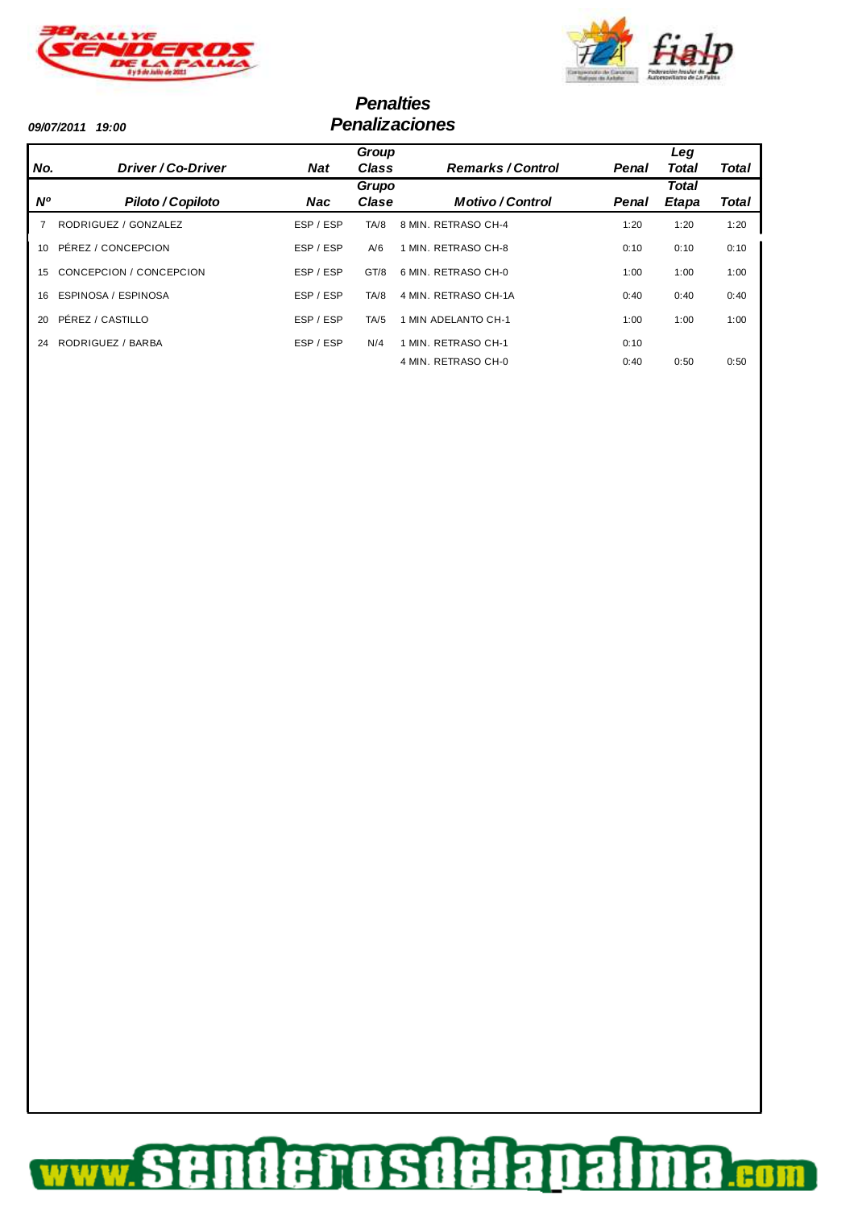09/07/2011 19:00

# Penalties
# Penalizaciones

| No. | Driver / Co-Driver | Nat | Group Class | Remarks / Control | Penal | Leg Total | Total |
|---|---|---|---|---|---|---|---|
| Nº | Piloto / Copiloto | Nac | Grupo Clase | Motivo / Control | Penal | Total Etapa | Total |
| 7 | RODRIGUEZ / GONZALEZ | ESP / ESP | TA/8 | 8 MIN. RETRASO CH-4 | 1:20 | 1:20 | 1:20 |
| 10 | PÉREZ / CONCEPCION | ESP / ESP | A/6 | 1 MIN. RETRASO CH-8 | 0:10 | 0:10 | 0:10 |
| 15 | CONCEPCION / CONCEPCION | ESP / ESP | GT/8 | 6 MIN. RETRASO CH-0 | 1:00 | 1:00 | 1:00 |
| 16 | ESPINOSA / ESPINOSA | ESP / ESP | TA/8 | 4 MIN. RETRASO CH-1A | 0:40 | 0:40 | 0:40 |
| 20 | PÉREZ / CASTILLO | ESP / ESP | TA/5 | 1 MIN ADELANTO CH-1 | 1:00 | 1:00 | 1:00 |
| 24 | RODRIGUEZ / BARBA | ESP / ESP | N/4 | 1 MIN. RETRASO CH-1 | 0:10 | | |
| | | | | 4 MIN. RETRASO CH-0 | 0:40 | 0:50 | 0:50 |

www.senderosdelapalma.com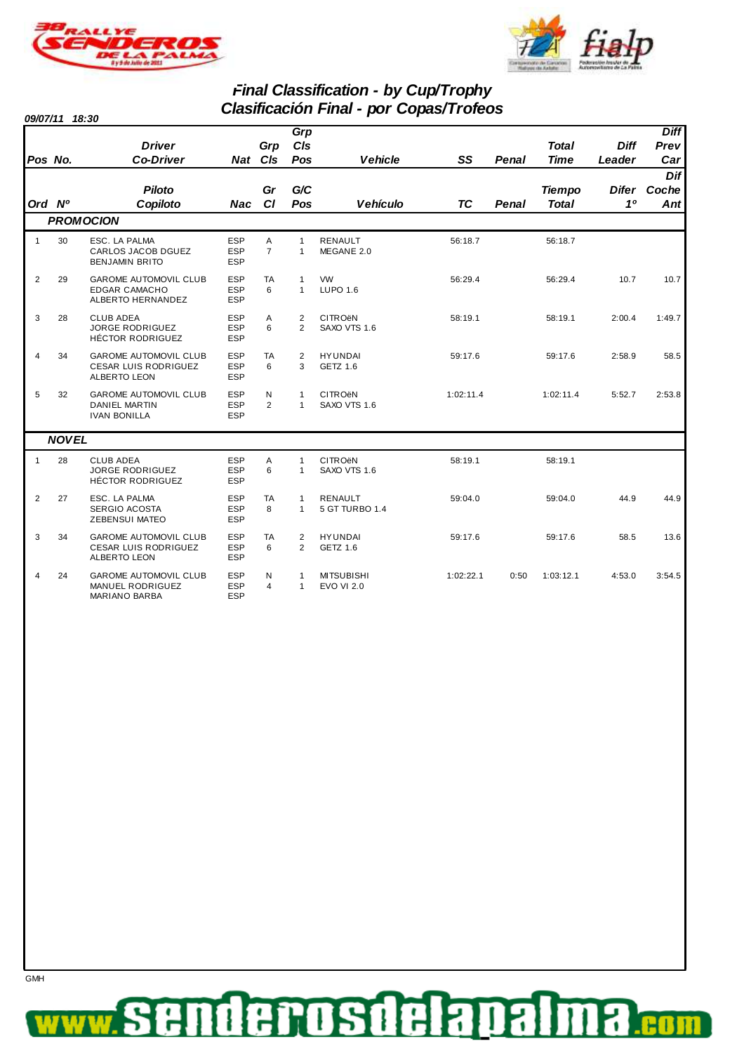# Final Classification - by Cup/Trophy
# Clasificación Final - por Copas/Trofeos

**09/07/11 18:30**

| Pos / Ord | No. / Nº | Driver / Co-Driver (Piloto / Copiloto) | Nat / Nac | Grp Cls / Gr Cl | Grp Cls Pos / G/C Pos | Vehicle / Vehículo | SS / TC | Penal | Total Time / Tiempo Total | Diff Leader / Difer 1º | Diff Prev Car / Dif Coche Ant |
|---|---|---|---|---|---|---|---|---|---|---|---|
| **PROMOCION** | | | | | | | | | | | |
| 1 | 30 | ESC. LA PALMA<br>CARLOS JACOB DGUEZ<br>BENJAMIN BRITO | ESP<br>ESP<br>ESP | A<br>7 | 1<br>1 | RENAULT<br>MEGANE 2.0 | 56:18.7 | | 56:18.7 | | |
| 2 | 29 | GAROME AUTOMOVIL CLUB<br>EDGAR CAMACHO<br>ALBERTO HERNANDEZ | ESP<br>ESP<br>ESP | TA<br>6 | 1<br>1 | VW<br>LUPO 1.6 | 56:29.4 | | 56:29.4 | 10.7 | 10.7 |
| 3 | 28 | CLUB ADEA<br>JORGE RODRIGUEZ<br>HÉCTOR RODRIGUEZ | ESP<br>ESP<br>ESP | A<br>6 | 2<br>2 | CITROëN<br>SAXO VTS 1.6 | 58:19.1 | | 58:19.1 | 2:00.4 | 1:49.7 |
| 4 | 34 | GAROME AUTOMOVIL CLUB<br>CESAR LUIS RODRIGUEZ<br>ALBERTO LEON | ESP<br>ESP<br>ESP | TA<br>6 | 2<br>3 | HYUNDAI<br>GETZ 1.6 | 59:17.6 | | 59:17.6 | 2:58.9 | 58.5 |
| 5 | 32 | GAROME AUTOMOVIL CLUB<br>DANIEL MARTIN<br>IVAN BONILLA | ESP<br>ESP<br>ESP | N<br>2 | 1<br>1 | CITROëN<br>SAXO VTS 1.6 | 1:02:11.4 | | 1:02:11.4 | 5:52.7 | 2:53.8 |
| **NOVEL** | | | | | | | | | | | |
| 1 | 28 | CLUB ADEA<br>JORGE RODRIGUEZ<br>HÉCTOR RODRIGUEZ | ESP<br>ESP<br>ESP | A<br>6 | 1<br>1 | CITROëN<br>SAXO VTS 1.6 | 58:19.1 | | 58:19.1 | | |
| 2 | 27 | ESC. LA PALMA<br>SERGIO ACOSTA<br>ZEBENSUI MATEO | ESP<br>ESP<br>ESP | TA<br>8 | 1<br>1 | RENAULT<br>5 GT TURBO 1.4 | 59:04.0 | | 59:04.0 | 44.9 | 44.9 |
| 3 | 34 | GAROME AUTOMOVIL CLUB<br>CESAR LUIS RODRIGUEZ<br>ALBERTO LEON | ESP<br>ESP<br>ESP | TA<br>6 | 2<br>2 | HYUNDAI<br>GETZ 1.6 | 59:17.6 | | 59:17.6 | 58.5 | 13.6 |
| 4 | 24 | GAROME AUTOMOVIL CLUB<br>MANUEL RODRIGUEZ<br>MARIANO BARBA | ESP<br>ESP<br>ESP | N<br>4 | 1<br>1 | MITSUBISHI<br>EVO VI 2.0 | 1:02:22.1 | 0:50 | 1:03:12.1 | 4:53.0 | 3:54.5 |

GMH

www.senderosdelapalma.com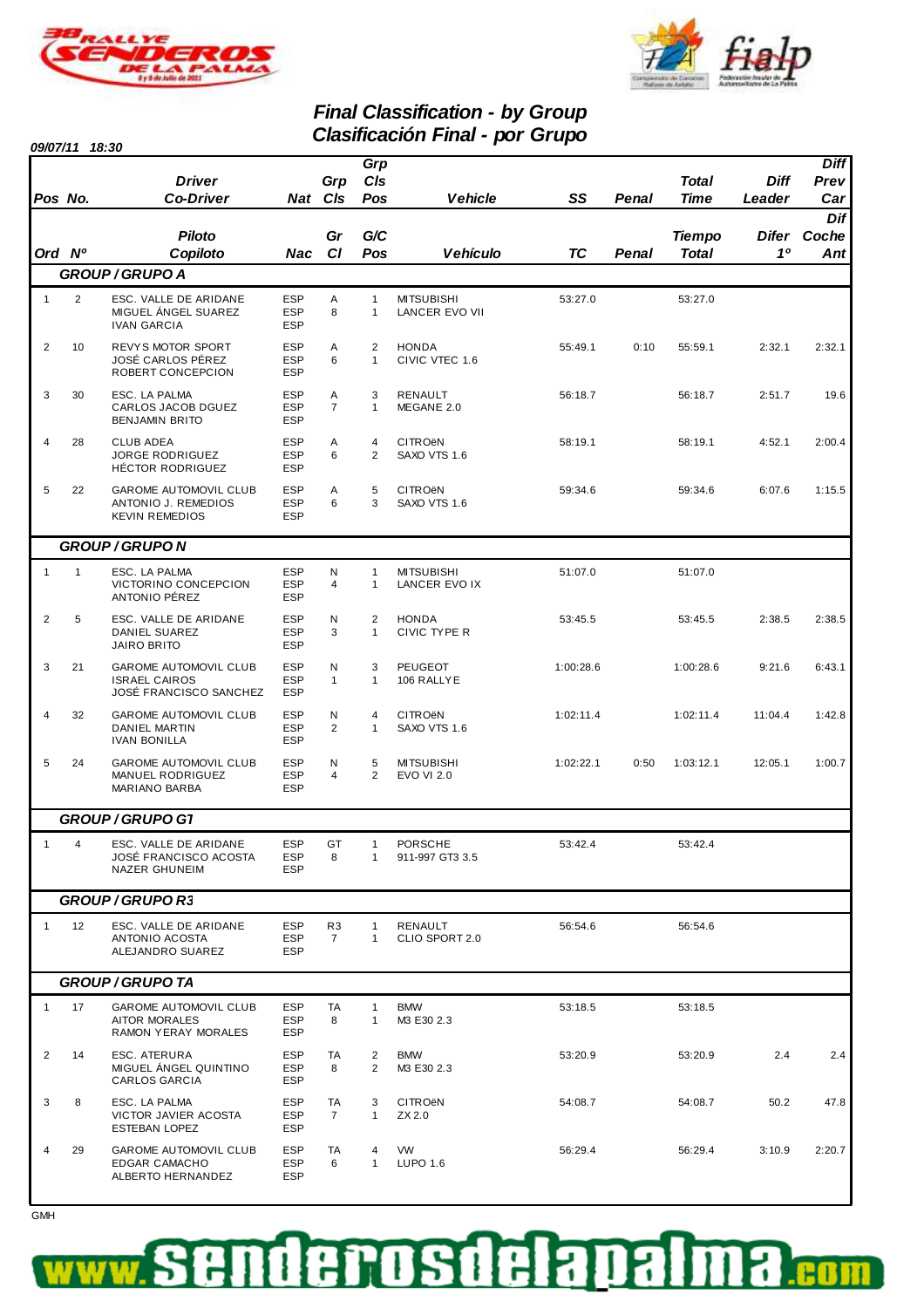# Final Classification - by Group
# Clasificación Final - por Grupo

09/07/11 18:30

| Pos / Ord | No. / Nº | Driver / Co-Driver (Piloto / Copiloto) | Nat / Nac | Grp Cls / Gr Cl | Grp Cls Pos / G/C Pos | Vehicle / Vehículo | SS / TC | Penal | Total Time / Tiempo Total | Diff Leader / Difer 1º | Diff Prev Car / Dif Coche Ant |
|---|---|---|---|---|---|---|---|---|---|---|---|
| **GROUP / GRUPO A** | | | | | | | | | | | |
| 1 | 2 | ESC. VALLE DE ARIDANE<br>MIGUEL ÁNGEL SUAREZ<br>IVAN GARCIA | ESP<br>ESP<br>ESP | A<br>8 | 1<br>1 | MITSUBISHI<br>LANCER EVO VII | 53:27.0 | | 53:27.0 | | |
| 2 | 10 | REVYS MOTOR SPORT<br>JOSÉ CARLOS PÉREZ<br>ROBERT CONCEPCION | ESP<br>ESP<br>ESP | A<br>6 | 2<br>1 | HONDA<br>CIVIC VTEC 1.6 | 55:49.1 | 0:10 | 55:59.1 | 2:32.1 | 2:32.1 |
| 3 | 30 | ESC. LA PALMA<br>CARLOS JACOB DGUEZ<br>BENJAMIN BRITO | ESP<br>ESP<br>ESP | A<br>7 | 3<br>1 | RENAULT<br>MEGANE 2.0 | 56:18.7 | | 56:18.7 | 2:51.7 | 19.6 |
| 4 | 28 | CLUB ADEA<br>JORGE RODRIGUEZ<br>HÉCTOR RODRIGUEZ | ESP<br>ESP<br>ESP | A<br>6 | 4<br>2 | CITROëN<br>SAXO VTS 1.6 | 58:19.1 | | 58:19.1 | 4:52.1 | 2:00.4 |
| 5 | 22 | GAROME AUTOMOVIL CLUB<br>ANTONIO J. REMEDIOS<br>KEVIN REMEDIOS | ESP<br>ESP<br>ESP | A<br>6 | 5<br>3 | CITROëN<br>SAXO VTS 1.6 | 59:34.6 | | 59:34.6 | 6:07.6 | 1:15.5 |
| **GROUP / GRUPO N** | | | | | | | | | | | |
| 1 | 1 | ESC. LA PALMA<br>VICTORINO CONCEPCION<br>ANTONIO PÉREZ | ESP<br>ESP<br>ESP | N<br>4 | 1<br>1 | MITSUBISHI<br>LANCER EVO IX | 51:07.0 | | 51:07.0 | | |
| 2 | 5 | ESC. VALLE DE ARIDANE<br>DANIEL SUAREZ<br>JAIRO BRITO | ESP<br>ESP<br>ESP | N<br>3 | 2<br>1 | HONDA<br>CIVIC TYPE R | 53:45.5 | | 53:45.5 | 2:38.5 | 2:38.5 |
| 3 | 21 | GAROME AUTOMOVIL CLUB<br>ISRAEL CAIROS<br>JOSÉ FRANCISCO SANCHEZ | ESP<br>ESP<br>ESP | N<br>1 | 3<br>1 | PEUGEOT<br>106 RALLYE | 1:00:28.6 | | 1:00:28.6 | 9:21.6 | 6:43.1 |
| 4 | 32 | GAROME AUTOMOVIL CLUB<br>DANIEL MARTIN<br>IVAN BONILLA | ESP<br>ESP<br>ESP | N<br>2 | 4<br>1 | CITROëN<br>SAXO VTS 1.6 | 1:02:11.4 | | 1:02:11.4 | 11:04.4 | 1:42.8 |
| 5 | 24 | GAROME AUTOMOVIL CLUB<br>MANUEL RODRIGUEZ<br>MARIANO BARBA | ESP<br>ESP<br>ESP | N<br>4 | 5<br>2 | MITSUBISHI<br>EVO VI 2.0 | 1:02:22.1 | 0:50 | 1:03:12.1 | 12:05.1 | 1:00.7 |
| **GROUP / GRUPO GT** | | | | | | | | | | | |
| 1 | 4 | ESC. VALLE DE ARIDANE<br>JOSÉ FRANCISCO ACOSTA<br>NAZER GHUNEIM | ESP<br>ESP<br>ESP | GT<br>8 | 1<br>1 | PORSCHE<br>911-997 GT3 3.5 | 53:42.4 | | 53:42.4 | | |
| **GROUP / GRUPO R3** | | | | | | | | | | | |
| 1 | 12 | ESC. VALLE DE ARIDANE<br>ANTONIO ACOSTA<br>ALEJANDRO SUAREZ | ESP<br>ESP<br>ESP | R3<br>7 | 1<br>1 | RENAULT<br>CLIO SPORT 2.0 | 56:54.6 | | 56:54.6 | | |
| **GROUP / GRUPO TA** | | | | | | | | | | | |
| 1 | 17 | GAROME AUTOMOVIL CLUB<br>AITOR MORALES<br>RAMON YERAY MORALES | ESP<br>ESP<br>ESP | TA<br>8 | 1<br>1 | BMW<br>M3 E30 2.3 | 53:18.5 | | 53:18.5 | | |
| 2 | 14 | ESC. ATERURA<br>MIGUEL ÁNGEL QUINTINO<br>CARLOS GARCIA | ESP<br>ESP<br>ESP | TA<br>8 | 2<br>2 | BMW<br>M3 E30 2.3 | 53:20.9 | | 53:20.9 | 2.4 | 2.4 |
| 3 | 8 | ESC. LA PALMA<br>VICTOR JAVIER ACOSTA<br>ESTEBAN LOPEZ | ESP<br>ESP<br>ESP | TA<br>7 | 3<br>1 | CITROëN<br>ZX 2.0 | 54:08.7 | | 54:08.7 | 50.2 | 47.8 |
| 4 | 29 | GAROME AUTOMOVIL CLUB<br>EDGAR CAMACHO<br>ALBERTO HERNANDEZ | ESP<br>ESP<br>ESP | TA<br>6 | 4<br>1 | VW<br>LUPO 1.6 | 56:29.4 | | 56:29.4 | 3:10.9 | 2:20.7 |

GMH

www.senderosdelapalma.com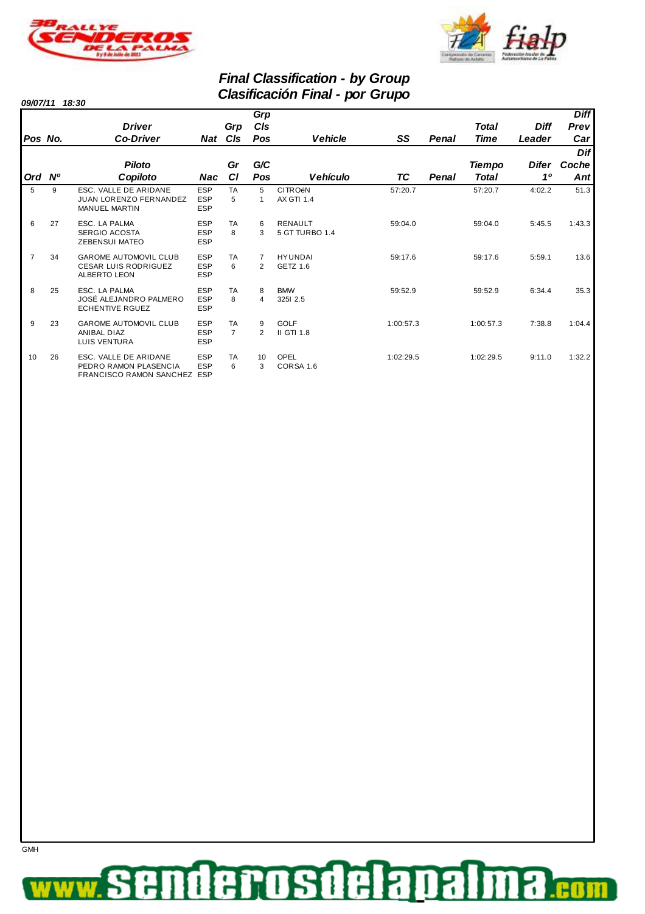# Final Classification - by Group
# Clasificación Final - por Grupo

**09/07/11 18:30**

| Pos | No. | Driver / Co-Driver | Nat | Grp Cls | Grp Cls Pos | Vehicle | SS | Penal | Total Time | Diff Leader | Diff Prev Car |
|---|---|---|---|---|---|---|---|---|---|---|---|
| **Ord** | **Nº** | **Piloto / Copiloto** | **Nac** | **Gr Cl** | **G/C Pos** | **Vehículo** | **TC** | **Penal** | **Tiempo Total** | **Difer 1º** | **Dif Coche Ant** |
| 5 | 9 | ESC. VALLE DE ARIDANE<br>JUAN LORENZO FERNANDEZ<br>MANUEL MARTIN | ESP<br>ESP<br>ESP | TA<br>5 | 5<br>1 | CITROëN<br>AX GTI 1.4 | 57:20.7 | | 57:20.7 | 4:02.2 | 51.3 |
| 6 | 27 | ESC. LA PALMA<br>SERGIO ACOSTA<br>ZEBENSUI MATEO | ESP<br>ESP<br>ESP | TA<br>8 | 6<br>3 | RENAULT<br>5 GT TURBO 1.4 | 59:04.0 | | 59:04.0 | 5:45.5 | 1:43.3 |
| 7 | 34 | GAROME AUTOMOVIL CLUB<br>CESAR LUIS RODRIGUEZ<br>ALBERTO LEON | ESP<br>ESP<br>ESP | TA<br>6 | 7<br>2 | HYUNDAI<br>GETZ 1.6 | 59:17.6 | | 59:17.6 | 5:59.1 | 13.6 |
| 8 | 25 | ESC. LA PALMA<br>JOSÉ ALEJANDRO PALMERO<br>ECHENTIVE RGUEZ | ESP<br>ESP<br>ESP | TA<br>8 | 8<br>4 | BMW<br>325I 2.5 | 59:52.9 | | 59:52.9 | 6:34.4 | 35.3 |
| 9 | 23 | GAROME AUTOMOVIL CLUB<br>ANIBAL DIAZ<br>LUIS VENTURA | ESP<br>ESP<br>ESP | TA<br>7 | 9<br>2 | GOLF<br>II GTI 1.8 | 1:00:57.3 | | 1:00:57.3 | 7:38.8 | 1:04.4 |
| 10 | 26 | ESC. VALLE DE ARIDANE<br>PEDRO RAMON PLASENCIA<br>FRANCISCO RAMON SANCHEZ | ESP<br>ESP<br>ESP | TA<br>6 | 10<br>3 | OPEL<br>CORSA 1.6 | 1:02:29.5 | | 1:02:29.5 | 9:11.0 | 1:32.2 |

GMH

www.senderosdelapalma.com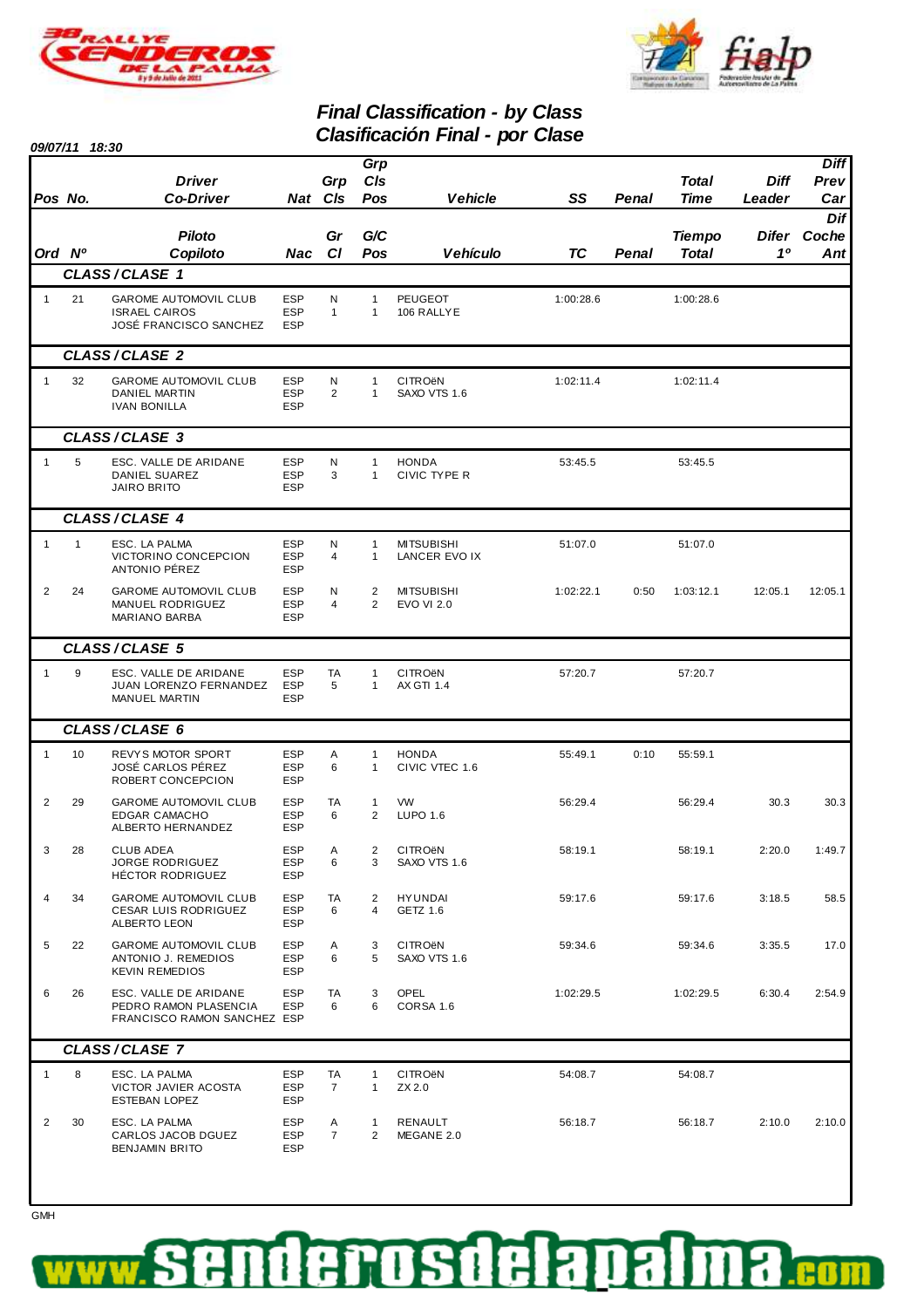# Final Classification - by Class
# Clasificación Final - por Clase

**09/07/11 18:30**

| Pos<br>Ord | No.<br>Nº | Driver / Co-Driver<br>Piloto / Copiloto | Nat<br>Nac | Grp Cls<br>Gr Cl | Grp Cls Pos<br>G/C Pos | Vehicle<br>Vehículo | SS<br>TC | Penal<br>Penal | Total Time<br>Tiempo Total | Diff Leader<br>Difer 1º | Diff Prev Car<br>Dif Coche Ant |
|---|---|---|---|---|---|---|---|---|---|---|---|
| **CLASS / CLASE 1** | | | | | | | | | | | |
| 1 | 21 | GAROME AUTOMOVIL CLUB<br>ISRAEL CAIROS<br>JOSÉ FRANCISCO SANCHEZ | ESP<br>ESP<br>ESP | N<br>1 | 1<br>1 | PEUGEOT<br>106 RALLYE | 1:00:28.6 | | 1:00:28.6 | | |
| **CLASS / CLASE 2** | | | | | | | | | | | |
| 1 | 32 | GAROME AUTOMOVIL CLUB<br>DANIEL MARTIN<br>IVAN BONILLA | ESP<br>ESP<br>ESP | N<br>2 | 1<br>1 | CITROëN<br>SAXO VTS 1.6 | 1:02:11.4 | | 1:02:11.4 | | |
| **CLASS / CLASE 3** | | | | | | | | | | | |
| 1 | 5 | ESC. VALLE DE ARIDANE<br>DANIEL SUAREZ<br>JAIRO BRITO | ESP<br>ESP<br>ESP | N<br>3 | 1<br>1 | HONDA<br>CIVIC TYPE R | 53:45.5 | | 53:45.5 | | |
| **CLASS / CLASE 4** | | | | | | | | | | | |
| 1 | 1 | ESC. LA PALMA<br>VICTORINO CONCEPCION<br>ANTONIO PÉREZ | ESP<br>ESP<br>ESP | N<br>4 | 1<br>1 | MITSUBISHI<br>LANCER EVO IX | 51:07.0 | | 51:07.0 | | |
| 2 | 24 | GAROME AUTOMOVIL CLUB<br>MANUEL RODRIGUEZ<br>MARIANO BARBA | ESP<br>ESP<br>ESP | N<br>4 | 2<br>2 | MITSUBISHI<br>EVO VI 2.0 | 1:02:22.1 | 0:50 | 1:03:12.1 | 12:05.1 | 12:05.1 |
| **CLASS / CLASE 5** | | | | | | | | | | | |
| 1 | 9 | ESC. VALLE DE ARIDANE<br>JUAN LORENZO FERNANDEZ<br>MANUEL MARTIN | ESP<br>ESP<br>ESP | TA<br>5 | 1<br>1 | CITROëN<br>AX GTI 1.4 | 57:20.7 | | 57:20.7 | | |
| **CLASS / CLASE 6** | | | | | | | | | | | |
| 1 | 10 | REVYS MOTOR SPORT<br>JOSÉ CARLOS PÉREZ<br>ROBERT CONCEPCION | ESP<br>ESP<br>ESP | A<br>6 | 1<br>1 | HONDA<br>CIVIC VTEC 1.6 | 55:49.1 | 0:10 | 55:59.1 | | |
| 2 | 29 | GAROME AUTOMOVIL CLUB<br>EDGAR CAMACHO<br>ALBERTO HERNANDEZ | ESP<br>ESP<br>ESP | TA<br>6 | 1<br>2 | VW<br>LUPO 1.6 | 56:29.4 | | 56:29.4 | 30.3 | 30.3 |
| 3 | 28 | CLUB ADEA<br>JORGE RODRIGUEZ<br>HÉCTOR RODRIGUEZ | ESP<br>ESP<br>ESP | A<br>6 | 2<br>3 | CITROëN<br>SAXO VTS 1.6 | 58:19.1 | | 58:19.1 | 2:20.0 | 1:49.7 |
| 4 | 34 | GAROME AUTOMOVIL CLUB<br>CESAR LUIS RODRIGUEZ<br>ALBERTO LEON | ESP<br>ESP<br>ESP | TA<br>6 | 2<br>4 | HYUNDAI<br>GETZ 1.6 | 59:17.6 | | 59:17.6 | 3:18.5 | 58.5 |
| 5 | 22 | GAROME AUTOMOVIL CLUB<br>ANTONIO J. REMEDIOS<br>KEVIN REMEDIOS | ESP<br>ESP<br>ESP | A<br>6 | 3<br>5 | CITROëN<br>SAXO VTS 1.6 | 59:34.6 | | 59:34.6 | 3:35.5 | 17.0 |
| 6 | 26 | ESC. VALLE DE ARIDANE<br>PEDRO RAMON PLASENCIA<br>FRANCISCO RAMON SANCHEZ | ESP<br>ESP<br>ESP | TA<br>6 | 3<br>6 | OPEL<br>CORSA 1.6 | 1:02:29.5 | | 1:02:29.5 | 6:30.4 | 2:54.9 |
| **CLASS / CLASE 7** | | | | | | | | | | | |
| 1 | 8 | ESC. LA PALMA<br>VICTOR JAVIER ACOSTA<br>ESTEBAN LOPEZ | ESP<br>ESP<br>ESP | TA<br>7 | 1<br>1 | CITROëN<br>ZX 2.0 | 54:08.7 | | 54:08.7 | | |
| 2 | 30 | ESC. LA PALMA<br>CARLOS JACOB DGUEZ<br>BENJAMIN BRITO | ESP<br>ESP<br>ESP | A<br>7 | 1<br>2 | RENAULT<br>MEGANE 2.0 | 56:18.7 | | 56:18.7 | 2:10.0 | 2:10.0 |

GMH

www.senderosdelapalma.com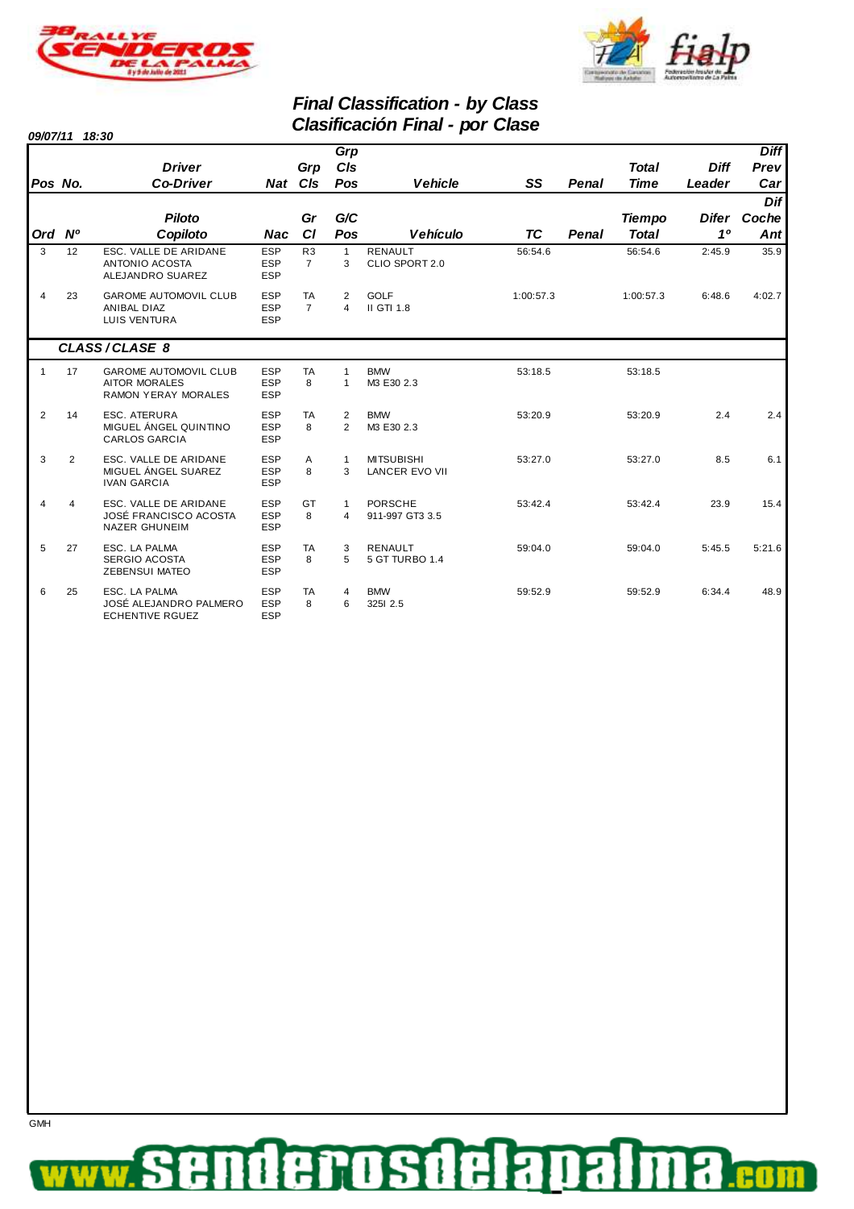## Final Classification - by Class
## Clasificación Final - por Clase

**09/07/11 18:30**

| Pos<br>Ord | No.<br>Nº | Driver / Co-Driver<br>Piloto / Copiloto | Nat<br>Nac | Grp Cls<br>Gr Cl | Grp Cls Pos<br>G/C Pos | Vehicle<br>Vehículo | SS<br>TC | Penal<br>Penal | Total Time<br>Tiempo Total | Diff Leader<br>Difer 1º | Diff Prev Car<br>Dif Coche Ant |
|---|---|---|---|---|---|---|---|---|---|---|---|
| 3 | 12 | ESC. VALLE DE ARIDANE<br>ANTONIO ACOSTA<br>ALEJANDRO SUAREZ | ESP<br>ESP<br>ESP | R3<br>7 | 1<br>3 | RENAULT<br>CLIO SPORT 2.0 | 56:54.6 | | 56:54.6 | 2:45.9 | 35.9 |
| 4 | 23 | GAROME AUTOMOVIL CLUB<br>ANIBAL DIAZ<br>LUIS VENTURA | ESP<br>ESP<br>ESP | TA<br>7 | 2<br>4 | GOLF<br>II GTI 1.8 | 1:00:57.3 | | 1:00:57.3 | 6:48.6 | 4:02.7 |
| | | **CLASS / CLASE 8** | | | | | | | | | |
| 1 | 17 | GAROME AUTOMOVIL CLUB<br>AITOR MORALES<br>RAMON YERAY MORALES | ESP<br>ESP<br>ESP | TA<br>8 | 1<br>1 | BMW<br>M3 E30 2.3 | 53:18.5 | | 53:18.5 | | |
| 2 | 14 | ESC. ATERURA<br>MIGUEL ÁNGEL QUINTINO<br>CARLOS GARCIA | ESP<br>ESP<br>ESP | TA<br>8 | 2<br>2 | BMW<br>M3 E30 2.3 | 53:20.9 | | 53:20.9 | 2.4 | 2.4 |
| 3 | 2 | ESC. VALLE DE ARIDANE<br>MIGUEL ÁNGEL SUAREZ<br>IVAN GARCIA | ESP<br>ESP<br>ESP | A<br>8 | 1<br>3 | MITSUBISHI<br>LANCER EVO VII | 53:27.0 | | 53:27.0 | 8.5 | 6.1 |
| 4 | 4 | ESC. VALLE DE ARIDANE<br>JOSÉ FRANCISCO ACOSTA<br>NAZER GHUNEIM | ESP<br>ESP<br>ESP | GT<br>8 | 1<br>4 | PORSCHE<br>911-997 GT3 3.5 | 53:42.4 | | 53:42.4 | 23.9 | 15.4 |
| 5 | 27 | ESC. LA PALMA<br>SERGIO ACOSTA<br>ZEBENSUI MATEO | ESP<br>ESP<br>ESP | TA<br>8 | 3<br>5 | RENAULT<br>5 GT TURBO 1.4 | 59:04.0 | | 59:04.0 | 5:45.5 | 5:21.6 |
| 6 | 25 | ESC. LA PALMA<br>JOSÉ ALEJANDRO PALMERO<br>ECHENTIVE RGUEZ | ESP<br>ESP<br>ESP | TA<br>8 | 4<br>6 | BMW<br>325I 2.5 | 59:52.9 | | 59:52.9 | 6:34.4 | 48.9 |

GMH

www.senderosdelapalma.com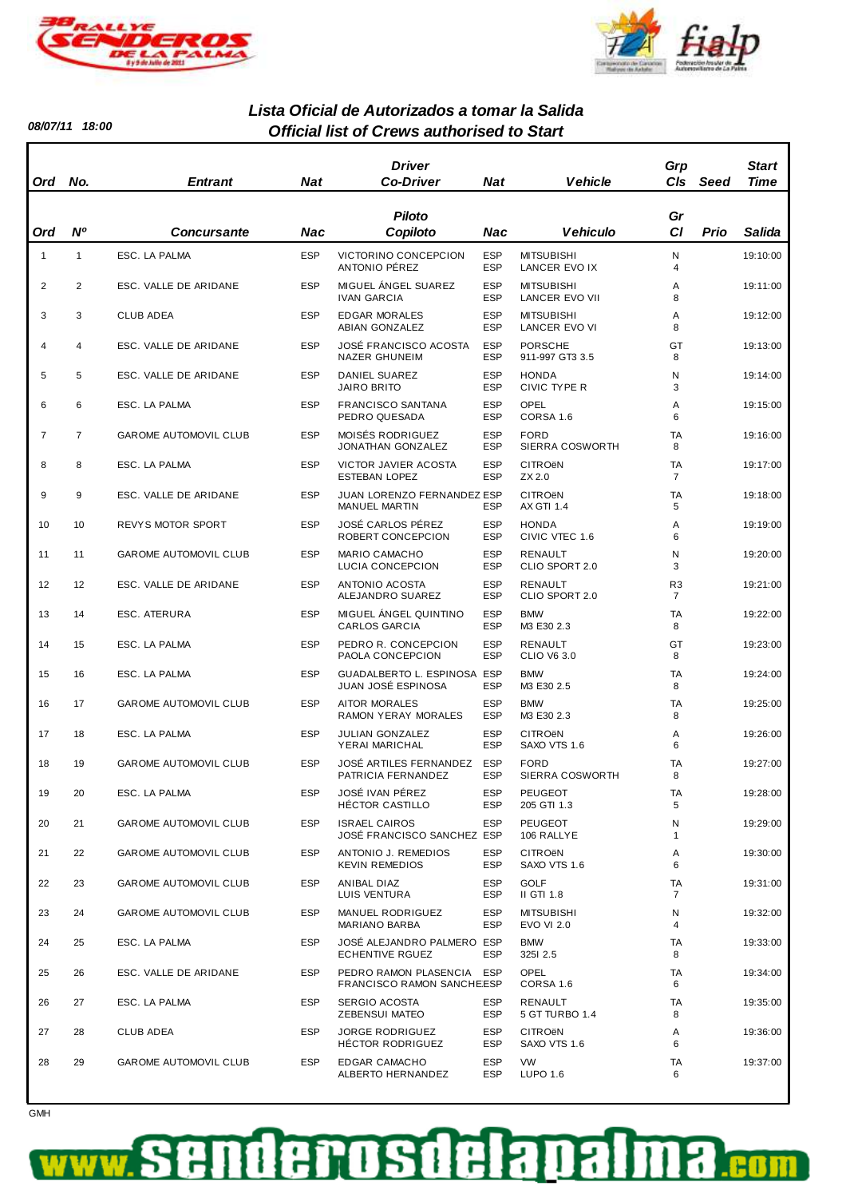08/07/11 18:00

## *Lista Oficial de Autorizados a tomar la Salida*
## *Official list of Crews authorised to Start*

| Ord | No. | Entrant | Nat | Driver / Co-Driver | Nat | Vehicle | Grp Cls | Seed | Start Time |
|---|---|---|---|---|---|---|---|---|---|
| Ord | Nº | Concursante | Nac | Piloto / Copiloto | Nac | Vehiculo | Gr Cl | Prio | Salida |
| 1 | 1 | ESC. LA PALMA | ESP | VICTORINO CONCEPCION / ANTONIO PÉREZ | ESP / ESP | MITSUBISHI LANCER EVO IX | N 4 | | 19:10:00 |
| 2 | 2 | ESC. VALLE DE ARIDANE | ESP | MIGUEL ÁNGEL SUAREZ / IVAN GARCIA | ESP / ESP | MITSUBISHI LANCER EVO VII | A 8 | | 19:11:00 |
| 3 | 3 | CLUB ADEA | ESP | EDGAR MORALES / ABIAN GONZALEZ | ESP / ESP | MITSUBISHI LANCER EVO VI | A 8 | | 19:12:00 |
| 4 | 4 | ESC. VALLE DE ARIDANE | ESP | JOSÉ FRANCISCO ACOSTA / NAZER GHUNEIM | ESP / ESP | PORSCHE 911-997 GT3 3.5 | GT 8 | | 19:13:00 |
| 5 | 5 | ESC. VALLE DE ARIDANE | ESP | DANIEL SUAREZ / JAIRO BRITO | ESP / ESP | HONDA CIVIC TYPE R | N 3 | | 19:14:00 |
| 6 | 6 | ESC. LA PALMA | ESP | FRANCISCO SANTANA / PEDRO QUESADA | ESP / ESP | OPEL CORSA 1.6 | A 6 | | 19:15:00 |
| 7 | 7 | GAROME AUTOMOVIL CLUB | ESP | MOISÉS RODRIGUEZ / JONATHAN GONZALEZ | ESP / ESP | FORD SIERRA COSWORTH | TA 8 | | 19:16:00 |
| 8 | 8 | ESC. LA PALMA | ESP | VICTOR JAVIER ACOSTA / ESTEBAN LOPEZ | ESP / ESP | CITROëN ZX 2.0 | TA 7 | | 19:17:00 |
| 9 | 9 | ESC. VALLE DE ARIDANE | ESP | JUAN LORENZO FERNANDEZ / MANUEL MARTIN | ESP / ESP | CITROëN AX GTI 1.4 | TA 5 | | 19:18:00 |
| 10 | 10 | REVYS MOTOR SPORT | ESP | JOSÉ CARLOS PÉREZ / ROBERT CONCEPCION | ESP / ESP | HONDA CIVIC VTEC 1.6 | A 6 | | 19:19:00 |
| 11 | 11 | GAROME AUTOMOVIL CLUB | ESP | MARIO CAMACHO / LUCIA CONCEPCION | ESP / ESP | RENAULT CLIO SPORT 2.0 | N 3 | | 19:20:00 |
| 12 | 12 | ESC. VALLE DE ARIDANE | ESP | ANTONIO ACOSTA / ALEJANDRO SUAREZ | ESP / ESP | RENAULT CLIO SPORT 2.0 | R3 7 | | 19:21:00 |
| 13 | 14 | ESC. ATERURA | ESP | MIGUEL ÁNGEL QUINTINO / CARLOS GARCIA | ESP / ESP | BMW M3 E30 2.3 | TA 8 | | 19:22:00 |
| 14 | 15 | ESC. LA PALMA | ESP | PEDRO R. CONCEPCION / PAOLA CONCEPCION | ESP / ESP | RENAULT CLIO V6 3.0 | GT 8 | | 19:23:00 |
| 15 | 16 | ESC. LA PALMA | ESP | GUADALBERTO L. ESPINOSA / JUAN JOSÉ ESPINOSA | ESP / ESP | BMW M3 E30 2.5 | TA 8 | | 19:24:00 |
| 16 | 17 | GAROME AUTOMOVIL CLUB | ESP | AITOR MORALES / RAMON YERAY MORALES | ESP / ESP | BMW M3 E30 2.3 | TA 8 | | 19:25:00 |
| 17 | 18 | ESC. LA PALMA | ESP | JULIAN GONZALEZ / YERAI MARICHAL | ESP / ESP | CITROëN SAXO VTS 1.6 | A 6 | | 19:26:00 |
| 18 | 19 | GAROME AUTOMOVIL CLUB | ESP | JOSÉ ARTILES FERNANDEZ / PATRICIA FERNANDEZ | ESP / ESP | FORD SIERRA COSWORTH | TA 8 | | 19:27:00 |
| 19 | 20 | ESC. LA PALMA | ESP | JOSÉ IVAN PÉREZ / HÉCTOR CASTILLO | ESP / ESP | PEUGEOT 205 GTI 1.3 | TA 5 | | 19:28:00 |
| 20 | 21 | GAROME AUTOMOVIL CLUB | ESP | ISRAEL CAIROS / JOSÉ FRANCISCO SANCHEZ | ESP / ESP | PEUGEOT 106 RALLYE | N 1 | | 19:29:00 |
| 21 | 22 | GAROME AUTOMOVIL CLUB | ESP | ANTONIO J. REMEDIOS / KEVIN REMEDIOS | ESP / ESP | CITROëN SAXO VTS 1.6 | A 6 | | 19:30:00 |
| 22 | 23 | GAROME AUTOMOVIL CLUB | ESP | ANIBAL DIAZ / LUIS VENTURA | ESP / ESP | GOLF II GTI 1.8 | TA 7 | | 19:31:00 |
| 23 | 24 | GAROME AUTOMOVIL CLUB | ESP | MANUEL RODRIGUEZ / MARIANO BARBA | ESP / ESP | MITSUBISHI EVO VI 2.0 | N 4 | | 19:32:00 |
| 24 | 25 | ESC. LA PALMA | ESP | JOSÉ ALEJANDRO PALMERO / ECHENTIVE RGUEZ | ESP / ESP | BMW 325I 2.5 | TA 8 | | 19:33:00 |
| 25 | 26 | ESC. VALLE DE ARIDANE | ESP | PEDRO RAMON PLASENCIA / FRANCISCO RAMON SANCHEZ | ESP / ESP | OPEL CORSA 1.6 | TA 6 | | 19:34:00 |
| 26 | 27 | ESC. LA PALMA | ESP | SERGIO ACOSTA / ZEBENSUI MATEO | ESP / ESP | RENAULT 5 GT TURBO 1.4 | TA 8 | | 19:35:00 |
| 27 | 28 | CLUB ADEA | ESP | JORGE RODRIGUEZ / HÉCTOR RODRIGUEZ | ESP / ESP | CITROëN SAXO VTS 1.6 | A 6 | | 19:36:00 |
| 28 | 29 | GAROME AUTOMOVIL CLUB | ESP | EDGAR CAMACHO / ALBERTO HERNANDEZ | ESP / ESP | VW LUPO 1.6 | TA 6 | | 19:37:00 |

GMH

www.senderosdelapalma.com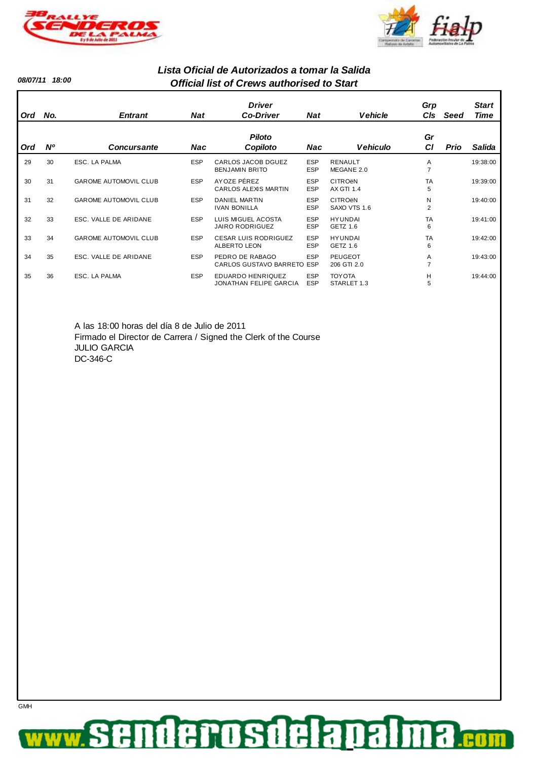08/07/11 18:00

## Lista Oficial de Autorizados a tomar la Salida
## Official list of Crews authorised to Start

| Ord | No. | Entrant | Nat | Driver<br>Co-Driver | Nat | Vehicle | Grp<br>Cls | Seed | Start<br>Time |
|---|---|---|---|---|---|---|---|---|---|
| Ord | Nº | Concursante | Nac | Piloto<br>Copiloto | Nac | Vehiculo | Gr<br>Cl | Prio | Salida |
| 29 | 30 | ESC. LA PALMA | ESP | CARLOS JACOB DGUEZ<br>BENJAMIN BRITO | ESP<br>ESP | RENAULT<br>MEGANE 2.0 | A<br>7 | | 19:38:00 |
| 30 | 31 | GAROME AUTOMOVIL CLUB | ESP | AYOZE PÉREZ<br>CARLOS ALEXIS MARTIN | ESP<br>ESP | CITROëN<br>AX GTI 1.4 | TA<br>5 | | 19:39:00 |
| 31 | 32 | GAROME AUTOMOVIL CLUB | ESP | DANIEL MARTIN<br>IVAN BONILLA | ESP<br>ESP | CITROëN<br>SAXO VTS 1.6 | N<br>2 | | 19:40:00 |
| 32 | 33 | ESC. VALLE DE ARIDANE | ESP | LUIS MIGUEL ACOSTA<br>JAIRO RODRIGUEZ | ESP<br>ESP | HYUNDAI<br>GETZ 1.6 | TA<br>6 | | 19:41:00 |
| 33 | 34 | GAROME AUTOMOVIL CLUB | ESP | CESAR LUIS RODRIGUEZ<br>ALBERTO LEON | ESP<br>ESP | HYUNDAI<br>GETZ 1.6 | TA<br>6 | | 19:42:00 |
| 34 | 35 | ESC. VALLE DE ARIDANE | ESP | PEDRO DE RABAGO<br>CARLOS GUSTAVO BARRETO | ESP<br>ESP | PEUGEOT<br>206 GTI 2.0 | A<br>7 | | 19:43:00 |
| 35 | 36 | ESC. LA PALMA | ESP | EDUARDO HENRIQUEZ<br>JONATHAN FELIPE GARCIA | ESP<br>ESP | TOYOTA<br>STARLET 1.3 | H<br>5 | | 19:44:00 |

A las 18:00 horas del día 8 de Julio de 2011
Firmado el Director de Carrera / Signed the Clerk of the Course
JULIO GARCIA
DC-346-C

GMH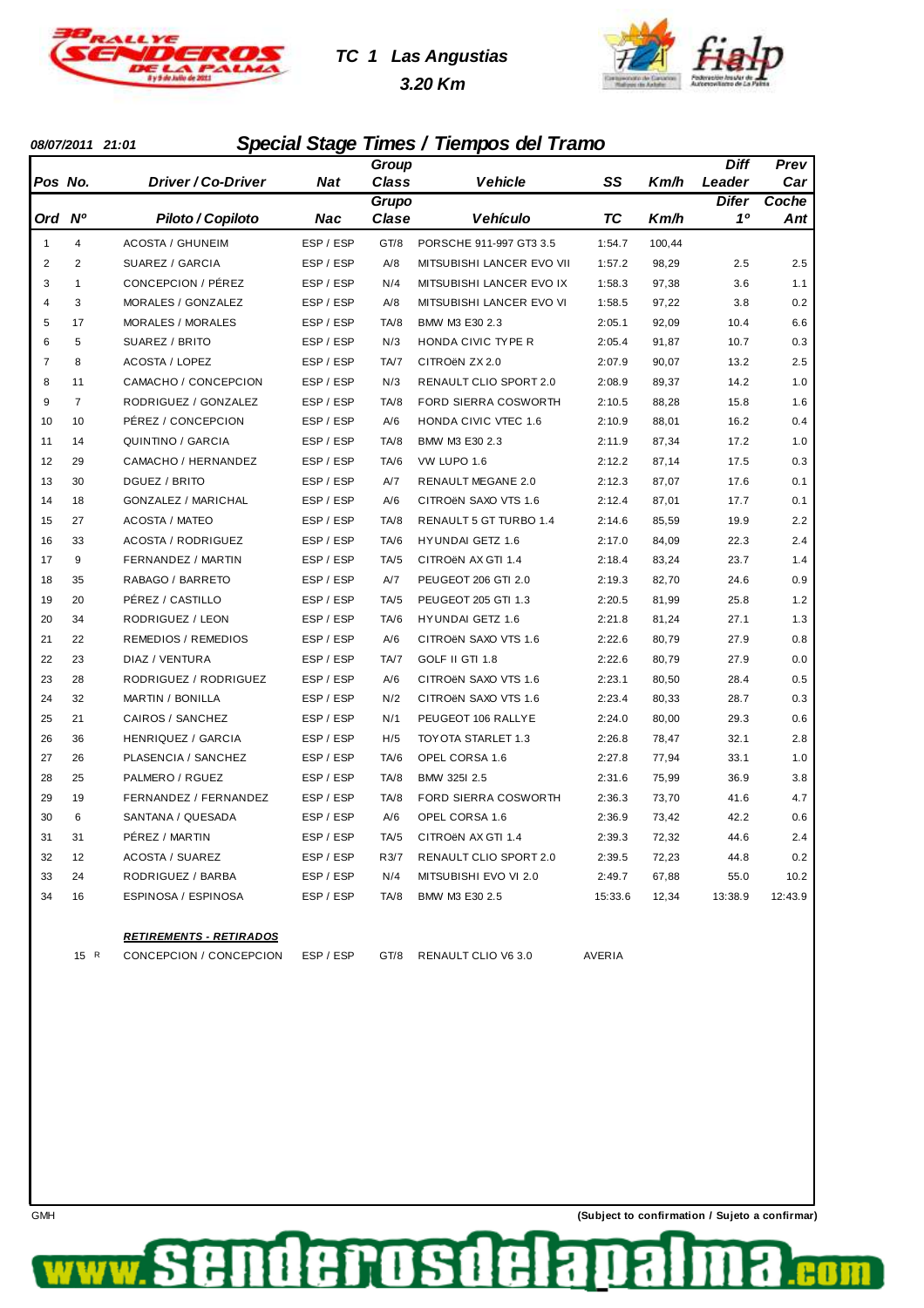# TC 1 Las Angustias

**3.20 Km**

**08/07/2011 21:01**

## Special Stage Times / Tiempos del Tramo

| Pos / Ord | No. / Nº | Driver / Co-Driver / Piloto / Copiloto | Nat / Nac | Group Class / Grupo Clase | Vehicle / Vehículo | SS / TC | Km/h | Diff Leader / Difer 1º | Prev Car / Coche Ant |
|---|---|---|---|---|---|---|---|---|---|
| 1 | 4 | ACOSTA / GHUNEIM | ESP / ESP | GT/8 | PORSCHE 911-997 GT3 3.5 | 1:54.7 | 100,44 | | |
| 2 | 2 | SUAREZ / GARCIA | ESP / ESP | A/8 | MITSUBISHI LANCER EVO VII | 1:57.2 | 98,29 | 2.5 | 2.5 |
| 3 | 1 | CONCEPCION / PÉREZ | ESP / ESP | N/4 | MITSUBISHI LANCER EVO IX | 1:58.3 | 97,38 | 3.6 | 1.1 |
| 4 | 3 | MORALES / GONZALEZ | ESP / ESP | A/8 | MITSUBISHI LANCER EVO VI | 1:58.5 | 97,22 | 3.8 | 0.2 |
| 5 | 17 | MORALES / MORALES | ESP / ESP | TA/8 | BMW M3 E30 2.3 | 2:05.1 | 92,09 | 10.4 | 6.6 |
| 6 | 5 | SUAREZ / BRITO | ESP / ESP | N/3 | HONDA CIVIC TYPE R | 2:05.4 | 91,87 | 10.7 | 0.3 |
| 7 | 8 | ACOSTA / LOPEZ | ESP / ESP | TA/7 | CITROëN ZX 2.0 | 2:07.9 | 90,07 | 13.2 | 2.5 |
| 8 | 11 | CAMACHO / CONCEPCION | ESP / ESP | N/3 | RENAULT CLIO SPORT 2.0 | 2:08.9 | 89,37 | 14.2 | 1.0 |
| 9 | 7 | RODRIGUEZ / GONZALEZ | ESP / ESP | TA/8 | FORD SIERRA COSWORTH | 2:10.5 | 88,28 | 15.8 | 1.6 |
| 10 | 10 | PÉREZ / CONCEPCION | ESP / ESP | A/6 | HONDA CIVIC VTEC 1.6 | 2:10.9 | 88,01 | 16.2 | 0.4 |
| 11 | 14 | QUINTINO / GARCIA | ESP / ESP | TA/8 | BMW M3 E30 2.3 | 2:11.9 | 87,34 | 17.2 | 1.0 |
| 12 | 29 | CAMACHO / HERNANDEZ | ESP / ESP | TA/6 | VW LUPO 1.6 | 2:12.2 | 87,14 | 17.5 | 0.3 |
| 13 | 30 | DGUEZ / BRITO | ESP / ESP | A/7 | RENAULT MEGANE 2.0 | 2:12.3 | 87,07 | 17.6 | 0.1 |
| 14 | 18 | GONZALEZ / MARICHAL | ESP / ESP | A/6 | CITROëN SAXO VTS 1.6 | 2:12.4 | 87,01 | 17.7 | 0.1 |
| 15 | 27 | ACOSTA / MATEO | ESP / ESP | TA/8 | RENAULT 5 GT TURBO 1.4 | 2:14.6 | 85,59 | 19.9 | 2.2 |
| 16 | 33 | ACOSTA / RODRIGUEZ | ESP / ESP | TA/6 | HYUNDAI GETZ 1.6 | 2:17.0 | 84,09 | 22.3 | 2.4 |
| 17 | 9 | FERNANDEZ / MARTIN | ESP / ESP | TA/5 | CITROëN AX GTI 1.4 | 2:18.4 | 83,24 | 23.7 | 1.4 |
| 18 | 35 | RABAGO / BARRETO | ESP / ESP | A/7 | PEUGEOT 206 GTI 2.0 | 2:19.3 | 82,70 | 24.6 | 0.9 |
| 19 | 20 | PÉREZ / CASTILLO | ESP / ESP | TA/5 | PEUGEOT 205 GTI 1.3 | 2:20.5 | 81,99 | 25.8 | 1.2 |
| 20 | 34 | RODRIGUEZ / LEON | ESP / ESP | TA/6 | HYUNDAI GETZ 1.6 | 2:21.8 | 81,24 | 27.1 | 1.3 |
| 21 | 22 | REMEDIOS / REMEDIOS | ESP / ESP | A/6 | CITROëN SAXO VTS 1.6 | 2:22.6 | 80,79 | 27.9 | 0.8 |
| 22 | 23 | DIAZ / VENTURA | ESP / ESP | TA/7 | GOLF II GTI 1.8 | 2:22.6 | 80,79 | 27.9 | 0.0 |
| 23 | 28 | RODRIGUEZ / RODRIGUEZ | ESP / ESP | A/6 | CITROëN SAXO VTS 1.6 | 2:23.1 | 80,50 | 28.4 | 0.5 |
| 24 | 32 | MARTIN / BONILLA | ESP / ESP | N/2 | CITROëN SAXO VTS 1.6 | 2:23.4 | 80,33 | 28.7 | 0.3 |
| 25 | 21 | CAIROS / SANCHEZ | ESP / ESP | N/1 | PEUGEOT 106 RALLYE | 2:24.0 | 80,00 | 29.3 | 0.6 |
| 26 | 36 | HENRIQUEZ / GARCIA | ESP / ESP | H/5 | TOYOTA STARLET 1.3 | 2:26.8 | 78,47 | 32.1 | 2.8 |
| 27 | 26 | PLASENCIA / SANCHEZ | ESP / ESP | TA/6 | OPEL CORSA 1.6 | 2:27.8 | 77,94 | 33.1 | 1.0 |
| 28 | 25 | PALMERO / RGUEZ | ESP / ESP | TA/8 | BMW 325I 2.5 | 2:31.6 | 75,99 | 36.9 | 3.8 |
| 29 | 19 | FERNANDEZ / FERNANDEZ | ESP / ESP | TA/8 | FORD SIERRA COSWORTH | 2:36.3 | 73,70 | 41.6 | 4.7 |
| 30 | 6 | SANTANA / QUESADA | ESP / ESP | A/6 | OPEL CORSA 1.6 | 2:36.9 | 73,42 | 42.2 | 0.6 |
| 31 | 31 | PÉREZ / MARTIN | ESP / ESP | TA/5 | CITROëN AX GTI 1.4 | 2:39.3 | 72,32 | 44.6 | 2.4 |
| 32 | 12 | ACOSTA / SUAREZ | ESP / ESP | R3/7 | RENAULT CLIO SPORT 2.0 | 2:39.5 | 72,23 | 44.8 | 0.2 |
| 33 | 24 | RODRIGUEZ / BARBA | ESP / ESP | N/4 | MITSUBISHI EVO VI 2.0 | 2:49.7 | 67,88 | 55.0 | 10.2 |
| 34 | 16 | ESPINOSA / ESPINOSA | ESP / ESP | TA/8 | BMW M3 E30 2.5 | 15:33.6 | 12,34 | 13:38.9 | 12:43.9 |

***RETIREMENTS - RETIRADOS***

| No. | Driver / Co-Driver | Nat | Group Class | Vehicle | Reason |
|---|---|---|---|---|---|
| 15 R | CONCEPCION / CONCEPCION | ESP / ESP | GT/8 | RENAULT CLIO V6 3.0 | AVERIA |

GMH

**(Subject to confirmation / Sujeto a confirmar)**

www.senderosdelapalma.com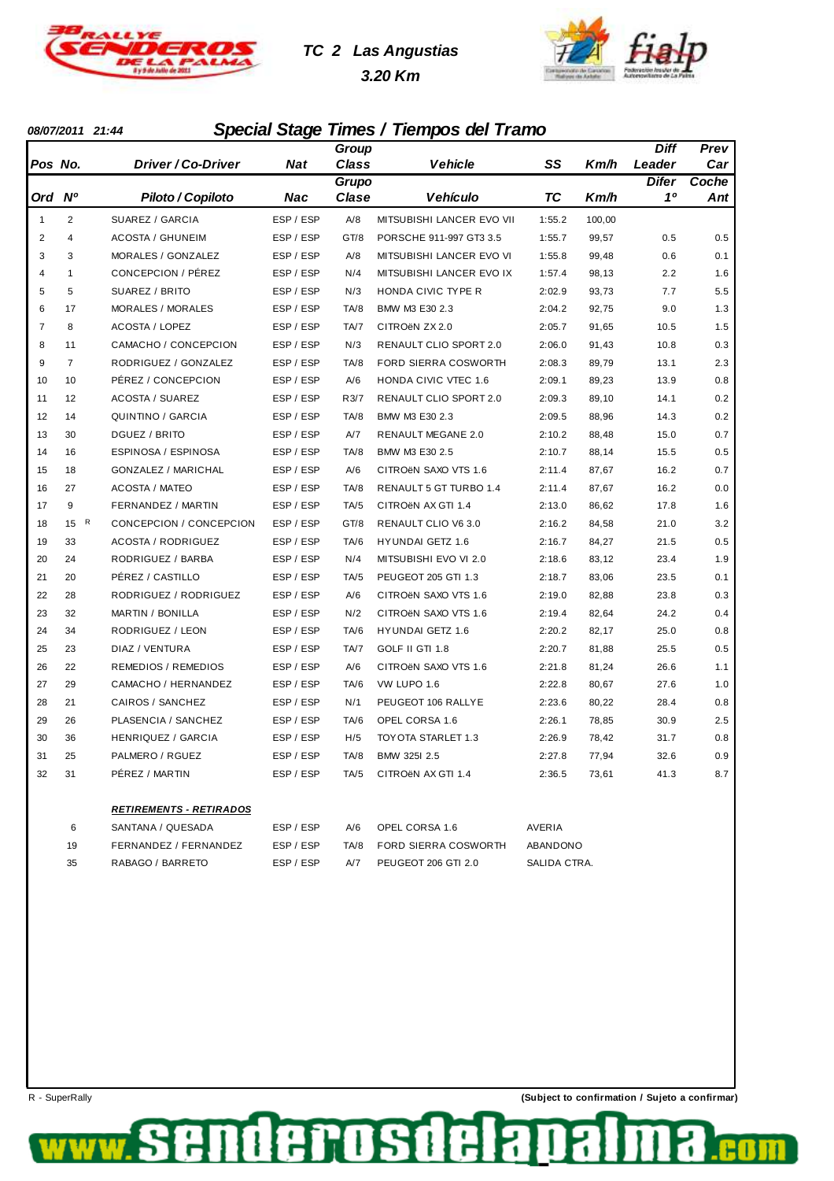# TC 2 Las Angustias

**3.20 Km**

*08/07/2011 21:44*

## Special Stage Times / Tiempos del Tramo

| Pos | No. | Driver / Co-Driver | Nat | Group Class | Vehicle | SS | Km/h | Diff Leader | Prev Car |
|---|---|---|---|---|---|---|---|---|---|
| Ord | Nº | Piloto / Copiloto | Nac | Grupo Clase | Vehículo | TC | Km/h | Difer 1º | Coche Ant |
| 1 | 2 | SUAREZ / GARCIA | ESP / ESP | A/8 | MITSUBISHI LANCER EVO VII | 1:55.2 | 100,00 | | |
| 2 | 4 | ACOSTA / GHUNEIM | ESP / ESP | GT/8 | PORSCHE 911-997 GT3 3.5 | 1:55.7 | 99,57 | 0.5 | 0.5 |
| 3 | 3 | MORALES / GONZALEZ | ESP / ESP | A/8 | MITSUBISHI LANCER EVO VI | 1:55.8 | 99,48 | 0.6 | 0.1 |
| 4 | 1 | CONCEPCION / PÉREZ | ESP / ESP | N/4 | MITSUBISHI LANCER EVO IX | 1:57.4 | 98,13 | 2.2 | 1.6 |
| 5 | 5 | SUAREZ / BRITO | ESP / ESP | N/3 | HONDA CIVIC TYPE R | 2:02.9 | 93,73 | 7.7 | 5.5 |
| 6 | 17 | MORALES / MORALES | ESP / ESP | TA/8 | BMW M3 E30 2.3 | 2:04.2 | 92,75 | 9.0 | 1.3 |
| 7 | 8 | ACOSTA / LOPEZ | ESP / ESP | TA/7 | CITROëN ZX 2.0 | 2:05.7 | 91,65 | 10.5 | 1.5 |
| 8 | 11 | CAMACHO / CONCEPCION | ESP / ESP | N/3 | RENAULT CLIO SPORT 2.0 | 2:06.0 | 91,43 | 10.8 | 0.3 |
| 9 | 7 | RODRIGUEZ / GONZALEZ | ESP / ESP | TA/8 | FORD SIERRA COSWORTH | 2:08.3 | 89,79 | 13.1 | 2.3 |
| 10 | 10 | PÉREZ / CONCEPCION | ESP / ESP | A/6 | HONDA CIVIC VTEC 1.6 | 2:09.1 | 89,23 | 13.9 | 0.8 |
| 11 | 12 | ACOSTA / SUAREZ | ESP / ESP | R3/7 | RENAULT CLIO SPORT 2.0 | 2:09.3 | 89,10 | 14.1 | 0.2 |
| 12 | 14 | QUINTINO / GARCIA | ESP / ESP | TA/8 | BMW M3 E30 2.3 | 2:09.5 | 88,96 | 14.3 | 0.2 |
| 13 | 30 | DGUEZ / BRITO | ESP / ESP | A/7 | RENAULT MEGANE 2.0 | 2:10.2 | 88,48 | 15.0 | 0.7 |
| 14 | 16 | ESPINOSA / ESPINOSA | ESP / ESP | TA/8 | BMW M3 E30 2.5 | 2:10.7 | 88,14 | 15.5 | 0.5 |
| 15 | 18 | GONZALEZ / MARICHAL | ESP / ESP | A/6 | CITROëN SAXO VTS 1.6 | 2:11.4 | 87,67 | 16.2 | 0.7 |
| 16 | 27 | ACOSTA / MATEO | ESP / ESP | TA/8 | RENAULT 5 GT TURBO 1.4 | 2:11.4 | 87,67 | 16.2 | 0.0 |
| 17 | 9 | FERNANDEZ / MARTIN | ESP / ESP | TA/5 | CITROëN AX GTI 1.4 | 2:13.0 | 86,62 | 17.8 | 1.6 |
| 18 | 15 R | CONCEPCION / CONCEPCION | ESP / ESP | GT/8 | RENAULT CLIO V6 3.0 | 2:16.2 | 84,58 | 21.0 | 3.2 |
| 19 | 33 | ACOSTA / RODRIGUEZ | ESP / ESP | TA/6 | HYUNDAI GETZ 1.6 | 2:16.7 | 84,27 | 21.5 | 0.5 |
| 20 | 24 | RODRIGUEZ / BARBA | ESP / ESP | N/4 | MITSUBISHI EVO VI 2.0 | 2:18.6 | 83,12 | 23.4 | 1.9 |
| 21 | 20 | PÉREZ / CASTILLO | ESP / ESP | TA/5 | PEUGEOT 205 GTI 1.3 | 2:18.7 | 83,06 | 23.5 | 0.1 |
| 22 | 28 | RODRIGUEZ / RODRIGUEZ | ESP / ESP | A/6 | CITROëN SAXO VTS 1.6 | 2:19.0 | 82,88 | 23.8 | 0.3 |
| 23 | 32 | MARTIN / BONILLA | ESP / ESP | N/2 | CITROëN SAXO VTS 1.6 | 2:19.4 | 82,64 | 24.2 | 0.4 |
| 24 | 34 | RODRIGUEZ / LEON | ESP / ESP | TA/6 | HYUNDAI GETZ 1.6 | 2:20.2 | 82,17 | 25.0 | 0.8 |
| 25 | 23 | DIAZ / VENTURA | ESP / ESP | TA/7 | GOLF II GTI 1.8 | 2:20.7 | 81,88 | 25.5 | 0.5 |
| 26 | 22 | REMEDIOS / REMEDIOS | ESP / ESP | A/6 | CITROëN SAXO VTS 1.6 | 2:21.8 | 81,24 | 26.6 | 1.1 |
| 27 | 29 | CAMACHO / HERNANDEZ | ESP / ESP | TA/6 | VW LUPO 1.6 | 2:22.8 | 80,67 | 27.6 | 1.0 |
| 28 | 21 | CAIROS / SANCHEZ | ESP / ESP | N/1 | PEUGEOT 106 RALLYE | 2:23.6 | 80,22 | 28.4 | 0.8 |
| 29 | 26 | PLASENCIA / SANCHEZ | ESP / ESP | TA/6 | OPEL CORSA 1.6 | 2:26.1 | 78,85 | 30.9 | 2.5 |
| 30 | 36 | HENRIQUEZ / GARCIA | ESP / ESP | H/5 | TOYOTA STARLET 1.3 | 2:26.9 | 78,42 | 31.7 | 0.8 |
| 31 | 25 | PALMERO / RGUEZ | ESP / ESP | TA/8 | BMW 325I 2.5 | 2:27.8 | 77,94 | 32.6 | 0.9 |
| 32 | 31 | PÉREZ / MARTIN | ESP / ESP | TA/5 | CITROëN AX GTI 1.4 | 2:36.5 | 73,61 | 41.3 | 8.7 |

**RETIREMENTS - RETIRADOS**

| No. | Driver / Co-Driver | Nat | Group Class | Vehicle | Reason |
|---|---|---|---|---|---|
| 6 | SANTANA / QUESADA | ESP / ESP | A/6 | OPEL CORSA 1.6 | AVERIA |
| 19 | FERNANDEZ / FERNANDEZ | ESP / ESP | TA/8 | FORD SIERRA COSWORTH | ABANDONO |
| 35 | RABAGO / BARRETO | ESP / ESP | A/7 | PEUGEOT 206 GTI 2.0 | SALIDA CTRA. |

R - SuperRally

**(Subject to confirmation / Sujeto a confirmar)**

www.senderosdelapalma.com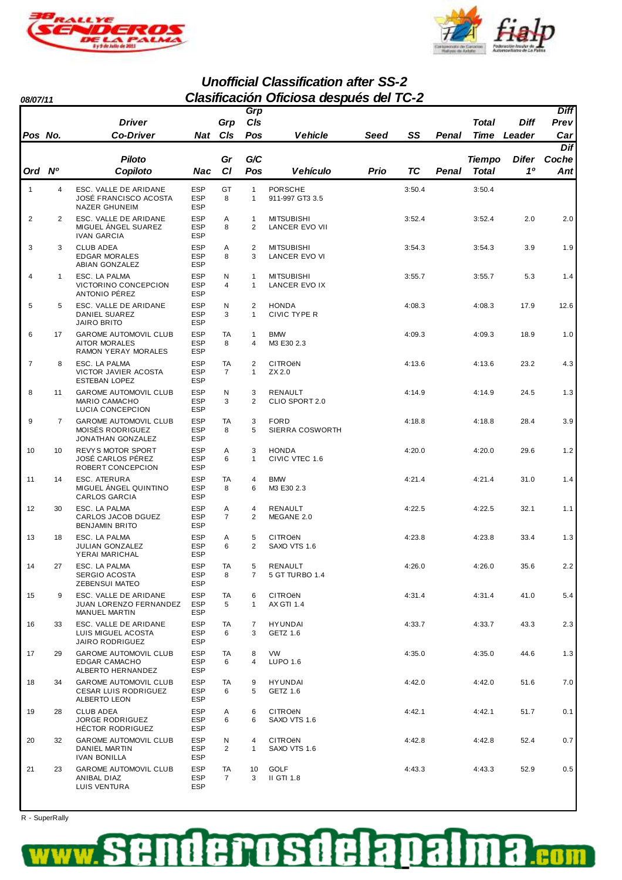## Unofficial Classification after SS-2
## Clasificación Oficiosa después del TC-2

08/07/11

| Pos / Ord | No. / Nº | Driver / Co-Driver (Piloto / Copiloto) | Nat / Nac | Grp Cls / Gr Cl | Grp Cls Pos / G/C Pos | Vehicle / Vehículo | Seed / Prio | SS / TC | Penal | Total Time / Tiempo Total | Diff Leader / Difer 1º | Diff Prev Car / Dif Coche Ant |
|---|---|---|---|---|---|---|---|---|---|---|---|---|
| 1 | 4 | ESC. VALLE DE ARIDANE<br>JOSÉ FRANCISCO ACOSTA<br>NAZER GHUNEIM | ESP<br>ESP<br>ESP | GT<br>8 | 1<br>1 | PORSCHE<br>911-997 GT3 3.5 | | 3:50.4 | | 3:50.4 | | |
| 2 | 2 | ESC. VALLE DE ARIDANE<br>MIGUEL ÁNGEL SUAREZ<br>IVAN GARCIA | ESP<br>ESP<br>ESP | A<br>8 | 1<br>2 | MITSUBISHI<br>LANCER EVO VII | | 3:52.4 | | 3:52.4 | 2.0 | 2.0 |
| 3 | 3 | CLUB ADEA<br>EDGAR MORALES<br>ABIAN GONZALEZ | ESP<br>ESP<br>ESP | A<br>8 | 2<br>3 | MITSUBISHI<br>LANCER EVO VI | | 3:54.3 | | 3:54.3 | 3.9 | 1.9 |
| 4 | 1 | ESC. LA PALMA<br>VICTORINO CONCEPCION<br>ANTONIO PÉREZ | ESP<br>ESP<br>ESP | N<br>4 | 1<br>1 | MITSUBISHI<br>LANCER EVO IX | | 3:55.7 | | 3:55.7 | 5.3 | 1.4 |
| 5 | 5 | ESC. VALLE DE ARIDANE<br>DANIEL SUAREZ<br>JAIRO BRITO | ESP<br>ESP<br>ESP | N<br>3 | 2<br>1 | HONDA<br>CIVIC TYPE R | | 4:08.3 | | 4:08.3 | 17.9 | 12.6 |
| 6 | 17 | GAROME AUTOMOVIL CLUB<br>AITOR MORALES<br>RAMON YERAY MORALES | ESP<br>ESP<br>ESP | TA<br>8 | 1<br>4 | BMW<br>M3 E30 2.3 | | 4:09.3 | | 4:09.3 | 18.9 | 1.0 |
| 7 | 8 | ESC. LA PALMA<br>VICTOR JAVIER ACOSTA<br>ESTEBAN LOPEZ | ESP<br>ESP<br>ESP | TA<br>7 | 2<br>1 | CITROëN<br>ZX 2.0 | | 4:13.6 | | 4:13.6 | 23.2 | 4.3 |
| 8 | 11 | GAROME AUTOMOVIL CLUB<br>MARIO CAMACHO<br>LUCIA CONCEPCION | ESP<br>ESP<br>ESP | N<br>3 | 3<br>2 | RENAULT<br>CLIO SPORT 2.0 | | 4:14.9 | | 4:14.9 | 24.5 | 1.3 |
| 9 | 7 | GAROME AUTOMOVIL CLUB<br>MOISÉS RODRIGUEZ<br>JONATHAN GONZALEZ | ESP<br>ESP<br>ESP | TA<br>8 | 3<br>5 | FORD<br>SIERRA COSWORTH | | 4:18.8 | | 4:18.8 | 28.4 | 3.9 |
| 10 | 10 | REVYS MOTOR SPORT<br>JOSÉ CARLOS PÉREZ<br>ROBERT CONCEPCION | ESP<br>ESP<br>ESP | A<br>6 | 3<br>1 | HONDA<br>CIVIC VTEC 1.6 | | 4:20.0 | | 4:20.0 | 29.6 | 1.2 |
| 11 | 14 | ESC. ATERURA<br>MIGUEL ÁNGEL QUINTINO<br>CARLOS GARCIA | ESP<br>ESP<br>ESP | TA<br>8 | 4<br>6 | BMW<br>M3 E30 2.3 | | 4:21.4 | | 4:21.4 | 31.0 | 1.4 |
| 12 | 30 | ESC. LA PALMA<br>CARLOS JACOB DGUEZ<br>BENJAMIN BRITO | ESP<br>ESP<br>ESP | A<br>7 | 4<br>2 | RENAULT<br>MEGANE 2.0 | | 4:22.5 | | 4:22.5 | 32.1 | 1.1 |
| 13 | 18 | ESC. LA PALMA<br>JULIAN GONZALEZ<br>YERAI MARICHAL | ESP<br>ESP<br>ESP | A<br>6 | 5<br>2 | CITROëN<br>SAXO VTS 1.6 | | 4:23.8 | | 4:23.8 | 33.4 | 1.3 |
| 14 | 27 | ESC. LA PALMA<br>SERGIO ACOSTA<br>ZEBENSUI MATEO | ESP<br>ESP<br>ESP | TA<br>8 | 5<br>7 | RENAULT<br>5 GT TURBO 1.4 | | 4:26.0 | | 4:26.0 | 35.6 | 2.2 |
| 15 | 9 | ESC. VALLE DE ARIDANE<br>JUAN LORENZO FERNANDEZ<br>MANUEL MARTIN | ESP<br>ESP<br>ESP | TA<br>5 | 6<br>1 | CITROëN<br>AX GTI 1.4 | | 4:31.4 | | 4:31.4 | 41.0 | 5.4 |
| 16 | 33 | ESC. VALLE DE ARIDANE<br>LUIS MIGUEL ACOSTA<br>JAIRO RODRIGUEZ | ESP<br>ESP<br>ESP | TA<br>6 | 7<br>3 | HYUNDAI<br>GETZ 1.6 | | 4:33.7 | | 4:33.7 | 43.3 | 2.3 |
| 17 | 29 | GAROME AUTOMOVIL CLUB<br>EDGAR CAMACHO<br>ALBERTO HERNANDEZ | ESP<br>ESP<br>ESP | TA<br>6 | 8<br>4 | VW<br>LUPO 1.6 | | 4:35.0 | | 4:35.0 | 44.6 | 1.3 |
| 18 | 34 | GAROME AUTOMOVIL CLUB<br>CESAR LUIS RODRIGUEZ<br>ALBERTO LEON | ESP<br>ESP<br>ESP | TA<br>6 | 9<br>5 | HYUNDAI<br>GETZ 1.6 | | 4:42.0 | | 4:42.0 | 51.6 | 7.0 |
| 19 | 28 | CLUB ADEA<br>JORGE RODRIGUEZ<br>HÉCTOR RODRIGUEZ | ESP<br>ESP<br>ESP | A<br>6 | 6<br>6 | CITROëN<br>SAXO VTS 1.6 | | 4:42.1 | | 4:42.1 | 51.7 | 0.1 |
| 20 | 32 | GAROME AUTOMOVIL CLUB<br>DANIEL MARTIN<br>IVAN BONILLA | ESP<br>ESP<br>ESP | N<br>2 | 4<br>1 | CITROëN<br>SAXO VTS 1.6 | | 4:42.8 | | 4:42.8 | 52.4 | 0.7 |
| 21 | 23 | GAROME AUTOMOVIL CLUB<br>ANIBAL DIAZ<br>LUIS VENTURA | ESP<br>ESP<br>ESP | TA<br>7 | 10<br>3 | GOLF<br>II GTI 1.8 | | 4:43.3 | | 4:43.3 | 52.9 | 0.5 |

R - SuperRally

www.senderosdelapalma.com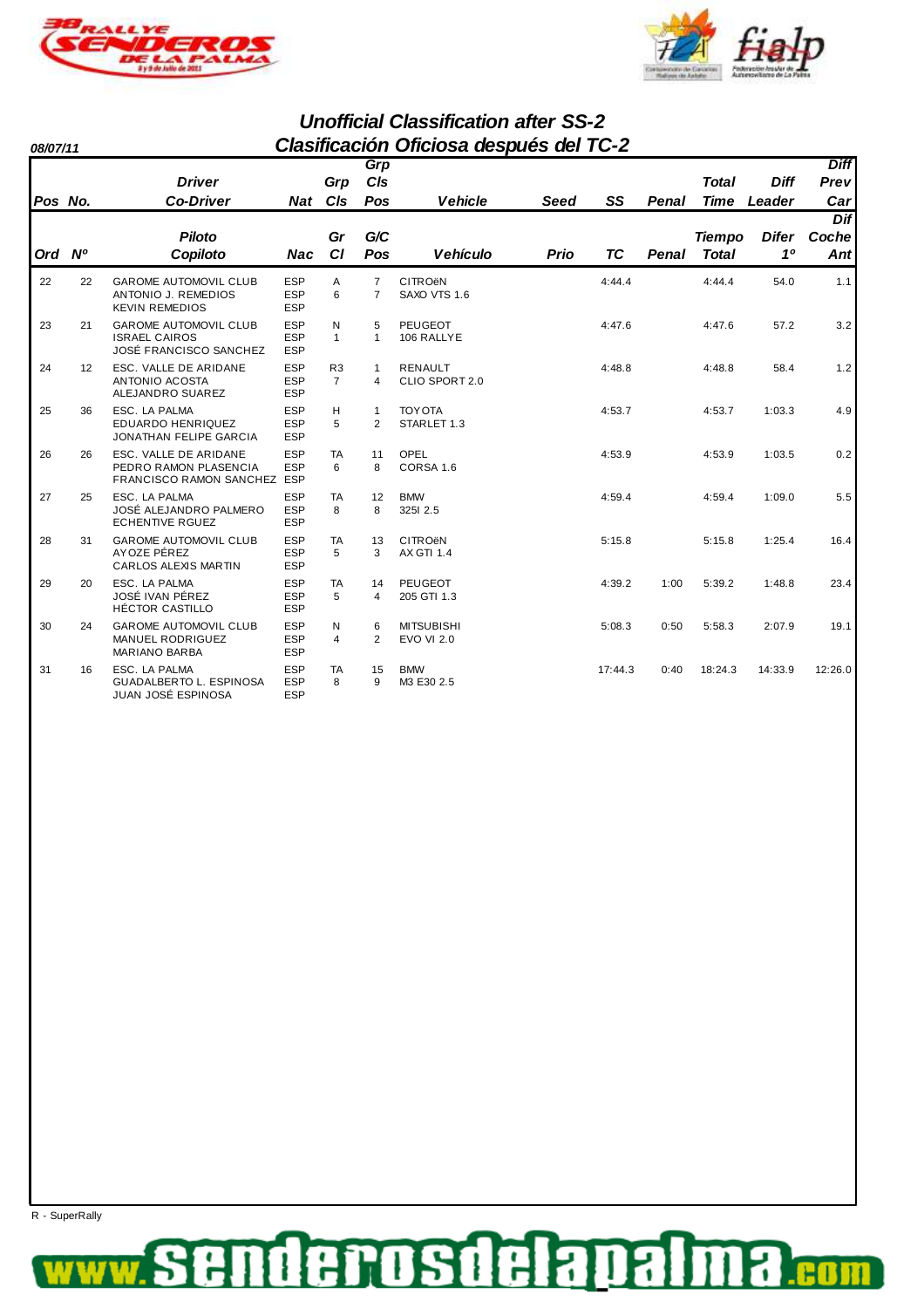**08/07/11**

# Unofficial Classification after SS-2
# Clasificación Oficiosa después del TC-2

| Pos / Ord | No. / Nº | Driver / Co-Driver (Piloto / Copiloto) | Nat / Nac | Grp Cls / Gr Cl | Grp Cls Pos / G/C Pos | Vehicle / Vehículo | Seed / Prio | SS / TC | Penal | Total Time / Tiempo Total | Diff Leader / Difer 1º | Diff Prev Car / Dif Coche Ant |
|---|---|---|---|---|---|---|---|---|---|---|---|---|
| 22 | 22 | GAROME AUTOMOVIL CLUB<br>ANTONIO J. REMEDIOS<br>KEVIN REMEDIOS | ESP<br>ESP<br>ESP | A<br>6 | 7<br>7 | CITROëN<br>SAXO VTS 1.6 | | 4:44.4 | | 4:44.4 | 54.0 | 1.1 |
| 23 | 21 | GAROME AUTOMOVIL CLUB<br>ISRAEL CAIROS<br>JOSÉ FRANCISCO SANCHEZ | ESP<br>ESP<br>ESP | N<br>1 | 5<br>1 | PEUGEOT<br>106 RALLYE | | 4:47.6 | | 4:47.6 | 57.2 | 3.2 |
| 24 | 12 | ESC. VALLE DE ARIDANE<br>ANTONIO ACOSTA<br>ALEJANDRO SUAREZ | ESP<br>ESP<br>ESP | R3<br>7 | 1<br>4 | RENAULT<br>CLIO SPORT 2.0 | | 4:48.8 | | 4:48.8 | 58.4 | 1.2 |
| 25 | 36 | ESC. LA PALMA<br>EDUARDO HENRIQUEZ<br>JONATHAN FELIPE GARCIA | ESP<br>ESP<br>ESP | H<br>5 | 1<br>2 | TOYOTA<br>STARLET 1.3 | | 4:53.7 | | 4:53.7 | 1:03.3 | 4.9 |
| 26 | 26 | ESC. VALLE DE ARIDANE<br>PEDRO RAMON PLASENCIA<br>FRANCISCO RAMON SANCHEZ | ESP<br>ESP<br>ESP | TA<br>6 | 11<br>8 | OPEL<br>CORSA 1.6 | | 4:53.9 | | 4:53.9 | 1:03.5 | 0.2 |
| 27 | 25 | ESC. LA PALMA<br>JOSÉ ALEJANDRO PALMERO<br>ECHENTIVE RGUEZ | ESP<br>ESP<br>ESP | TA<br>8 | 12<br>8 | BMW<br>325I 2.5 | | 4:59.4 | | 4:59.4 | 1:09.0 | 5.5 |
| 28 | 31 | GAROME AUTOMOVIL CLUB<br>AYOZE PÉREZ<br>CARLOS ALEXIS MARTIN | ESP<br>ESP<br>ESP | TA<br>5 | 13<br>3 | CITROëN<br>AX GTI 1.4 | | 5:15.8 | | 5:15.8 | 1:25.4 | 16.4 |
| 29 | 20 | ESC. LA PALMA<br>JOSÉ IVAN PÉREZ<br>HÉCTOR CASTILLO | ESP<br>ESP<br>ESP | TA<br>5 | 14<br>4 | PEUGEOT<br>205 GTI 1.3 | | 4:39.2 | 1:00 | 5:39.2 | 1:48.8 | 23.4 |
| 30 | 24 | GAROME AUTOMOVIL CLUB<br>MANUEL RODRIGUEZ<br>MARIANO BARBA | ESP<br>ESP<br>ESP | N<br>4 | 6<br>2 | MITSUBISHI<br>EVO VI 2.0 | | 5:08.3 | 0:50 | 5:58.3 | 2:07.9 | 19.1 |
| 31 | 16 | ESC. LA PALMA<br>GUADALBERTO L. ESPINOSA<br>JUAN JOSÉ ESPINOSA | ESP<br>ESP<br>ESP | TA<br>8 | 15<br>9 | BMW<br>M3 E30 2.5 | | 17:44.3 | 0:40 | 18:24.3 | 14:33.9 | 12:26.0 |

R - SuperRally

www.senderosdelapalma.com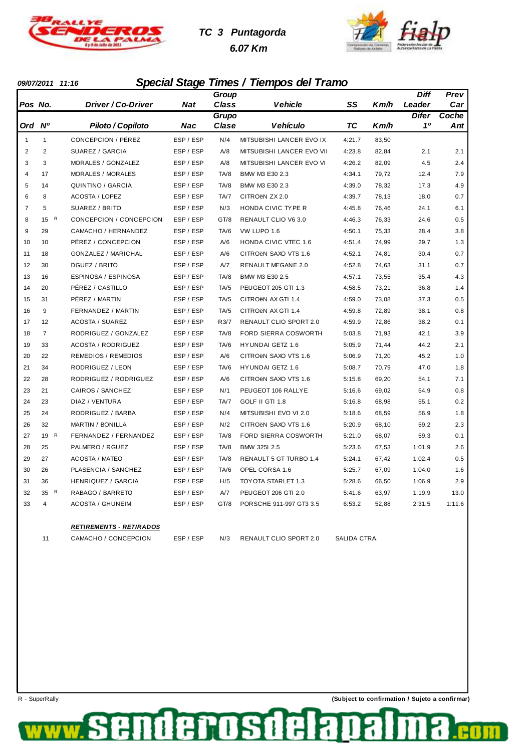# TC 3 Puntagorda

**6.07 Km**

**09/07/2011 11:16**

## Special Stage Times / Tiempos del Tramo

| Pos / Ord | No. / Nº | Driver / Co-Driver / Piloto / Copiloto | Nat / Nac | Group Class / Grupo Clase | Vehicle / Vehículo | SS / TC | Km/h | Diff Leader / Difer 1º | Prev Car / Coche Ant |
|---|---|---|---|---|---|---|---|---|---|
| 1 | 1 | CONCEPCION / PÉREZ | ESP / ESP | N/4 | MITSUBISHI LANCER EVO IX | 4:21.7 | 83,50 | | |
| 2 | 2 | SUAREZ / GARCIA | ESP / ESP | A/8 | MITSUBISHI LANCER EVO VII | 4:23.8 | 82,84 | 2.1 | 2.1 |
| 3 | 3 | MORALES / GONZALEZ | ESP / ESP | A/8 | MITSUBISHI LANCER EVO VI | 4:26.2 | 82,09 | 4.5 | 2.4 |
| 4 | 17 | MORALES / MORALES | ESP / ESP | TA/8 | BMW M3 E30 2.3 | 4:34.1 | 79,72 | 12.4 | 7.9 |
| 5 | 14 | QUINTINO / GARCIA | ESP / ESP | TA/8 | BMW M3 E30 2.3 | 4:39.0 | 78,32 | 17.3 | 4.9 |
| 6 | 8 | ACOSTA / LOPEZ | ESP / ESP | TA/7 | CITROëN ZX 2.0 | 4:39.7 | 78,13 | 18.0 | 0.7 |
| 7 | 5 | SUAREZ / BRITO | ESP / ESP | N/3 | HONDA CIVIC TYPE R | 4:45.8 | 76,46 | 24.1 | 6.1 |
| 8 | 15 R | CONCEPCION / CONCEPCION | ESP / ESP | GT/8 | RENAULT CLIO V6 3.0 | 4:46.3 | 76,33 | 24.6 | 0.5 |
| 9 | 29 | CAMACHO / HERNANDEZ | ESP / ESP | TA/6 | VW LUPO 1.6 | 4:50.1 | 75,33 | 28.4 | 3.8 |
| 10 | 10 | PÉREZ / CONCEPCION | ESP / ESP | A/6 | HONDA CIVIC VTEC 1.6 | 4:51.4 | 74,99 | 29.7 | 1.3 |
| 11 | 18 | GONZALEZ / MARICHAL | ESP / ESP | A/6 | CITROëN SAXO VTS 1.6 | 4:52.1 | 74,81 | 30.4 | 0.7 |
| 12 | 30 | DGUEZ / BRITO | ESP / ESP | A/7 | RENAULT MEGANE 2.0 | 4:52.8 | 74,63 | 31.1 | 0.7 |
| 13 | 16 | ESPINOSA / ESPINOSA | ESP / ESP | TA/8 | BMW M3 E30 2.5 | 4:57.1 | 73,55 | 35.4 | 4.3 |
| 14 | 20 | PÉREZ / CASTILLO | ESP / ESP | TA/5 | PEUGEOT 205 GTI 1.3 | 4:58.5 | 73,21 | 36.8 | 1.4 |
| 15 | 31 | PÉREZ / MARTIN | ESP / ESP | TA/5 | CITROëN AX GTI 1.4 | 4:59.0 | 73,08 | 37.3 | 0.5 |
| 16 | 9 | FERNANDEZ / MARTIN | ESP / ESP | TA/5 | CITROëN AX GTI 1.4 | 4:59.8 | 72,89 | 38.1 | 0.8 |
| 17 | 12 | ACOSTA / SUAREZ | ESP / ESP | R3/7 | RENAULT CLIO SPORT 2.0 | 4:59.9 | 72,86 | 38.2 | 0.1 |
| 18 | 7 | RODRIGUEZ / GONZALEZ | ESP / ESP | TA/8 | FORD SIERRA COSWORTH | 5:03.8 | 71,93 | 42.1 | 3.9 |
| 19 | 33 | ACOSTA / RODRIGUEZ | ESP / ESP | TA/6 | HYUNDAI GETZ 1.6 | 5:05.9 | 71,44 | 44.2 | 2.1 |
| 20 | 22 | REMEDIOS / REMEDIOS | ESP / ESP | A/6 | CITROëN SAXO VTS 1.6 | 5:06.9 | 71,20 | 45.2 | 1.0 |
| 21 | 34 | RODRIGUEZ / LEON | ESP / ESP | TA/6 | HYUNDAI GETZ 1.6 | 5:08.7 | 70,79 | 47.0 | 1.8 |
| 22 | 28 | RODRIGUEZ / RODRIGUEZ | ESP / ESP | A/6 | CITROëN SAXO VTS 1.6 | 5:15.8 | 69,20 | 54.1 | 7.1 |
| 23 | 21 | CAIROS / SANCHEZ | ESP / ESP | N/1 | PEUGEOT 106 RALLYE | 5:16.6 | 69,02 | 54.9 | 0.8 |
| 24 | 23 | DIAZ / VENTURA | ESP / ESP | TA/7 | GOLF II GTI 1.8 | 5:16.8 | 68,98 | 55.1 | 0.2 |
| 25 | 24 | RODRIGUEZ / BARBA | ESP / ESP | N/4 | MITSUBISHI EVO VI 2.0 | 5:18.6 | 68,59 | 56.9 | 1.8 |
| 26 | 32 | MARTIN / BONILLA | ESP / ESP | N/2 | CITROëN SAXO VTS 1.6 | 5:20.9 | 68,10 | 59.2 | 2.3 |
| 27 | 19 R | FERNANDEZ / FERNANDEZ | ESP / ESP | TA/8 | FORD SIERRA COSWORTH | 5:21.0 | 68,07 | 59.3 | 0.1 |
| 28 | 25 | PALMERO / RGUEZ | ESP / ESP | TA/8 | BMW 325I 2.5 | 5:23.6 | 67,53 | 1:01.9 | 2.6 |
| 29 | 27 | ACOSTA / MATEO | ESP / ESP | TA/8 | RENAULT 5 GT TURBO 1.4 | 5:24.1 | 67,42 | 1:02.4 | 0.5 |
| 30 | 26 | PLASENCIA / SANCHEZ | ESP / ESP | TA/6 | OPEL CORSA 1.6 | 5:25.7 | 67,09 | 1:04.0 | 1.6 |
| 31 | 36 | HENRIQUEZ / GARCIA | ESP / ESP | H/5 | TOYOTA STARLET 1.3 | 5:28.6 | 66,50 | 1:06.9 | 2.9 |
| 32 | 35 R | RABAGO / BARRETO | ESP / ESP | A/7 | PEUGEOT 206 GTI 2.0 | 5:41.6 | 63,97 | 1:19.9 | 13.0 |
| 33 | 4 | ACOSTA / GHUNEIM | ESP / ESP | GT/8 | PORSCHE 911-997 GT3 3.5 | 6:53.2 | 52,88 | 2:31.5 | 1:11.6 |

**RETIREMENTS - RETIRADOS**

| No. | Driver / Co-Driver | Nat | Class | Vehicle | Reason |
|---|---|---|---|---|---|
| 11 | CAMACHO / CONCEPCION | ESP / ESP | N/3 | RENAULT CLIO SPORT 2.0 | SALIDA CTRA. |

R - SuperRally

**(Subject to confirmation / Sujeto a confirmar)**

www.senderosdelapalma.com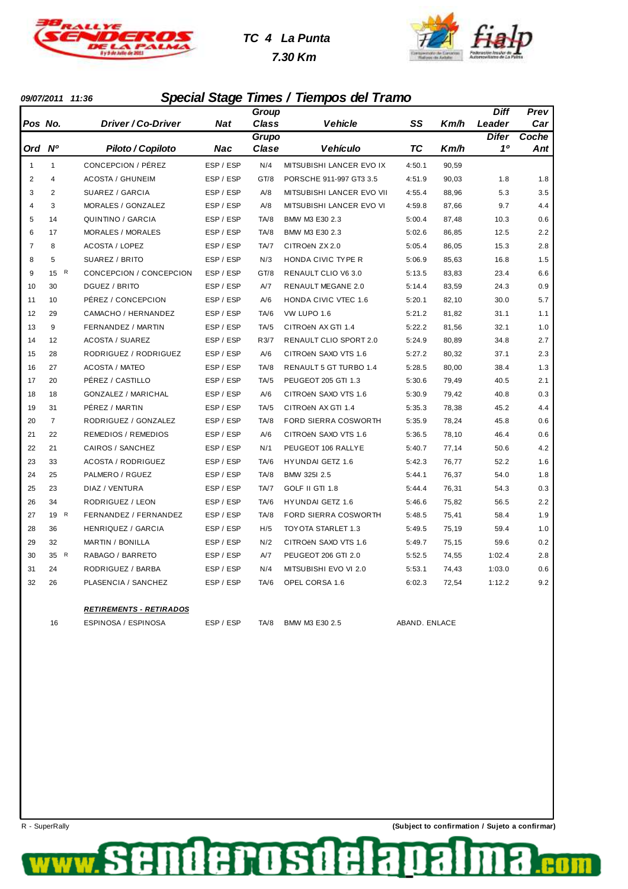**TC 4 La Punta**

**7.30 Km**

**09/07/2011 11:36**

## Special Stage Times / Tiempos del Tramo

| Pos / Ord | No. / Nº | Driver / Co-Driver / Piloto / Copiloto | Nat / Nac | Group Class / Grupo Clase | Vehicle / Vehículo | SS / TC | Km/h | Diff Leader / Difer 1º | Prev Car / Coche Ant |
|---|---|---|---|---|---|---|---|---|---|
| 1 | 1 | CONCEPCION / PÉREZ | ESP / ESP | N/4 | MITSUBISHI LANCER EVO IX | 4:50.1 | 90,59 | | |
| 2 | 4 | ACOSTA / GHUNEIM | ESP / ESP | GT/8 | PORSCHE 911-997 GT3 3.5 | 4:51.9 | 90,03 | 1.8 | 1.8 |
| 3 | 2 | SUAREZ / GARCIA | ESP / ESP | A/8 | MITSUBISHI LANCER EVO VII | 4:55.4 | 88,96 | 5.3 | 3.5 |
| 4 | 3 | MORALES / GONZALEZ | ESP / ESP | A/8 | MITSUBISHI LANCER EVO VI | 4:59.8 | 87,66 | 9.7 | 4.4 |
| 5 | 14 | QUINTINO / GARCIA | ESP / ESP | TA/8 | BMW M3 E30 2.3 | 5:00.4 | 87,48 | 10.3 | 0.6 |
| 6 | 17 | MORALES / MORALES | ESP / ESP | TA/8 | BMW M3 E30 2.3 | 5:02.6 | 86,85 | 12.5 | 2.2 |
| 7 | 8 | ACOSTA / LOPEZ | ESP / ESP | TA/7 | CITROëN ZX 2.0 | 5:05.4 | 86,05 | 15.3 | 2.8 |
| 8 | 5 | SUAREZ / BRITO | ESP / ESP | N/3 | HONDA CIVIC TYPE R | 5:06.9 | 85,63 | 16.8 | 1.5 |
| 9 | 15 R | CONCEPCION / CONCEPCION | ESP / ESP | GT/8 | RENAULT CLIO V6 3.0 | 5:13.5 | 83,83 | 23.4 | 6.6 |
| 10 | 30 | DGUEZ / BRITO | ESP / ESP | A/7 | RENAULT MEGANE 2.0 | 5:14.4 | 83,59 | 24.3 | 0.9 |
| 11 | 10 | PÉREZ / CONCEPCION | ESP / ESP | A/6 | HONDA CIVIC VTEC 1.6 | 5:20.1 | 82,10 | 30.0 | 5.7 |
| 12 | 29 | CAMACHO / HERNANDEZ | ESP / ESP | TA/6 | VW LUPO 1.6 | 5:21.2 | 81,82 | 31.1 | 1.1 |
| 13 | 9 | FERNANDEZ / MARTIN | ESP / ESP | TA/5 | CITROëN AX GTI 1.4 | 5:22.2 | 81,56 | 32.1 | 1.0 |
| 14 | 12 | ACOSTA / SUAREZ | ESP / ESP | R3/7 | RENAULT CLIO SPORT 2.0 | 5:24.9 | 80,89 | 34.8 | 2.7 |
| 15 | 28 | RODRIGUEZ / RODRIGUEZ | ESP / ESP | A/6 | CITROëN SAXO VTS 1.6 | 5:27.2 | 80,32 | 37.1 | 2.3 |
| 16 | 27 | ACOSTA / MATEO | ESP / ESP | TA/8 | RENAULT 5 GT TURBO 1.4 | 5:28.5 | 80,00 | 38.4 | 1.3 |
| 17 | 20 | PÉREZ / CASTILLO | ESP / ESP | TA/5 | PEUGEOT 205 GTI 1.3 | 5:30.6 | 79,49 | 40.5 | 2.1 |
| 18 | 18 | GONZALEZ / MARICHAL | ESP / ESP | A/6 | CITROëN SAXO VTS 1.6 | 5:30.9 | 79,42 | 40.8 | 0.3 |
| 19 | 31 | PÉREZ / MARTIN | ESP / ESP | TA/5 | CITROëN AX GTI 1.4 | 5:35.3 | 78,38 | 45.2 | 4.4 |
| 20 | 7 | RODRIGUEZ / GONZALEZ | ESP / ESP | TA/8 | FORD SIERRA COSWORTH | 5:35.9 | 78,24 | 45.8 | 0.6 |
| 21 | 22 | REMEDIOS / REMEDIOS | ESP / ESP | A/6 | CITROëN SAXO VTS 1.6 | 5:36.5 | 78,10 | 46.4 | 0.6 |
| 22 | 21 | CAIROS / SANCHEZ | ESP / ESP | N/1 | PEUGEOT 106 RALLYE | 5:40.7 | 77,14 | 50.6 | 4.2 |
| 23 | 33 | ACOSTA / RODRIGUEZ | ESP / ESP | TA/6 | HYUNDAI GETZ 1.6 | 5:42.3 | 76,77 | 52.2 | 1.6 |
| 24 | 25 | PALMERO / RGUEZ | ESP / ESP | TA/8 | BMW 325I 2.5 | 5:44.1 | 76,37 | 54.0 | 1.8 |
| 25 | 23 | DIAZ / VENTURA | ESP / ESP | TA/7 | GOLF II GTI 1.8 | 5:44.4 | 76,31 | 54.3 | 0.3 |
| 26 | 34 | RODRIGUEZ / LEON | ESP / ESP | TA/6 | HYUNDAI GETZ 1.6 | 5:46.6 | 75,82 | 56.5 | 2.2 |
| 27 | 19 R | FERNANDEZ / FERNANDEZ | ESP / ESP | TA/8 | FORD SIERRA COSWORTH | 5:48.5 | 75,41 | 58.4 | 1.9 |
| 28 | 36 | HENRIQUEZ / GARCIA | ESP / ESP | H/5 | TOYOTA STARLET 1.3 | 5:49.5 | 75,19 | 59.4 | 1.0 |
| 29 | 32 | MARTIN / BONILLA | ESP / ESP | N/2 | CITROëN SAXO VTS 1.6 | 5:49.7 | 75,15 | 59.6 | 0.2 |
| 30 | 35 R | RABAGO / BARRETO | ESP / ESP | A/7 | PEUGEOT 206 GTI 2.0 | 5:52.5 | 74,55 | 1:02.4 | 2.8 |
| 31 | 24 | RODRIGUEZ / BARBA | ESP / ESP | N/4 | MITSUBISHI EVO VI 2.0 | 5:53.1 | 74,43 | 1:03.0 | 0.6 |
| 32 | 26 | PLASENCIA / SANCHEZ | ESP / ESP | TA/6 | OPEL CORSA 1.6 | 6:02.3 | 72,54 | 1:12.2 | 9.2 |

**RETIREMENTS - RETIRADOS**

| No. | Driver / Co-Driver | Nat | Group Class | Vehicle | Reason |
|---|---|---|---|---|---|
| 16 | ESPINOSA / ESPINOSA | ESP / ESP | TA/8 | BMW M3 E30 2.5 | ABAND. ENLACE |

R - SuperRally

**(Subject to confirmation / Sujeto a confirmar)**

www.senderosdelapalma.com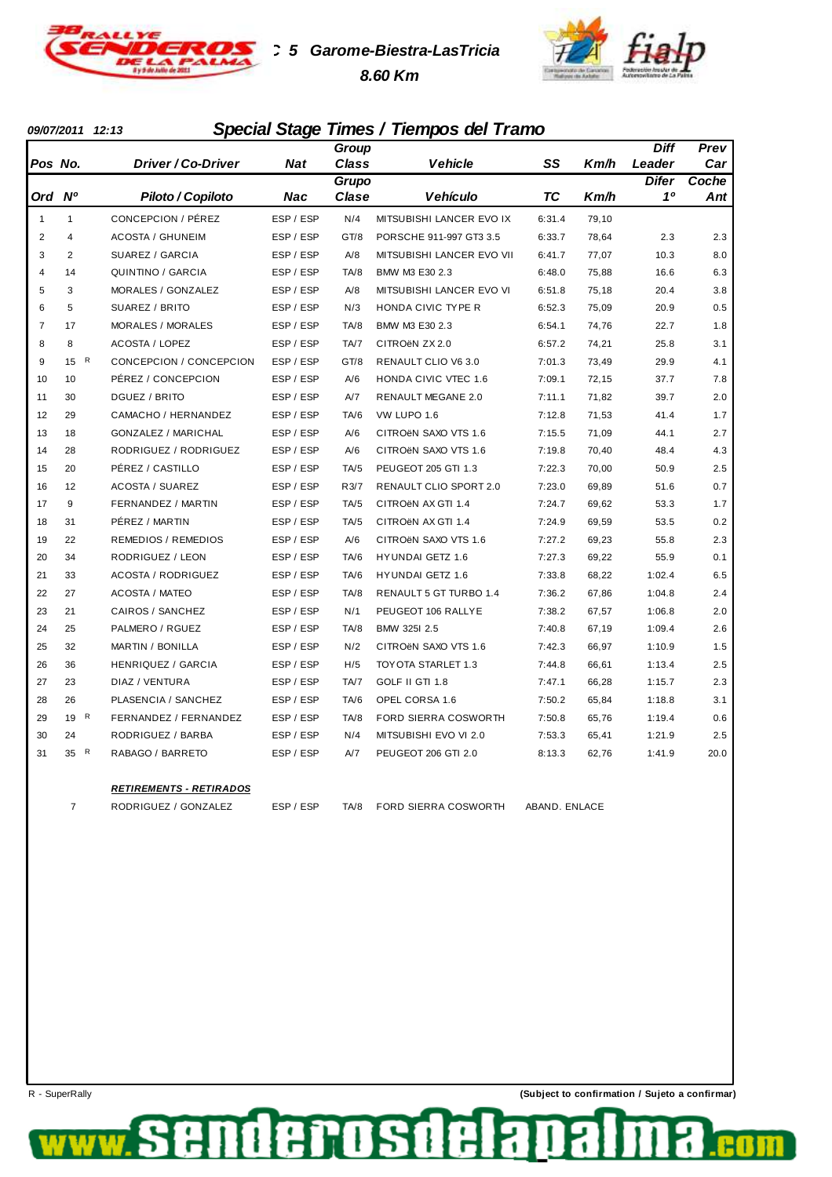# 5 Garome-Biestra-LasTricia

**8.60 Km**

09/07/2011 12:13

## Special Stage Times / Tiempos del Tramo

| Pos / Ord | No. / Nº | Driver / Co-Driver / Piloto / Copiloto | Nat / Nac | Group Class / Grupo Clase | Vehicle / Vehículo | SS / TC | Km/h | Diff Leader / Difer 1º | Prev Car / Coche Ant |
|---|---|---|---|---|---|---|---|---|---|
| 1 | 1 | CONCEPCION / PÉREZ | ESP / ESP | N/4 | MITSUBISHI LANCER EVO IX | 6:31.4 | 79,10 | | |
| 2 | 4 | ACOSTA / GHUNEIM | ESP / ESP | GT/8 | PORSCHE 911-997 GT3 3.5 | 6:33.7 | 78,64 | 2.3 | 2.3 |
| 3 | 2 | SUAREZ / GARCIA | ESP / ESP | A/8 | MITSUBISHI LANCER EVO VII | 6:41.7 | 77,07 | 10.3 | 8.0 |
| 4 | 14 | QUINTINO / GARCIA | ESP / ESP | TA/8 | BMW M3 E30 2.3 | 6:48.0 | 75,88 | 16.6 | 6.3 |
| 5 | 3 | MORALES / GONZALEZ | ESP / ESP | A/8 | MITSUBISHI LANCER EVO VI | 6:51.8 | 75,18 | 20.4 | 3.8 |
| 6 | 5 | SUAREZ / BRITO | ESP / ESP | N/3 | HONDA CIVIC TYPE R | 6:52.3 | 75,09 | 20.9 | 0.5 |
| 7 | 17 | MORALES / MORALES | ESP / ESP | TA/8 | BMW M3 E30 2.3 | 6:54.1 | 74,76 | 22.7 | 1.8 |
| 8 | 8 | ACOSTA / LOPEZ | ESP / ESP | TA/7 | CITROëN ZX 2.0 | 6:57.2 | 74,21 | 25.8 | 3.1 |
| 9 | 15 R | CONCEPCION / CONCEPCION | ESP / ESP | GT/8 | RENAULT CLIO V6 3.0 | 7:01.3 | 73,49 | 29.9 | 4.1 |
| 10 | 10 | PÉREZ / CONCEPCION | ESP / ESP | A/6 | HONDA CIVIC VTEC 1.6 | 7:09.1 | 72,15 | 37.7 | 7.8 |
| 11 | 30 | DGUEZ / BRITO | ESP / ESP | A/7 | RENAULT MEGANE 2.0 | 7:11.1 | 71,82 | 39.7 | 2.0 |
| 12 | 29 | CAMACHO / HERNANDEZ | ESP / ESP | TA/6 | VW LUPO 1.6 | 7:12.8 | 71,53 | 41.4 | 1.7 |
| 13 | 18 | GONZALEZ / MARICHAL | ESP / ESP | A/6 | CITROëN SAXO VTS 1.6 | 7:15.5 | 71,09 | 44.1 | 2.7 |
| 14 | 28 | RODRIGUEZ / RODRIGUEZ | ESP / ESP | A/6 | CITROëN SAXO VTS 1.6 | 7:19.8 | 70,40 | 48.4 | 4.3 |
| 15 | 20 | PÉREZ / CASTILLO | ESP / ESP | TA/5 | PEUGEOT 205 GTI 1.3 | 7:22.3 | 70,00 | 50.9 | 2.5 |
| 16 | 12 | ACOSTA / SUAREZ | ESP / ESP | R3/7 | RENAULT CLIO SPORT 2.0 | 7:23.0 | 69,89 | 51.6 | 0.7 |
| 17 | 9 | FERNANDEZ / MARTIN | ESP / ESP | TA/5 | CITROëN AX GTI 1.4 | 7:24.7 | 69,62 | 53.3 | 1.7 |
| 18 | 31 | PÉREZ / MARTIN | ESP / ESP | TA/5 | CITROëN AX GTI 1.4 | 7:24.9 | 69,59 | 53.5 | 0.2 |
| 19 | 22 | REMEDIOS / REMEDIOS | ESP / ESP | A/6 | CITROëN SAXO VTS 1.6 | 7:27.2 | 69,23 | 55.8 | 2.3 |
| 20 | 34 | RODRIGUEZ / LEON | ESP / ESP | TA/6 | HYUNDAI GETZ 1.6 | 7:27.3 | 69,22 | 55.9 | 0.1 |
| 21 | 33 | ACOSTA / RODRIGUEZ | ESP / ESP | TA/6 | HYUNDAI GETZ 1.6 | 7:33.8 | 68,22 | 1:02.4 | 6.5 |
| 22 | 27 | ACOSTA / MATEO | ESP / ESP | TA/8 | RENAULT 5 GT TURBO 1.4 | 7:36.2 | 67,86 | 1:04.8 | 2.4 |
| 23 | 21 | CAIROS / SANCHEZ | ESP / ESP | N/1 | PEUGEOT 106 RALLYE | 7:38.2 | 67,57 | 1:06.8 | 2.0 |
| 24 | 25 | PALMERO / RGUEZ | ESP / ESP | TA/8 | BMW 325I 2.5 | 7:40.8 | 67,19 | 1:09.4 | 2.6 |
| 25 | 32 | MARTIN / BONILLA | ESP / ESP | N/2 | CITROëN SAXO VTS 1.6 | 7:42.3 | 66,97 | 1:10.9 | 1.5 |
| 26 | 36 | HENRIQUEZ / GARCIA | ESP / ESP | H/5 | TOYOTA STARLET 1.3 | 7:44.8 | 66,61 | 1:13.4 | 2.5 |
| 27 | 23 | DIAZ / VENTURA | ESP / ESP | TA/7 | GOLF II GTI 1.8 | 7:47.1 | 66,28 | 1:15.7 | 2.3 |
| 28 | 26 | PLASENCIA / SANCHEZ | ESP / ESP | TA/6 | OPEL CORSA 1.6 | 7:50.2 | 65,84 | 1:18.8 | 3.1 |
| 29 | 19 R | FERNANDEZ / FERNANDEZ | ESP / ESP | TA/8 | FORD SIERRA COSWORTH | 7:50.8 | 65,76 | 1:19.4 | 0.6 |
| 30 | 24 | RODRIGUEZ / BARBA | ESP / ESP | N/4 | MITSUBISHI EVO VI 2.0 | 7:53.3 | 65,41 | 1:21.9 | 2.5 |
| 31 | 35 R | RABAGO / BARRETO | ESP / ESP | A/7 | PEUGEOT 206 GTI 2.0 | 8:13.3 | 62,76 | 1:41.9 | 20.0 |

***RETIREMENTS - RETIRADOS***

| No. | Driver / Co-Driver | Nat | Group Class | Vehicle | |
|---|---|---|---|---|---|
| 7 | RODRIGUEZ / GONZALEZ | ESP / ESP | TA/8 | FORD SIERRA COSWORTH | ABAND. ENLACE |

R - SuperRally

**(Subject to confirmation / Sujeto a confirmar)**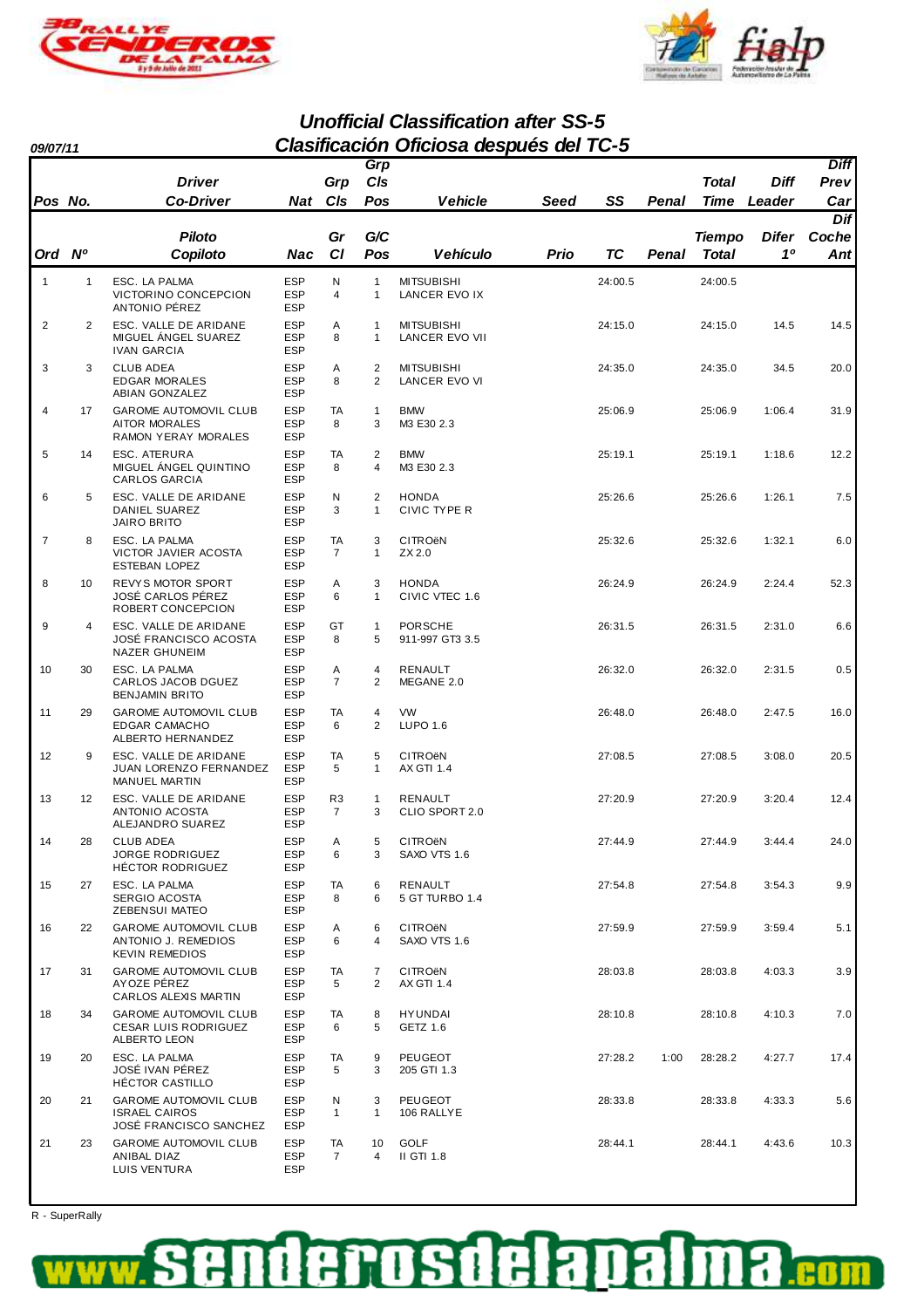# Unofficial Classification after SS-5
# Clasificación Oficiosa después del TC-5

**09/07/11**

| Pos / Ord | No. / Nº | Driver / Co-Driver (Piloto / Copiloto) | Nat / Nac | Grp Cls / Gr Cl | Grp Cls Pos / G/C Pos | Vehicle / Vehículo | Seed / Prio | SS / TC | Penal | Total Time / Tiempo Total | Diff Leader / Difer 1º | Diff Prev Car / Dif Coche Ant |
|---|---|---|---|---|---|---|---|---|---|---|---|---|
| 1 | 1 | ESC. LA PALMA<br>VICTORINO CONCEPCION<br>ANTONIO PÉREZ | ESP<br>ESP<br>ESP | N<br>4 | 1<br>1 | MITSUBISHI<br>LANCER EVO IX | | 24:00.5 | | 24:00.5 | | |
| 2 | 2 | ESC. VALLE DE ARIDANE<br>MIGUEL ÁNGEL SUAREZ<br>IVAN GARCIA | ESP<br>ESP<br>ESP | A<br>8 | 1<br>1 | MITSUBISHI<br>LANCER EVO VII | | 24:15.0 | | 24:15.0 | 14.5 | 14.5 |
| 3 | 3 | CLUB ADEA<br>EDGAR MORALES<br>ABIAN GONZALEZ | ESP<br>ESP<br>ESP | A<br>8 | 2<br>2 | MITSUBISHI<br>LANCER EVO VI | | 24:35.0 | | 24:35.0 | 34.5 | 20.0 |
| 4 | 17 | GAROME AUTOMOVIL CLUB<br>AITOR MORALES<br>RAMON YERAY MORALES | ESP<br>ESP<br>ESP | TA<br>8 | 1<br>3 | BMW<br>M3 E30 2.3 | | 25:06.9 | | 25:06.9 | 1:06.4 | 31.9 |
| 5 | 14 | ESC. ATERURA<br>MIGUEL ÁNGEL QUINTINO<br>CARLOS GARCIA | ESP<br>ESP<br>ESP | TA<br>8 | 2<br>4 | BMW<br>M3 E30 2.3 | | 25:19.1 | | 25:19.1 | 1:18.6 | 12.2 |
| 6 | 5 | ESC. VALLE DE ARIDANE<br>DANIEL SUAREZ<br>JAIRO BRITO | ESP<br>ESP<br>ESP | N<br>3 | 2<br>1 | HONDA<br>CIVIC TYPE R | | 25:26.6 | | 25:26.6 | 1:26.1 | 7.5 |
| 7 | 8 | ESC. LA PALMA<br>VICTOR JAVIER ACOSTA<br>ESTEBAN LOPEZ | ESP<br>ESP<br>ESP | TA<br>7 | 3<br>1 | CITROëN<br>ZX 2.0 | | 25:32.6 | | 25:32.6 | 1:32.1 | 6.0 |
| 8 | 10 | REVYS MOTOR SPORT<br>JOSÉ CARLOS PÉREZ<br>ROBERT CONCEPCION | ESP<br>ESP<br>ESP | A<br>6 | 3<br>1 | HONDA<br>CIVIC VTEC 1.6 | | 26:24.9 | | 26:24.9 | 2:24.4 | 52.3 |
| 9 | 4 | ESC. VALLE DE ARIDANE<br>JOSÉ FRANCISCO ACOSTA<br>NAZER GHUNEIM | ESP<br>ESP<br>ESP | GT<br>8 | 1<br>5 | PORSCHE<br>911-997 GT3 3.5 | | 26:31.5 | | 26:31.5 | 2:31.0 | 6.6 |
| 10 | 30 | ESC. LA PALMA<br>CARLOS JACOB DGUEZ<br>BENJAMIN BRITO | ESP<br>ESP<br>ESP | A<br>7 | 4<br>2 | RENAULT<br>MEGANE 2.0 | | 26:32.0 | | 26:32.0 | 2:31.5 | 0.5 |
| 11 | 29 | GAROME AUTOMOVIL CLUB<br>EDGAR CAMACHO<br>ALBERTO HERNANDEZ | ESP<br>ESP<br>ESP | TA<br>6 | 4<br>2 | VW<br>LUPO 1.6 | | 26:48.0 | | 26:48.0 | 2:47.5 | 16.0 |
| 12 | 9 | ESC. VALLE DE ARIDANE<br>JUAN LORENZO FERNANDEZ<br>MANUEL MARTIN | ESP<br>ESP<br>ESP | TA<br>5 | 5<br>1 | CITROëN<br>AX GTI 1.4 | | 27:08.5 | | 27:08.5 | 3:08.0 | 20.5 |
| 13 | 12 | ESC. VALLE DE ARIDANE<br>ANTONIO ACOSTA<br>ALEJANDRO SUAREZ | ESP<br>ESP<br>ESP | R3<br>7 | 1<br>3 | RENAULT<br>CLIO SPORT 2.0 | | 27:20.9 | | 27:20.9 | 3:20.4 | 12.4 |
| 14 | 28 | CLUB ADEA<br>JORGE RODRIGUEZ<br>HÉCTOR RODRIGUEZ | ESP<br>ESP<br>ESP | A<br>6 | 5<br>3 | CITROëN<br>SAXO VTS 1.6 | | 27:44.9 | | 27:44.9 | 3:44.4 | 24.0 |
| 15 | 27 | ESC. LA PALMA<br>SERGIO ACOSTA<br>ZEBENSUI MATEO | ESP<br>ESP<br>ESP | TA<br>8 | 6<br>6 | RENAULT<br>5 GT TURBO 1.4 | | 27:54.8 | | 27:54.8 | 3:54.3 | 9.9 |
| 16 | 22 | GAROME AUTOMOVIL CLUB<br>ANTONIO J. REMEDIOS<br>KEVIN REMEDIOS | ESP<br>ESP<br>ESP | A<br>6 | 6<br>4 | CITROëN<br>SAXO VTS 1.6 | | 27:59.9 | | 27:59.9 | 3:59.4 | 5.1 |
| 17 | 31 | GAROME AUTOMOVIL CLUB<br>AYOZE PÉREZ<br>CARLOS ALEXIS MARTIN | ESP<br>ESP<br>ESP | TA<br>5 | 7<br>2 | CITROëN<br>AX GTI 1.4 | | 28:03.8 | | 28:03.8 | 4:03.3 | 3.9 |
| 18 | 34 | GAROME AUTOMOVIL CLUB<br>CESAR LUIS RODRIGUEZ<br>ALBERTO LEON | ESP<br>ESP<br>ESP | TA<br>6 | 8<br>5 | HYUNDAI<br>GETZ 1.6 | | 28:10.8 | | 28:10.8 | 4:10.3 | 7.0 |
| 19 | 20 | ESC. LA PALMA<br>JOSÉ IVAN PÉREZ<br>HÉCTOR CASTILLO | ESP<br>ESP<br>ESP | TA<br>5 | 9<br>3 | PEUGEOT<br>205 GTI 1.3 | | 27:28.2 | 1:00 | 28:28.2 | 4:27.7 | 17.4 |
| 20 | 21 | GAROME AUTOMOVIL CLUB<br>ISRAEL CAIROS<br>JOSÉ FRANCISCO SANCHEZ | ESP<br>ESP<br>ESP | N<br>1 | 3<br>1 | PEUGEOT<br>106 RALLYE | | 28:33.8 | | 28:33.8 | 4:33.3 | 5.6 |
| 21 | 23 | GAROME AUTOMOVIL CLUB<br>ANIBAL DIAZ<br>LUIS VENTURA | ESP<br>ESP<br>ESP | TA<br>7 | 10<br>4 | GOLF<br>II GTI 1.8 | | 28:44.1 | | 28:44.1 | 4:43.6 | 10.3 |

R - SuperRally

www.senderosdelapalma.com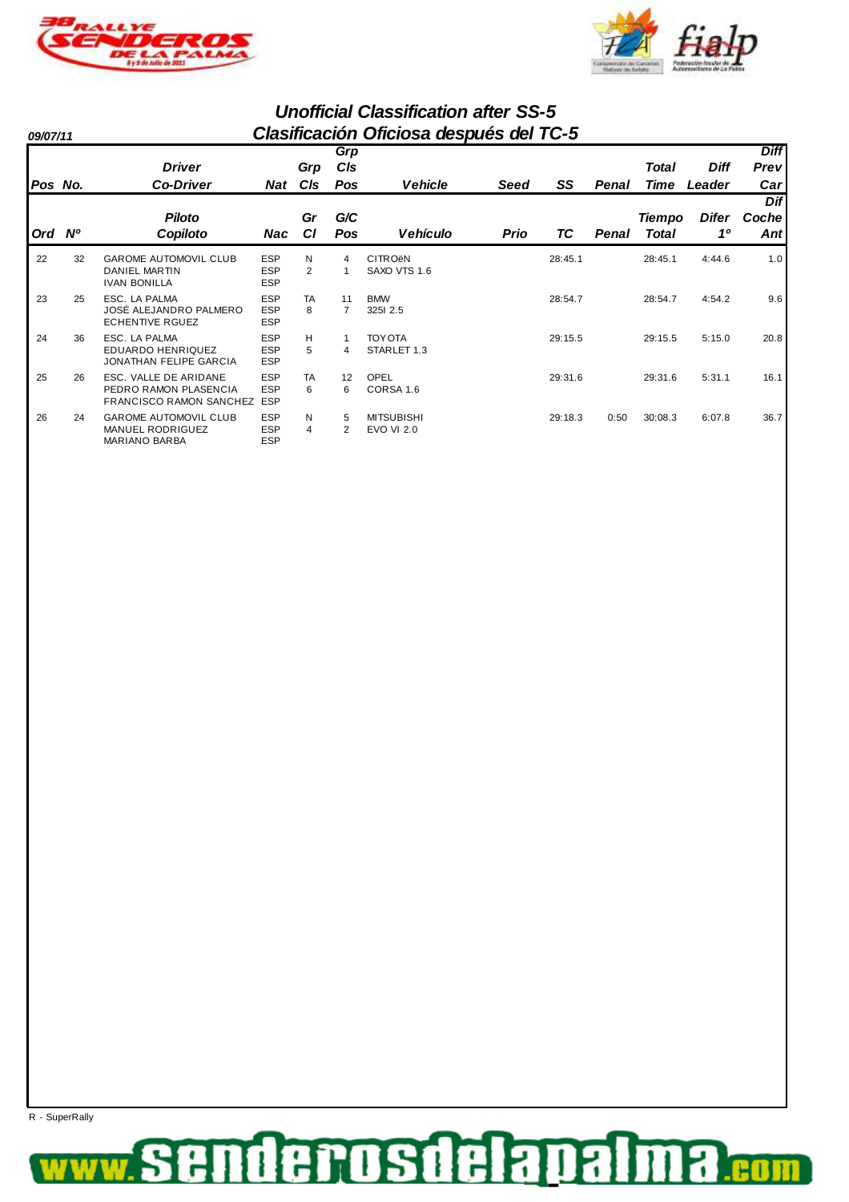# Unofficial Classification after SS-5

# Clasificación Oficiosa después del TC-5

09/07/11

| Pos / Ord | No. / Nº | Driver / Co-Driver (Piloto / Copiloto) | Nat / Nac | Grp Cls / Gr Cl | Grp Cls Pos / G/C Pos | Vehicle / Vehículo | Seed / Prio | SS / TC | Penal | Total Time / Tiempo Total | Diff Leader / Difer 1º | Diff Prev Car / Dif Coche Ant |
|---|---|---|---|---|---|---|---|---|---|---|---|---|
| 22 | 32 | GAROME AUTOMOVIL CLUB<br>DANIEL MARTIN<br>IVAN BONILLA | ESP<br>ESP<br>ESP | N<br>2 | 4<br>1 | CITROëN<br>SAXO VTS 1.6 | | 28:45.1 | | 28:45.1 | 4:44.6 | 1.0 |
| 23 | 25 | ESC. LA PALMA<br>JOSÉ ALEJANDRO PALMERO<br>ECHENTIVE RGUEZ | ESP<br>ESP<br>ESP | TA<br>8 | 11<br>7 | BMW<br>325I 2.5 | | 28:54.7 | | 28:54.7 | 4:54.2 | 9.6 |
| 24 | 36 | ESC. LA PALMA<br>EDUARDO HENRIQUEZ<br>JONATHAN FELIPE GARCIA | ESP<br>ESP<br>ESP | H<br>5 | 1<br>4 | TOYOTA<br>STARLET 1.3 | | 29:15.5 | | 29:15.5 | 5:15.0 | 20.8 |
| 25 | 26 | ESC. VALLE DE ARIDANE<br>PEDRO RAMON PLASENCIA<br>FRANCISCO RAMON SANCHEZ | ESP<br>ESP<br>ESP | TA<br>6 | 12<br>6 | OPEL<br>CORSA 1.6 | | 29:31.6 | | 29:31.6 | 5:31.1 | 16.1 |
| 26 | 24 | GAROME AUTOMOVIL CLUB<br>MANUEL RODRIGUEZ<br>MARIANO BARBA | ESP<br>ESP<br>ESP | N<br>4 | 5<br>2 | MITSUBISHI<br>EVO VI 2.0 | | 29:18.3 | 0:50 | 30:08.3 | 6:07.8 | 36.7 |

R - SuperRally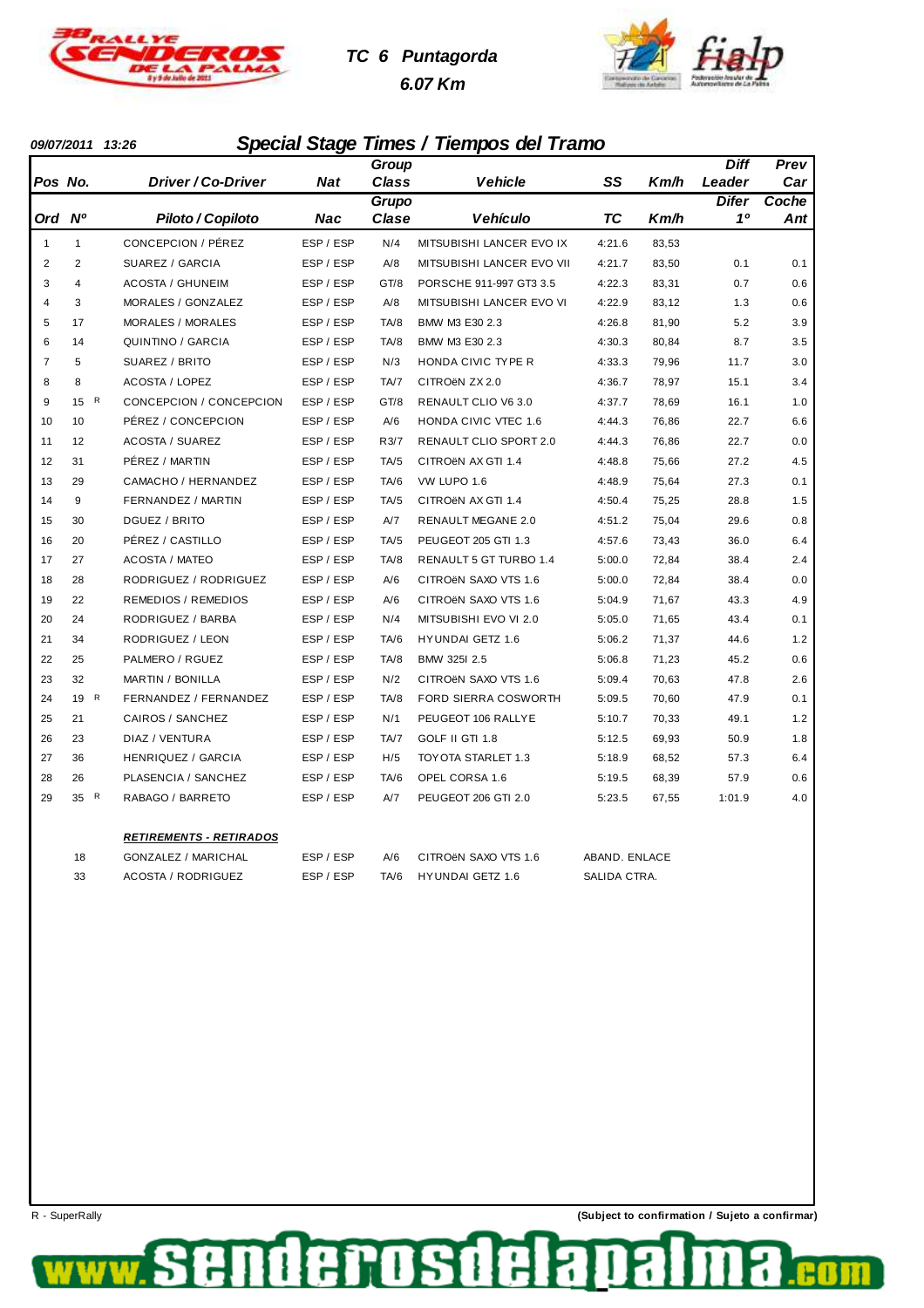# TC 6 Puntagorda

**6.07 Km**

09/07/2011 13:26

## Special Stage Times / Tiempos del Tramo

| Pos / Ord | No. / Nº | Driver / Co-Driver / Piloto / Copiloto | Nat / Nac | Group Class / Grupo Clase | Vehicle / Vehículo | SS / TC | Km/h | Diff Leader / Difer 1º | Prev Car / Coche Ant |
|---|---|---|---|---|---|---|---|---|---|
| 1 | 1 | CONCEPCION / PÉREZ | ESP / ESP | N/4 | MITSUBISHI LANCER EVO IX | 4:21.6 | 83,53 | | |
| 2 | 2 | SUAREZ / GARCIA | ESP / ESP | A/8 | MITSUBISHI LANCER EVO VII | 4:21.7 | 83,50 | 0.1 | 0.1 |
| 3 | 4 | ACOSTA / GHUNEIM | ESP / ESP | GT/8 | PORSCHE 911-997 GT3 3.5 | 4:22.3 | 83,31 | 0.7 | 0.6 |
| 4 | 3 | MORALES / GONZALEZ | ESP / ESP | A/8 | MITSUBISHI LANCER EVO VI | 4:22.9 | 83,12 | 1.3 | 0.6 |
| 5 | 17 | MORALES / MORALES | ESP / ESP | TA/8 | BMW M3 E30 2.3 | 4:26.8 | 81,90 | 5.2 | 3.9 |
| 6 | 14 | QUINTINO / GARCIA | ESP / ESP | TA/8 | BMW M3 E30 2.3 | 4:30.3 | 80,84 | 8.7 | 3.5 |
| 7 | 5 | SUAREZ / BRITO | ESP / ESP | N/3 | HONDA CIVIC TYPE R | 4:33.3 | 79,96 | 11.7 | 3.0 |
| 8 | 8 | ACOSTA / LOPEZ | ESP / ESP | TA/7 | CITROëN ZX 2.0 | 4:36.7 | 78,97 | 15.1 | 3.4 |
| 9 | 15 R | CONCEPCION / CONCEPCION | ESP / ESP | GT/8 | RENAULT CLIO V6 3.0 | 4:37.7 | 78,69 | 16.1 | 1.0 |
| 10 | 10 | PÉREZ / CONCEPCION | ESP / ESP | A/6 | HONDA CIVIC VTEC 1.6 | 4:44.3 | 76,86 | 22.7 | 6.6 |
| 11 | 12 | ACOSTA / SUAREZ | ESP / ESP | R3/7 | RENAULT CLIO SPORT 2.0 | 4:44.3 | 76,86 | 22.7 | 0.0 |
| 12 | 31 | PÉREZ / MARTIN | ESP / ESP | TA/5 | CITROëN AX GTI 1.4 | 4:48.8 | 75,66 | 27.2 | 4.5 |
| 13 | 29 | CAMACHO / HERNANDEZ | ESP / ESP | TA/6 | VW LUPO 1.6 | 4:48.9 | 75,64 | 27.3 | 0.1 |
| 14 | 9 | FERNANDEZ / MARTIN | ESP / ESP | TA/5 | CITROëN AX GTI 1.4 | 4:50.4 | 75,25 | 28.8 | 1.5 |
| 15 | 30 | DGUEZ / BRITO | ESP / ESP | A/7 | RENAULT MEGANE 2.0 | 4:51.2 | 75,04 | 29.6 | 0.8 |
| 16 | 20 | PÉREZ / CASTILLO | ESP / ESP | TA/5 | PEUGEOT 205 GTI 1.3 | 4:57.6 | 73,43 | 36.0 | 6.4 |
| 17 | 27 | ACOSTA / MATEO | ESP / ESP | TA/8 | RENAULT 5 GT TURBO 1.4 | 5:00.0 | 72,84 | 38.4 | 2.4 |
| 18 | 28 | RODRIGUEZ / RODRIGUEZ | ESP / ESP | A/6 | CITROëN SAXO VTS 1.6 | 5:00.0 | 72,84 | 38.4 | 0.0 |
| 19 | 22 | REMEDIOS / REMEDIOS | ESP / ESP | A/6 | CITROëN SAXO VTS 1.6 | 5:04.9 | 71,67 | 43.3 | 4.9 |
| 20 | 24 | RODRIGUEZ / BARBA | ESP / ESP | N/4 | MITSUBISHI EVO VI 2.0 | 5:05.0 | 71,65 | 43.4 | 0.1 |
| 21 | 34 | RODRIGUEZ / LEON | ESP / ESP | TA/6 | HYUNDAI GETZ 1.6 | 5:06.2 | 71,37 | 44.6 | 1.2 |
| 22 | 25 | PALMERO / RGUEZ | ESP / ESP | TA/8 | BMW 325I 2.5 | 5:06.8 | 71,23 | 45.2 | 0.6 |
| 23 | 32 | MARTIN / BONILLA | ESP / ESP | N/2 | CITROëN SAXO VTS 1.6 | 5:09.4 | 70,63 | 47.8 | 2.6 |
| 24 | 19 R | FERNANDEZ / FERNANDEZ | ESP / ESP | TA/8 | FORD SIERRA COSWORTH | 5:09.5 | 70,60 | 47.9 | 0.1 |
| 25 | 21 | CAIROS / SANCHEZ | ESP / ESP | N/1 | PEUGEOT 106 RALLYE | 5:10.7 | 70,33 | 49.1 | 1.2 |
| 26 | 23 | DIAZ / VENTURA | ESP / ESP | TA/7 | GOLF II GTI 1.8 | 5:12.5 | 69,93 | 50.9 | 1.8 |
| 27 | 36 | HENRIQUEZ / GARCIA | ESP / ESP | H/5 | TOYOTA STARLET 1.3 | 5:18.9 | 68,52 | 57.3 | 6.4 |
| 28 | 26 | PLASENCIA / SANCHEZ | ESP / ESP | TA/6 | OPEL CORSA 1.6 | 5:19.5 | 68,39 | 57.9 | 0.6 |
| 29 | 35 R | RABAGO / BARRETO | ESP / ESP | A/7 | PEUGEOT 206 GTI 2.0 | 5:23.5 | 67,55 | 1:01.9 | 4.0 |

### RETIREMENTS - RETIRADOS

| No. | Driver / Co-Driver | Nat | Group Class | Vehicle | |
|---|---|---|---|---|---|
| 18 | GONZALEZ / MARICHAL | ESP / ESP | A/6 | CITROëN SAXO VTS 1.6 | ABAND. ENLACE |
| 33 | ACOSTA / RODRIGUEZ | ESP / ESP | TA/6 | HYUNDAI GETZ 1.6 | SALIDA CTRA. |

R - SuperRally

**(Subject to confirmation / Sujeto a confirmar)**

www.senderosdelapalma.com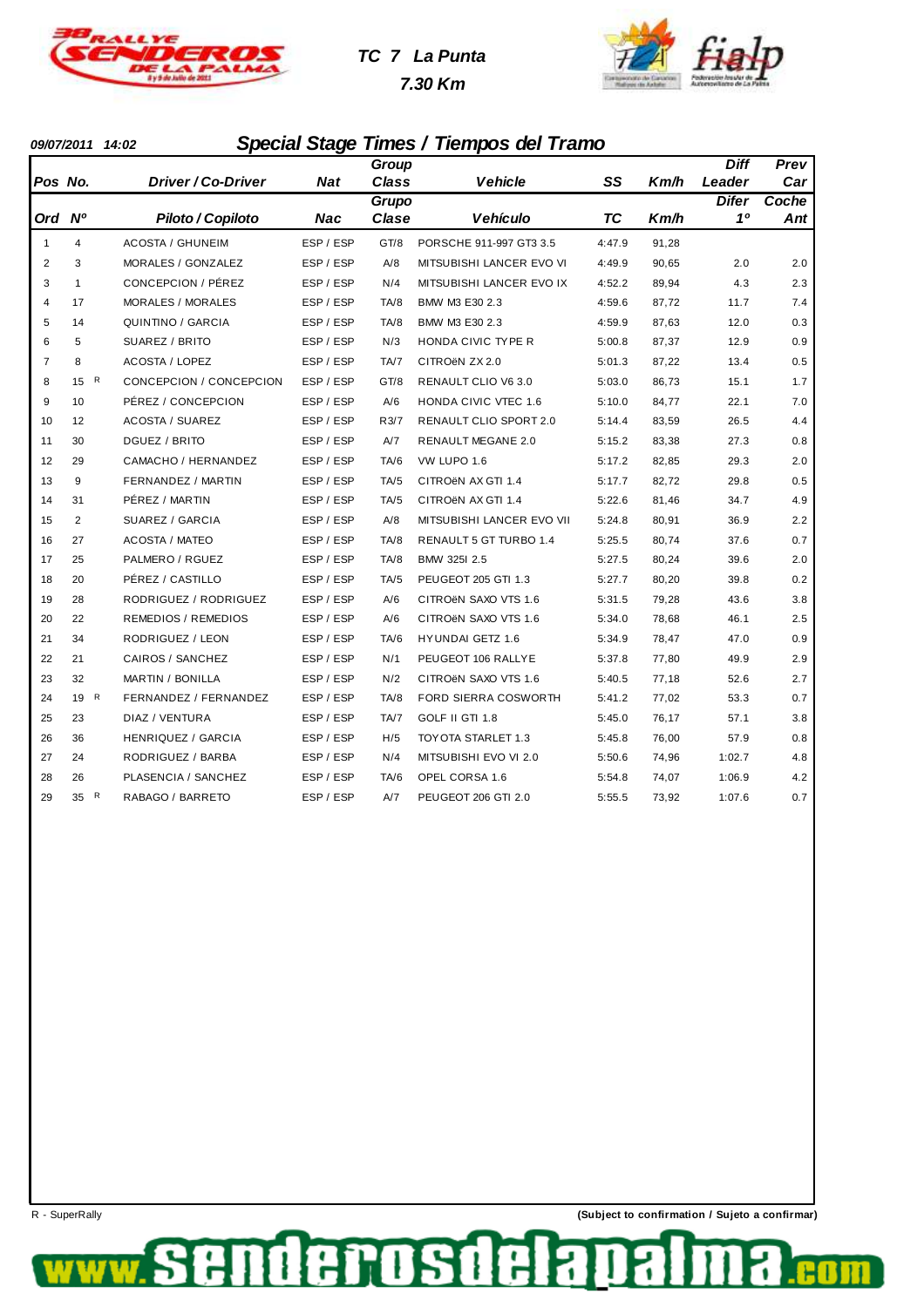# TC 7 La Punta

**7.30 Km**

**09/07/2011 14:02**

## Special Stage Times / Tiempos del Tramo

| Pos / Ord | No. / Nº | Driver / Co-Driver (Piloto / Copiloto) | Nat / Nac | Group Class (Grupo Clase) | Vehicle / Vehículo | SS / TC | Km/h | Diff Leader (Difer 1º) | Prev Car (Coche Ant) |
|---|---|---|---|---|---|---|---|---|---|
| 1 | 4 | ACOSTA / GHUNEIM | ESP / ESP | GT/8 | PORSCHE 911-997 GT3 3.5 | 4:47.9 | 91,28 | | |
| 2 | 3 | MORALES / GONZALEZ | ESP / ESP | A/8 | MITSUBISHI LANCER EVO VI | 4:49.9 | 90,65 | 2.0 | 2.0 |
| 3 | 1 | CONCEPCION / PÉREZ | ESP / ESP | N/4 | MITSUBISHI LANCER EVO IX | 4:52.2 | 89,94 | 4.3 | 2.3 |
| 4 | 17 | MORALES / MORALES | ESP / ESP | TA/8 | BMW M3 E30 2.3 | 4:59.6 | 87,72 | 11.7 | 7.4 |
| 5 | 14 | QUINTINO / GARCIA | ESP / ESP | TA/8 | BMW M3 E30 2.3 | 4:59.9 | 87,63 | 12.0 | 0.3 |
| 6 | 5 | SUAREZ / BRITO | ESP / ESP | N/3 | HONDA CIVIC TYPE R | 5:00.8 | 87,37 | 12.9 | 0.9 |
| 7 | 8 | ACOSTA / LOPEZ | ESP / ESP | TA/7 | CITROëN ZX 2.0 | 5:01.3 | 87,22 | 13.4 | 0.5 |
| 8 | 15 R | CONCEPCION / CONCEPCION | ESP / ESP | GT/8 | RENAULT CLIO V6 3.0 | 5:03.0 | 86,73 | 15.1 | 1.7 |
| 9 | 10 | PÉREZ / CONCEPCION | ESP / ESP | A/6 | HONDA CIVIC VTEC 1.6 | 5:10.0 | 84,77 | 22.1 | 7.0 |
| 10 | 12 | ACOSTA / SUAREZ | ESP / ESP | R3/7 | RENAULT CLIO SPORT 2.0 | 5:14.4 | 83,59 | 26.5 | 4.4 |
| 11 | 30 | DGUEZ / BRITO | ESP / ESP | A/7 | RENAULT MEGANE 2.0 | 5:15.2 | 83,38 | 27.3 | 0.8 |
| 12 | 29 | CAMACHO / HERNANDEZ | ESP / ESP | TA/6 | VW LUPO 1.6 | 5:17.2 | 82,85 | 29.3 | 2.0 |
| 13 | 9 | FERNANDEZ / MARTIN | ESP / ESP | TA/5 | CITROëN AX GTI 1.4 | 5:17.7 | 82,72 | 29.8 | 0.5 |
| 14 | 31 | PÉREZ / MARTIN | ESP / ESP | TA/5 | CITROëN AX GTI 1.4 | 5:22.6 | 81,46 | 34.7 | 4.9 |
| 15 | 2 | SUAREZ / GARCIA | ESP / ESP | A/8 | MITSUBISHI LANCER EVO VII | 5:24.8 | 80,91 | 36.9 | 2.2 |
| 16 | 27 | ACOSTA / MATEO | ESP / ESP | TA/8 | RENAULT 5 GT TURBO 1.4 | 5:25.5 | 80,74 | 37.6 | 0.7 |
| 17 | 25 | PALMERO / RGUEZ | ESP / ESP | TA/8 | BMW 325I 2.5 | 5:27.5 | 80,24 | 39.6 | 2.0 |
| 18 | 20 | PÉREZ / CASTILLO | ESP / ESP | TA/5 | PEUGEOT 205 GTI 1.3 | 5:27.7 | 80,20 | 39.8 | 0.2 |
| 19 | 28 | RODRIGUEZ / RODRIGUEZ | ESP / ESP | A/6 | CITROëN SAXO VTS 1.6 | 5:31.5 | 79,28 | 43.6 | 3.8 |
| 20 | 22 | REMEDIOS / REMEDIOS | ESP / ESP | A/6 | CITROëN SAXO VTS 1.6 | 5:34.0 | 78,68 | 46.1 | 2.5 |
| 21 | 34 | RODRIGUEZ / LEON | ESP / ESP | TA/6 | HYUNDAI GETZ 1.6 | 5:34.9 | 78,47 | 47.0 | 0.9 |
| 22 | 21 | CAIROS / SANCHEZ | ESP / ESP | N/1 | PEUGEOT 106 RALLYE | 5:37.8 | 77,80 | 49.9 | 2.9 |
| 23 | 32 | MARTIN / BONILLA | ESP / ESP | N/2 | CITROëN SAXO VTS 1.6 | 5:40.5 | 77,18 | 52.6 | 2.7 |
| 24 | 19 R | FERNANDEZ / FERNANDEZ | ESP / ESP | TA/8 | FORD SIERRA COSWORTH | 5:41.2 | 77,02 | 53.3 | 0.7 |
| 25 | 23 | DIAZ / VENTURA | ESP / ESP | TA/7 | GOLF II GTI 1.8 | 5:45.0 | 76,17 | 57.1 | 3.8 |
| 26 | 36 | HENRIQUEZ / GARCIA | ESP / ESP | H/5 | TOYOTA STARLET 1.3 | 5:45.8 | 76,00 | 57.9 | 0.8 |
| 27 | 24 | RODRIGUEZ / BARBA | ESP / ESP | N/4 | MITSUBISHI EVO VI 2.0 | 5:50.6 | 74,96 | 1:02.7 | 4.8 |
| 28 | 26 | PLASENCIA / SANCHEZ | ESP / ESP | TA/6 | OPEL CORSA 1.6 | 5:54.8 | 74,07 | 1:06.9 | 4.2 |
| 29 | 35 R | RABAGO / BARRETO | ESP / ESP | A/7 | PEUGEOT 206 GTI 2.0 | 5:55.5 | 73,92 | 1:07.6 | 0.7 |

R - SuperRally

**(Subject to confirmation / Sujeto a confirmar)**

www.senderosdelapalma.com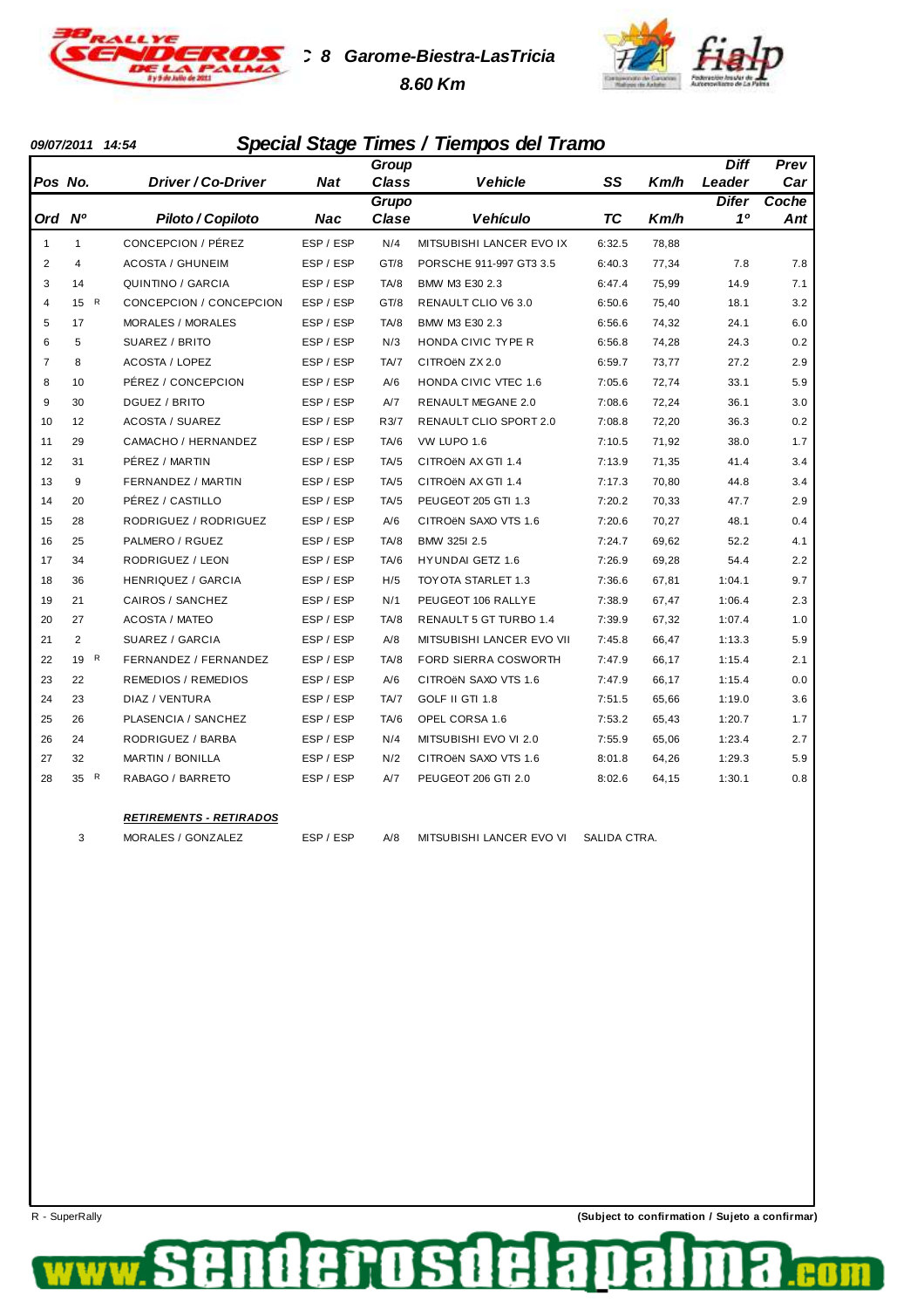# TC 8 Garome-Biestra-LasTricia

**8.60 Km**

**09/07/2011 14:54**

## Special Stage Times / Tiempos del Tramo

| Pos / Ord | No. / Nº | Driver / Co-Driver / Piloto / Copiloto | Nat / Nac | Group Class / Grupo Clase | Vehicle / Vehículo | SS / TC | Km/h | Diff Leader / Difer 1º | Prev Car / Coche Ant |
|---|---|---|---|---|---|---|---|---|---|
| 1 | 1 | CONCEPCION / PÉREZ | ESP / ESP | N/4 | MITSUBISHI LANCER EVO IX | 6:32.5 | 78,88 | | |
| 2 | 4 | ACOSTA / GHUNEIM | ESP / ESP | GT/8 | PORSCHE 911-997 GT3 3.5 | 6:40.3 | 77,34 | 7.8 | 7.8 |
| 3 | 14 | QUINTINO / GARCIA | ESP / ESP | TA/8 | BMW M3 E30 2.3 | 6:47.4 | 75,99 | 14.9 | 7.1 |
| 4 | 15 R | CONCEPCION / CONCEPCION | ESP / ESP | GT/8 | RENAULT CLIO V6 3.0 | 6:50.6 | 75,40 | 18.1 | 3.2 |
| 5 | 17 | MORALES / MORALES | ESP / ESP | TA/8 | BMW M3 E30 2.3 | 6:56.6 | 74,32 | 24.1 | 6.0 |
| 6 | 5 | SUAREZ / BRITO | ESP / ESP | N/3 | HONDA CIVIC TYPE R | 6:56.8 | 74,28 | 24.3 | 0.2 |
| 7 | 8 | ACOSTA / LOPEZ | ESP / ESP | TA/7 | CITROëN ZX 2.0 | 6:59.7 | 73,77 | 27.2 | 2.9 |
| 8 | 10 | PÉREZ / CONCEPCION | ESP / ESP | A/6 | HONDA CIVIC VTEC 1.6 | 7:05.6 | 72,74 | 33.1 | 5.9 |
| 9 | 30 | DGUEZ / BRITO | ESP / ESP | A/7 | RENAULT MEGANE 2.0 | 7:08.6 | 72,24 | 36.1 | 3.0 |
| 10 | 12 | ACOSTA / SUAREZ | ESP / ESP | R3/7 | RENAULT CLIO SPORT 2.0 | 7:08.8 | 72,20 | 36.3 | 0.2 |
| 11 | 29 | CAMACHO / HERNANDEZ | ESP / ESP | TA/6 | VW LUPO 1.6 | 7:10.5 | 71,92 | 38.0 | 1.7 |
| 12 | 31 | PÉREZ / MARTIN | ESP / ESP | TA/5 | CITROëN AX GTI 1.4 | 7:13.9 | 71,35 | 41.4 | 3.4 |
| 13 | 9 | FERNANDEZ / MARTIN | ESP / ESP | TA/5 | CITROëN AX GTI 1.4 | 7:17.3 | 70,80 | 44.8 | 3.4 |
| 14 | 20 | PÉREZ / CASTILLO | ESP / ESP | TA/5 | PEUGEOT 205 GTI 1.3 | 7:20.2 | 70,33 | 47.7 | 2.9 |
| 15 | 28 | RODRIGUEZ / RODRIGUEZ | ESP / ESP | A/6 | CITROëN SAXO VTS 1.6 | 7:20.6 | 70,27 | 48.1 | 0.4 |
| 16 | 25 | PALMERO / RGUEZ | ESP / ESP | TA/8 | BMW 325I 2.5 | 7:24.7 | 69,62 | 52.2 | 4.1 |
| 17 | 34 | RODRIGUEZ / LEON | ESP / ESP | TA/6 | HYUNDAI GETZ 1.6 | 7:26.9 | 69,28 | 54.4 | 2.2 |
| 18 | 36 | HENRIQUEZ / GARCIA | ESP / ESP | H/5 | TOYOTA STARLET 1.3 | 7:36.6 | 67,81 | 1:04.1 | 9.7 |
| 19 | 21 | CAIROS / SANCHEZ | ESP / ESP | N/1 | PEUGEOT 106 RALLYE | 7:38.9 | 67,47 | 1:06.4 | 2.3 |
| 20 | 27 | ACOSTA / MATEO | ESP / ESP | TA/8 | RENAULT 5 GT TURBO 1.4 | 7:39.9 | 67,32 | 1:07.4 | 1.0 |
| 21 | 2 | SUAREZ / GARCIA | ESP / ESP | A/8 | MITSUBISHI LANCER EVO VII | 7:45.8 | 66,47 | 1:13.3 | 5.9 |
| 22 | 19 R | FERNANDEZ / FERNANDEZ | ESP / ESP | TA/8 | FORD SIERRA COSWORTH | 7:47.9 | 66,17 | 1:15.4 | 2.1 |
| 23 | 22 | REMEDIOS / REMEDIOS | ESP / ESP | A/6 | CITROëN SAXO VTS 1.6 | 7:47.9 | 66,17 | 1:15.4 | 0.0 |
| 24 | 23 | DIAZ / VENTURA | ESP / ESP | TA/7 | GOLF II GTI 1.8 | 7:51.5 | 65,66 | 1:19.0 | 3.6 |
| 25 | 26 | PLASENCIA / SANCHEZ | ESP / ESP | TA/6 | OPEL CORSA 1.6 | 7:53.2 | 65,43 | 1:20.7 | 1.7 |
| 26 | 24 | RODRIGUEZ / BARBA | ESP / ESP | N/4 | MITSUBISHI EVO VI 2.0 | 7:55.9 | 65,06 | 1:23.4 | 2.7 |
| 27 | 32 | MARTIN / BONILLA | ESP / ESP | N/2 | CITROëN SAXO VTS 1.6 | 8:01.8 | 64,26 | 1:29.3 | 5.9 |
| 28 | 35 R | RABAGO / BARRETO | ESP / ESP | A/7 | PEUGEOT 206 GTI 2.0 | 8:02.6 | 64,15 | 1:30.1 | 0.8 |

***RETIREMENTS - RETIRADOS***

| No. | Driver / Co-Driver | Nat | Class | Vehicle | |
|---|---|---|---|---|---|
| 3 | MORALES / GONZALEZ | ESP / ESP | A/8 | MITSUBISHI LANCER EVO VI | SALIDA CTRA. |

R - SuperRally

**(Subject to confirmation / Sujeto a confirmar)**

www.senderosdelapalma.com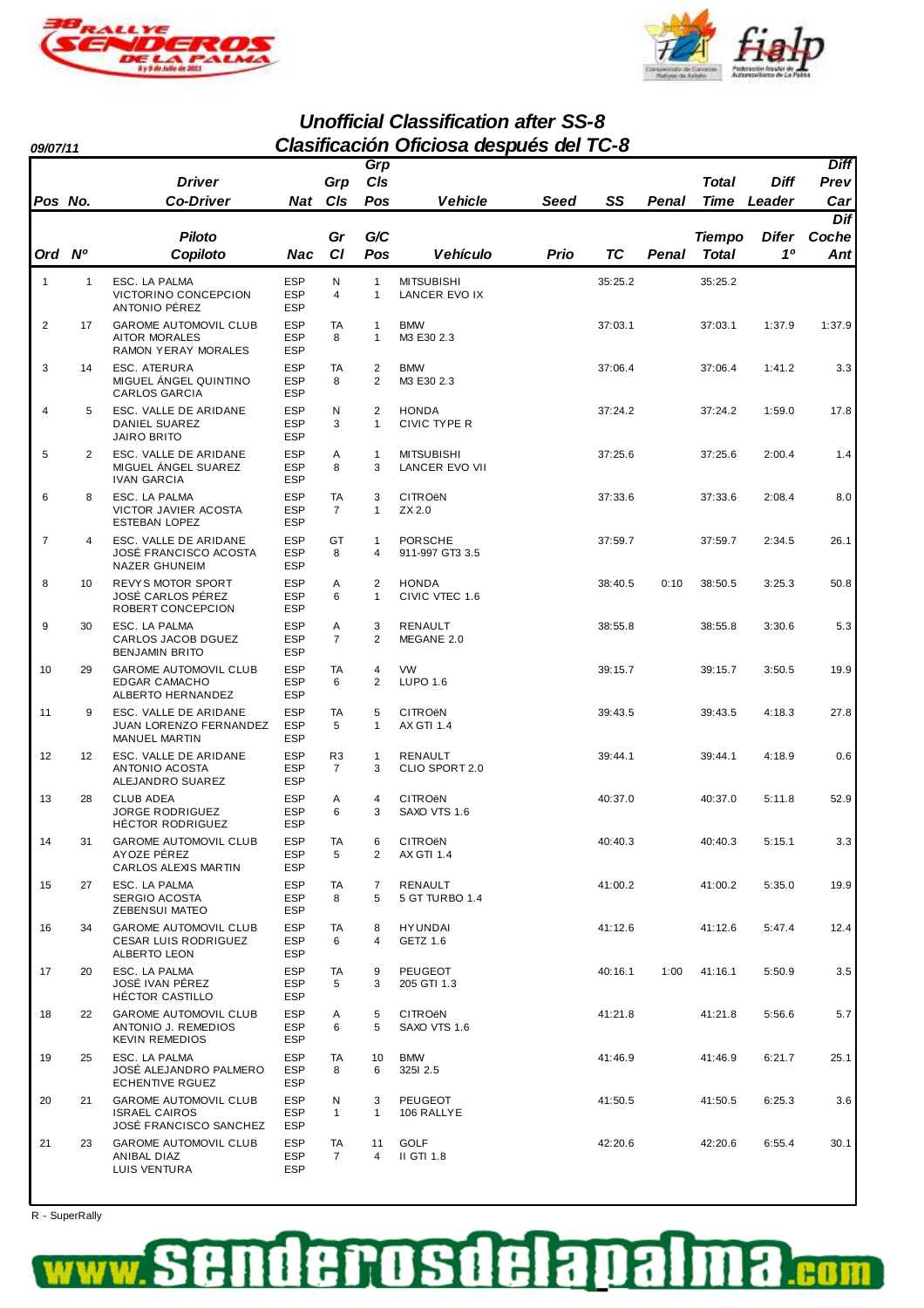## Unofficial Classification after SS-8
## Clasificación Oficiosa después del TC-8

**09/07/11**

| Pos / Ord | No. / Nº | Driver / Co-Driver (Piloto / Copiloto) | Nat / Nac | Grp Cls / Gr Cl | Grp Cls Pos / G/C Pos | Vehicle / Vehículo | Seed / Prio | SS / TC | Penal | Total Time / Tiempo Total | Diff Leader / Difer 1º | Diff Prev Car / Dif Coche Ant |
|---|---|---|---|---|---|---|---|---|---|---|---|---|
| 1 | 1 | ESC. LA PALMA<br>VICTORINO CONCEPCION<br>ANTONIO PÉREZ | ESP<br>ESP<br>ESP | N<br>4 | 1<br>1 | MITSUBISHI<br>LANCER EVO IX | | 35:25.2 | | 35:25.2 | | |
| 2 | 17 | GAROME AUTOMOVIL CLUB<br>AITOR MORALES<br>RAMON YERAY MORALES | ESP<br>ESP<br>ESP | TA<br>8 | 1<br>1 | BMW<br>M3 E30 2.3 | | 37:03.1 | | 37:03.1 | 1:37.9 | 1:37.9 |
| 3 | 14 | ESC. ATERURA<br>MIGUEL ÁNGEL QUINTINO<br>CARLOS GARCIA | ESP<br>ESP<br>ESP | TA<br>8 | 2<br>2 | BMW<br>M3 E30 2.3 | | 37:06.4 | | 37:06.4 | 1:41.2 | 3.3 |
| 4 | 5 | ESC. VALLE DE ARIDANE<br>DANIEL SUAREZ<br>JAIRO BRITO | ESP<br>ESP<br>ESP | N<br>3 | 2<br>1 | HONDA<br>CIVIC TYPE R | | 37:24.2 | | 37:24.2 | 1:59.0 | 17.8 |
| 5 | 2 | ESC. VALLE DE ARIDANE<br>MIGUEL ÁNGEL SUAREZ<br>IVAN GARCIA | ESP<br>ESP<br>ESP | A<br>8 | 1<br>3 | MITSUBISHI<br>LANCER EVO VII | | 37:25.6 | | 37:25.6 | 2:00.4 | 1.4 |
| 6 | 8 | ESC. LA PALMA<br>VICTOR JAVIER ACOSTA<br>ESTEBAN LOPEZ | ESP<br>ESP<br>ESP | TA<br>7 | 3<br>1 | CITROëN<br>ZX 2.0 | | 37:33.6 | | 37:33.6 | 2:08.4 | 8.0 |
| 7 | 4 | ESC. VALLE DE ARIDANE<br>JOSÉ FRANCISCO ACOSTA<br>NAZER GHUNEIM | ESP<br>ESP<br>ESP | GT<br>8 | 1<br>4 | PORSCHE<br>911-997 GT3 3.5 | | 37:59.7 | | 37:59.7 | 2:34.5 | 26.1 |
| 8 | 10 | REVYS MOTOR SPORT<br>JOSÉ CARLOS PÉREZ<br>ROBERT CONCEPCION | ESP<br>ESP<br>ESP | A<br>6 | 2<br>1 | HONDA<br>CIVIC VTEC 1.6 | | 38:40.5 | 0:10 | 38:50.5 | 3:25.3 | 50.8 |
| 9 | 30 | ESC. LA PALMA<br>CARLOS JACOB DGUEZ<br>BENJAMIN BRITO | ESP<br>ESP<br>ESP | A<br>7 | 3<br>2 | RENAULT<br>MEGANE 2.0 | | 38:55.8 | | 38:55.8 | 3:30.6 | 5.3 |
| 10 | 29 | GAROME AUTOMOVIL CLUB<br>EDGAR CAMACHO<br>ALBERTO HERNANDEZ | ESP<br>ESP<br>ESP | TA<br>6 | 4<br>2 | VW<br>LUPO 1.6 | | 39:15.7 | | 39:15.7 | 3:50.5 | 19.9 |
| 11 | 9 | ESC. VALLE DE ARIDANE<br>JUAN LORENZO FERNANDEZ<br>MANUEL MARTIN | ESP<br>ESP<br>ESP | TA<br>5 | 5<br>1 | CITROëN<br>AX GTI 1.4 | | 39:43.5 | | 39:43.5 | 4:18.3 | 27.8 |
| 12 | 12 | ESC. VALLE DE ARIDANE<br>ANTONIO ACOSTA<br>ALEJANDRO SUAREZ | ESP<br>ESP<br>ESP | R3<br>7 | 1<br>3 | RENAULT<br>CLIO SPORT 2.0 | | 39:44.1 | | 39:44.1 | 4:18.9 | 0.6 |
| 13 | 28 | CLUB ADEA<br>JORGE RODRIGUEZ<br>HÉCTOR RODRIGUEZ | ESP<br>ESP<br>ESP | A<br>6 | 4<br>3 | CITROëN<br>SAXO VTS 1.6 | | 40:37.0 | | 40:37.0 | 5:11.8 | 52.9 |
| 14 | 31 | GAROME AUTOMOVIL CLUB<br>AYOZE PÉREZ<br>CARLOS ALEXIS MARTIN | ESP<br>ESP<br>ESP | TA<br>5 | 6<br>2 | CITROëN<br>AX GTI 1.4 | | 40:40.3 | | 40:40.3 | 5:15.1 | 3.3 |
| 15 | 27 | ESC. LA PALMA<br>SERGIO ACOSTA<br>ZEBENSUI MATEO | ESP<br>ESP<br>ESP | TA<br>8 | 7<br>5 | RENAULT<br>5 GT TURBO 1.4 | | 41:00.2 | | 41:00.2 | 5:35.0 | 19.9 |
| 16 | 34 | GAROME AUTOMOVIL CLUB<br>CESAR LUIS RODRIGUEZ<br>ALBERTO LEON | ESP<br>ESP<br>ESP | TA<br>6 | 8<br>4 | HYUNDAI<br>GETZ 1.6 | | 41:12.6 | | 41:12.6 | 5:47.4 | 12.4 |
| 17 | 20 | ESC. LA PALMA<br>JOSÉ IVAN PÉREZ<br>HÉCTOR CASTILLO | ESP<br>ESP<br>ESP | TA<br>5 | 9<br>3 | PEUGEOT<br>205 GTI 1.3 | | 40:16.1 | 1:00 | 41:16.1 | 5:50.9 | 3.5 |
| 18 | 22 | GAROME AUTOMOVIL CLUB<br>ANTONIO J. REMEDIOS<br>KEVIN REMEDIOS | ESP<br>ESP<br>ESP | A<br>6 | 5<br>5 | CITROëN<br>SAXO VTS 1.6 | | 41:21.8 | | 41:21.8 | 5:56.6 | 5.7 |
| 19 | 25 | ESC. LA PALMA<br>JOSÉ ALEJANDRO PALMERO<br>ECHENTIVE RGUEZ | ESP<br>ESP<br>ESP | TA<br>8 | 10<br>6 | BMW<br>325I 2.5 | | 41:46.9 | | 41:46.9 | 6:21.7 | 25.1 |
| 20 | 21 | GAROME AUTOMOVIL CLUB<br>ISRAEL CAIROS<br>JOSÉ FRANCISCO SANCHEZ | ESP<br>ESP<br>ESP | N<br>1 | 3<br>1 | PEUGEOT<br>106 RALLYE | | 41:50.5 | | 41:50.5 | 6:25.3 | 3.6 |
| 21 | 23 | GAROME AUTOMOVIL CLUB<br>ANIBAL DIAZ<br>LUIS VENTURA | ESP<br>ESP<br>ESP | TA<br>7 | 11<br>4 | GOLF<br>II GTI 1.8 | | 42:20.6 | | 42:20.6 | 6:55.4 | 30.1 |

R - SuperRally

www.senderosdelapalma.com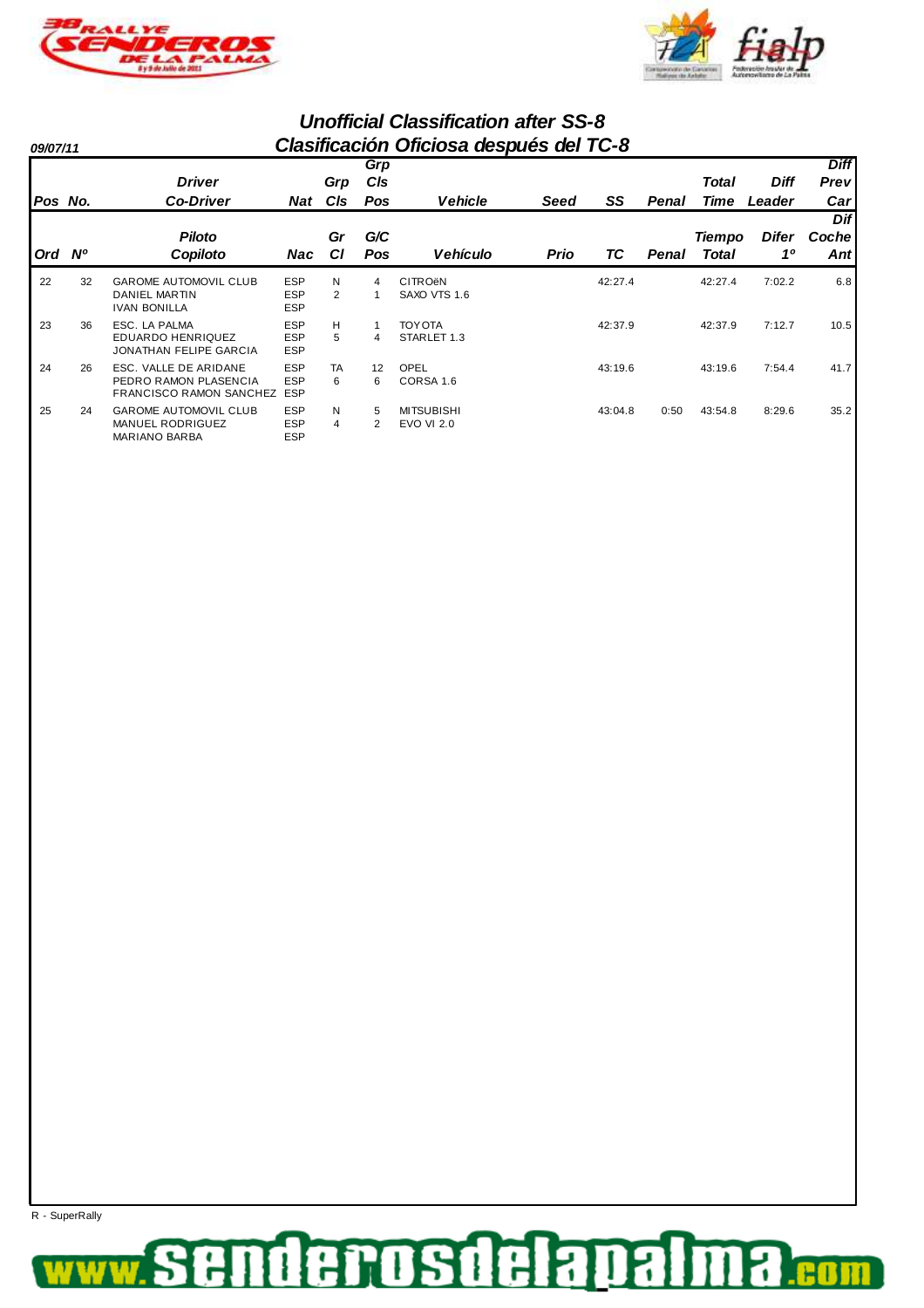## Unofficial Classification after SS-8

## Clasificación Oficiosa después del TC-8

09/07/11

| Pos / Ord | No. / Nº | Driver / Co-Driver — Piloto / Copiloto | Nat / Nac | Grp Cls / Gr Cl | Grp Cls Pos / G/C Pos | Vehicle / Vehículo | Seed / Prio | SS / TC | Penal | Total Time / Tiempo Total | Diff Leader / Difer 1º | Diff Prev Car / Dif Coche Ant |
|---|---|---|---|---|---|---|---|---|---|---|---|---|
| 22 | 32 | GAROME AUTOMOVIL CLUB<br>DANIEL MARTIN<br>IVAN BONILLA | ESP<br>ESP<br>ESP | N<br>2 | 4<br>1 | CITROëN<br>SAXO VTS 1.6 | | 42:27.4 | | 42:27.4 | 7:02.2 | 6.8 |
| 23 | 36 | ESC. LA PALMA<br>EDUARDO HENRIQUEZ<br>JONATHAN FELIPE GARCIA | ESP<br>ESP<br>ESP | H<br>5 | 1<br>4 | TOYOTA<br>STARLET 1.3 | | 42:37.9 | | 42:37.9 | 7:12.7 | 10.5 |
| 24 | 26 | ESC. VALLE DE ARIDANE<br>PEDRO RAMON PLASENCIA<br>FRANCISCO RAMON SANCHEZ | ESP<br>ESP<br>ESP | TA<br>6 | 12<br>6 | OPEL<br>CORSA 1.6 | | 43:19.6 | | 43:19.6 | 7:54.4 | 41.7 |
| 25 | 24 | GAROME AUTOMOVIL CLUB<br>MANUEL RODRIGUEZ<br>MARIANO BARBA | ESP<br>ESP<br>ESP | N<br>4 | 5<br>2 | MITSUBISHI<br>EVO VI 2.0 | | 43:04.8 | 0:50 | 43:54.8 | 8:29.6 | 35.2 |

R - SuperRally

www.senderosdelapalma.com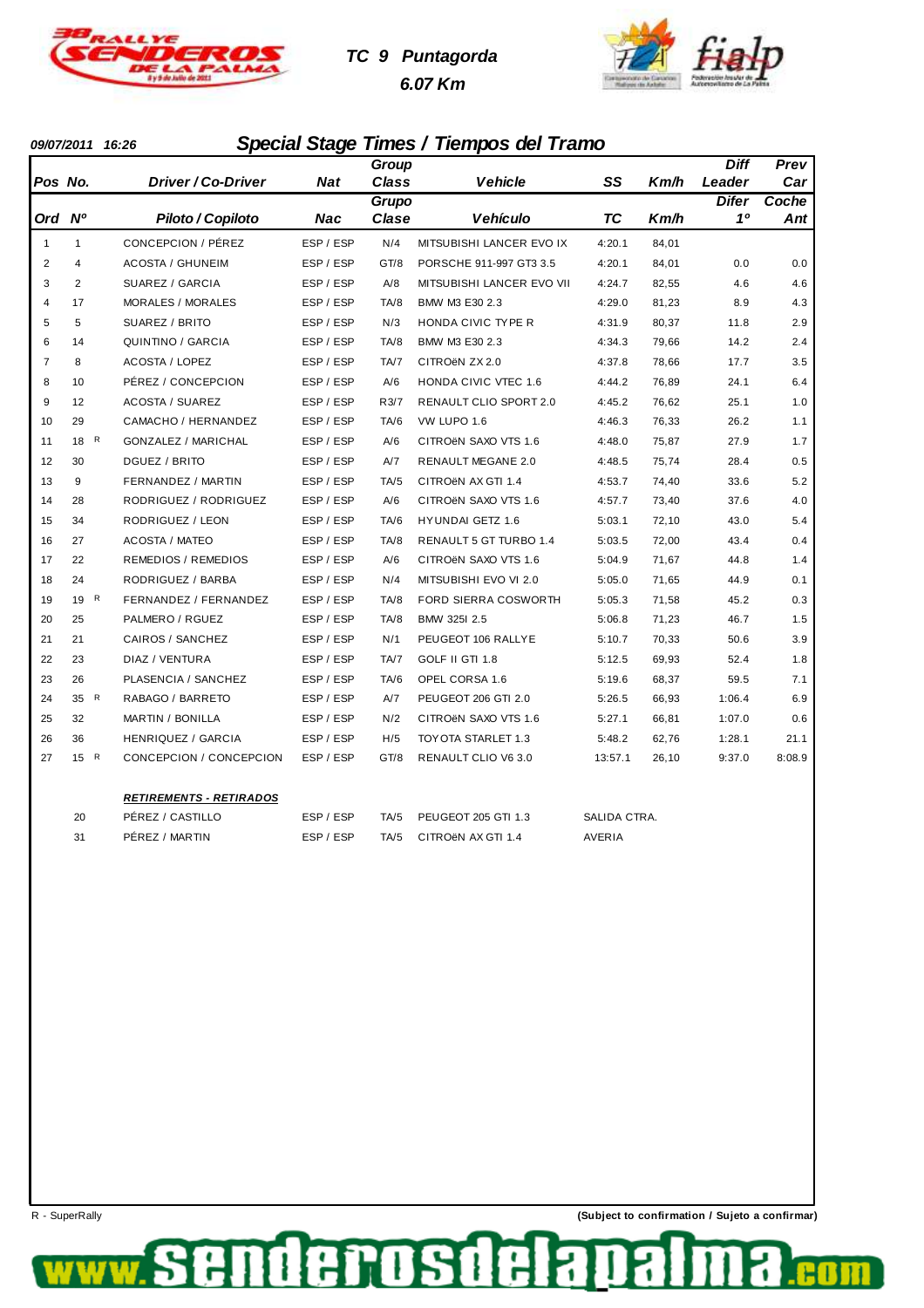**TC 9 Puntagorda**

**6.07 Km**

**09/07/2011 16:26**

## Special Stage Times / Tiempos del Tramo

| Pos / Ord | No. / Nº | Driver / Co-Driver / Piloto / Copiloto | Nat / Nac | Group Class / Grupo Clase | Vehicle / Vehículo | SS / TC | Km/h | Diff Leader / Difer 1º | Prev Car / Coche Ant |
|---|---|---|---|---|---|---|---|---|---|
| 1 | 1 | CONCEPCION / PÉREZ | ESP / ESP | N/4 | MITSUBISHI LANCER EVO IX | 4:20.1 | 84,01 | | |
| 2 | 4 | ACOSTA / GHUNEIM | ESP / ESP | GT/8 | PORSCHE 911-997 GT3 3.5 | 4:20.1 | 84,01 | 0.0 | 0.0 |
| 3 | 2 | SUAREZ / GARCIA | ESP / ESP | A/8 | MITSUBISHI LANCER EVO VII | 4:24.7 | 82,55 | 4.6 | 4.6 |
| 4 | 17 | MORALES / MORALES | ESP / ESP | TA/8 | BMW M3 E30 2.3 | 4:29.0 | 81,23 | 8.9 | 4.3 |
| 5 | 5 | SUAREZ / BRITO | ESP / ESP | N/3 | HONDA CIVIC TYPE R | 4:31.9 | 80,37 | 11.8 | 2.9 |
| 6 | 14 | QUINTINO / GARCIA | ESP / ESP | TA/8 | BMW M3 E30 2.3 | 4:34.3 | 79,66 | 14.2 | 2.4 |
| 7 | 8 | ACOSTA / LOPEZ | ESP / ESP | TA/7 | CITROëN ZX 2.0 | 4:37.8 | 78,66 | 17.7 | 3.5 |
| 8 | 10 | PÉREZ / CONCEPCION | ESP / ESP | A/6 | HONDA CIVIC VTEC 1.6 | 4:44.2 | 76,89 | 24.1 | 6.4 |
| 9 | 12 | ACOSTA / SUAREZ | ESP / ESP | R3/7 | RENAULT CLIO SPORT 2.0 | 4:45.2 | 76,62 | 25.1 | 1.0 |
| 10 | 29 | CAMACHO / HERNANDEZ | ESP / ESP | TA/6 | VW LUPO 1.6 | 4:46.3 | 76,33 | 26.2 | 1.1 |
| 11 | 18 R | GONZALEZ / MARICHAL | ESP / ESP | A/6 | CITROëN SAXO VTS 1.6 | 4:48.0 | 75,87 | 27.9 | 1.7 |
| 12 | 30 | DGUEZ / BRITO | ESP / ESP | A/7 | RENAULT MEGANE 2.0 | 4:48.5 | 75,74 | 28.4 | 0.5 |
| 13 | 9 | FERNANDEZ / MARTIN | ESP / ESP | TA/5 | CITROëN AX GTI 1.4 | 4:53.7 | 74,40 | 33.6 | 5.2 |
| 14 | 28 | RODRIGUEZ / RODRIGUEZ | ESP / ESP | A/6 | CITROëN SAXO VTS 1.6 | 4:57.7 | 73,40 | 37.6 | 4.0 |
| 15 | 34 | RODRIGUEZ / LEON | ESP / ESP | TA/6 | HYUNDAI GETZ 1.6 | 5:03.1 | 72,10 | 43.0 | 5.4 |
| 16 | 27 | ACOSTA / MATEO | ESP / ESP | TA/8 | RENAULT 5 GT TURBO 1.4 | 5:03.5 | 72,00 | 43.4 | 0.4 |
| 17 | 22 | REMEDIOS / REMEDIOS | ESP / ESP | A/6 | CITROëN SAXO VTS 1.6 | 5:04.9 | 71,67 | 44.8 | 1.4 |
| 18 | 24 | RODRIGUEZ / BARBA | ESP / ESP | N/4 | MITSUBISHI EVO VI 2.0 | 5:05.0 | 71,65 | 44.9 | 0.1 |
| 19 | 19 R | FERNANDEZ / FERNANDEZ | ESP / ESP | TA/8 | FORD SIERRA COSWORTH | 5:05.3 | 71,58 | 45.2 | 0.3 |
| 20 | 25 | PALMERO / RGUEZ | ESP / ESP | TA/8 | BMW 325I 2.5 | 5:06.8 | 71,23 | 46.7 | 1.5 |
| 21 | 21 | CAIROS / SANCHEZ | ESP / ESP | N/1 | PEUGEOT 106 RALLYE | 5:10.7 | 70,33 | 50.6 | 3.9 |
| 22 | 23 | DIAZ / VENTURA | ESP / ESP | TA/7 | GOLF II GTI 1.8 | 5:12.5 | 69,93 | 52.4 | 1.8 |
| 23 | 26 | PLASENCIA / SANCHEZ | ESP / ESP | TA/6 | OPEL CORSA 1.6 | 5:19.6 | 68,37 | 59.5 | 7.1 |
| 24 | 35 R | RABAGO / BARRETO | ESP / ESP | A/7 | PEUGEOT 206 GTI 2.0 | 5:26.5 | 66,93 | 1:06.4 | 6.9 |
| 25 | 32 | MARTIN / BONILLA | ESP / ESP | N/2 | CITROëN SAXO VTS 1.6 | 5:27.1 | 66,81 | 1:07.0 | 0.6 |
| 26 | 36 | HENRIQUEZ / GARCIA | ESP / ESP | H/5 | TOYOTA STARLET 1.3 | 5:48.2 | 62,76 | 1:28.1 | 21.1 |
| 27 | 15 R | CONCEPCION / CONCEPCION | ESP / ESP | GT/8 | RENAULT CLIO V6 3.0 | 13:57.1 | 26,10 | 9:37.0 | 8:08.9 |

**RETIREMENTS - RETIRADOS**

| No. | Driver / Co-Driver | Nat | Class | Vehicle | Reason |
|---|---|---|---|---|---|
| 20 | PÉREZ / CASTILLO | ESP / ESP | TA/5 | PEUGEOT 205 GTI 1.3 | SALIDA CTRA. |
| 31 | PÉREZ / MARTIN | ESP / ESP | TA/5 | CITROëN AX GTI 1.4 | AVERIA |

R - SuperRally

**(Subject to confirmation / Sujeto a confirmar)**

www.senderosdelapalma.com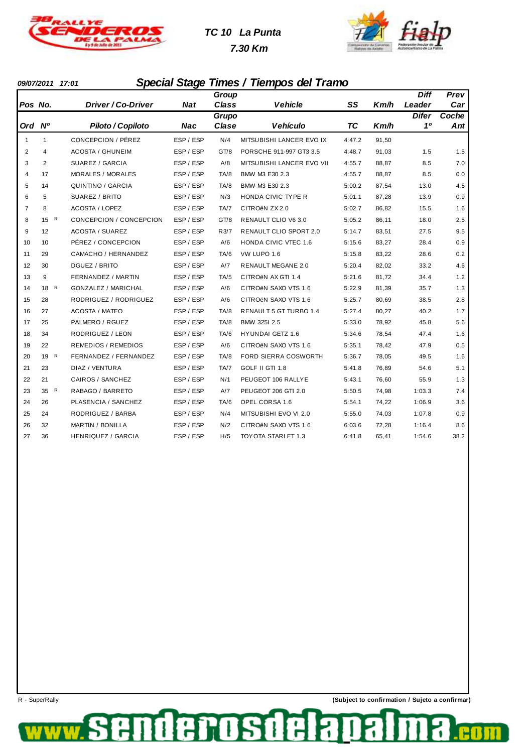**TC 10 La Punta**

**7.30 Km**

*09/07/2011 17:01*

## Special Stage Times / Tiempos del Tramo

| Pos / Ord | No. / Nº | Driver / Co-Driver / Piloto / Copiloto | Nat / Nac | Group Class / Grupo Clase | Vehicle / Vehículo | SS / TC | Km/h | Diff Leader / Difer 1º | Prev Car / Coche Ant |
|---|---|---|---|---|---|---|---|---|---|
| 1 | 1 | CONCEPCION / PÉREZ | ESP / ESP | N/4 | MITSUBISHI LANCER EVO IX | 4:47.2 | 91,50 | | |
| 2 | 4 | ACOSTA / GHUNEIM | ESP / ESP | GT/8 | PORSCHE 911-997 GT3 3.5 | 4:48.7 | 91,03 | 1.5 | 1.5 |
| 3 | 2 | SUAREZ / GARCIA | ESP / ESP | A/8 | MITSUBISHI LANCER EVO VII | 4:55.7 | 88,87 | 8.5 | 7.0 |
| 4 | 17 | MORALES / MORALES | ESP / ESP | TA/8 | BMW M3 E30 2.3 | 4:55.7 | 88,87 | 8.5 | 0.0 |
| 5 | 14 | QUINTINO / GARCIA | ESP / ESP | TA/8 | BMW M3 E30 2.3 | 5:00.2 | 87,54 | 13.0 | 4.5 |
| 6 | 5 | SUAREZ / BRITO | ESP / ESP | N/3 | HONDA CIVIC TYPE R | 5:01.1 | 87,28 | 13.9 | 0.9 |
| 7 | 8 | ACOSTA / LOPEZ | ESP / ESP | TA/7 | CITROëN ZX 2.0 | 5:02.7 | 86,82 | 15.5 | 1.6 |
| 8 | 15 R | CONCEPCION / CONCEPCION | ESP / ESP | GT/8 | RENAULT CLIO V6 3.0 | 5:05.2 | 86,11 | 18.0 | 2.5 |
| 9 | 12 | ACOSTA / SUAREZ | ESP / ESP | R3/7 | RENAULT CLIO SPORT 2.0 | 5:14.7 | 83,51 | 27.5 | 9.5 |
| 10 | 10 | PÉREZ / CONCEPCION | ESP / ESP | A/6 | HONDA CIVIC VTEC 1.6 | 5:15.6 | 83,27 | 28.4 | 0.9 |
| 11 | 29 | CAMACHO / HERNANDEZ | ESP / ESP | TA/6 | VW LUPO 1.6 | 5:15.8 | 83,22 | 28.6 | 0.2 |
| 12 | 30 | DGUEZ / BRITO | ESP / ESP | A/7 | RENAULT MEGANE 2.0 | 5:20.4 | 82,02 | 33.2 | 4.6 |
| 13 | 9 | FERNANDEZ / MARTIN | ESP / ESP | TA/5 | CITROëN AX GTI 1.4 | 5:21.6 | 81,72 | 34.4 | 1.2 |
| 14 | 18 R | GONZALEZ / MARICHAL | ESP / ESP | A/6 | CITROëN SAXO VTS 1.6 | 5:22.9 | 81,39 | 35.7 | 1.3 |
| 15 | 28 | RODRIGUEZ / RODRIGUEZ | ESP / ESP | A/6 | CITROëN SAXO VTS 1.6 | 5:25.7 | 80,69 | 38.5 | 2.8 |
| 16 | 27 | ACOSTA / MATEO | ESP / ESP | TA/8 | RENAULT 5 GT TURBO 1.4 | 5:27.4 | 80,27 | 40.2 | 1.7 |
| 17 | 25 | PALMERO / RGUEZ | ESP / ESP | TA/8 | BMW 325I 2.5 | 5:33.0 | 78,92 | 45.8 | 5.6 |
| 18 | 34 | RODRIGUEZ / LEON | ESP / ESP | TA/6 | HYUNDAI GETZ 1.6 | 5:34.6 | 78,54 | 47.4 | 1.6 |
| 19 | 22 | REMEDIOS / REMEDIOS | ESP / ESP | A/6 | CITROëN SAXO VTS 1.6 | 5:35.1 | 78,42 | 47.9 | 0.5 |
| 20 | 19 R | FERNANDEZ / FERNANDEZ | ESP / ESP | TA/8 | FORD SIERRA COSWORTH | 5:36.7 | 78,05 | 49.5 | 1.6 |
| 21 | 23 | DIAZ / VENTURA | ESP / ESP | TA/7 | GOLF II GTI 1.8 | 5:41.8 | 76,89 | 54.6 | 5.1 |
| 22 | 21 | CAIROS / SANCHEZ | ESP / ESP | N/1 | PEUGEOT 106 RALLYE | 5:43.1 | 76,60 | 55.9 | 1.3 |
| 23 | 35 R | RABAGO / BARRETO | ESP / ESP | A/7 | PEUGEOT 206 GTI 2.0 | 5:50.5 | 74,98 | 1:03.3 | 7.4 |
| 24 | 26 | PLASENCIA / SANCHEZ | ESP / ESP | TA/6 | OPEL CORSA 1.6 | 5:54.1 | 74,22 | 1:06.9 | 3.6 |
| 25 | 24 | RODRIGUEZ / BARBA | ESP / ESP | N/4 | MITSUBISHI EVO VI 2.0 | 5:55.0 | 74,03 | 1:07.8 | 0.9 |
| 26 | 32 | MARTIN / BONILLA | ESP / ESP | N/2 | CITROëN SAXO VTS 1.6 | 6:03.6 | 72,28 | 1:16.4 | 8.6 |
| 27 | 36 | HENRIQUEZ / GARCIA | ESP / ESP | H/5 | TOYOTA STARLET 1.3 | 6:41.8 | 65,41 | 1:54.6 | 38.2 |

R - SuperRally

**(Subject to confirmation / Sujeto a confirmar)**

www.senderosdelapalma.com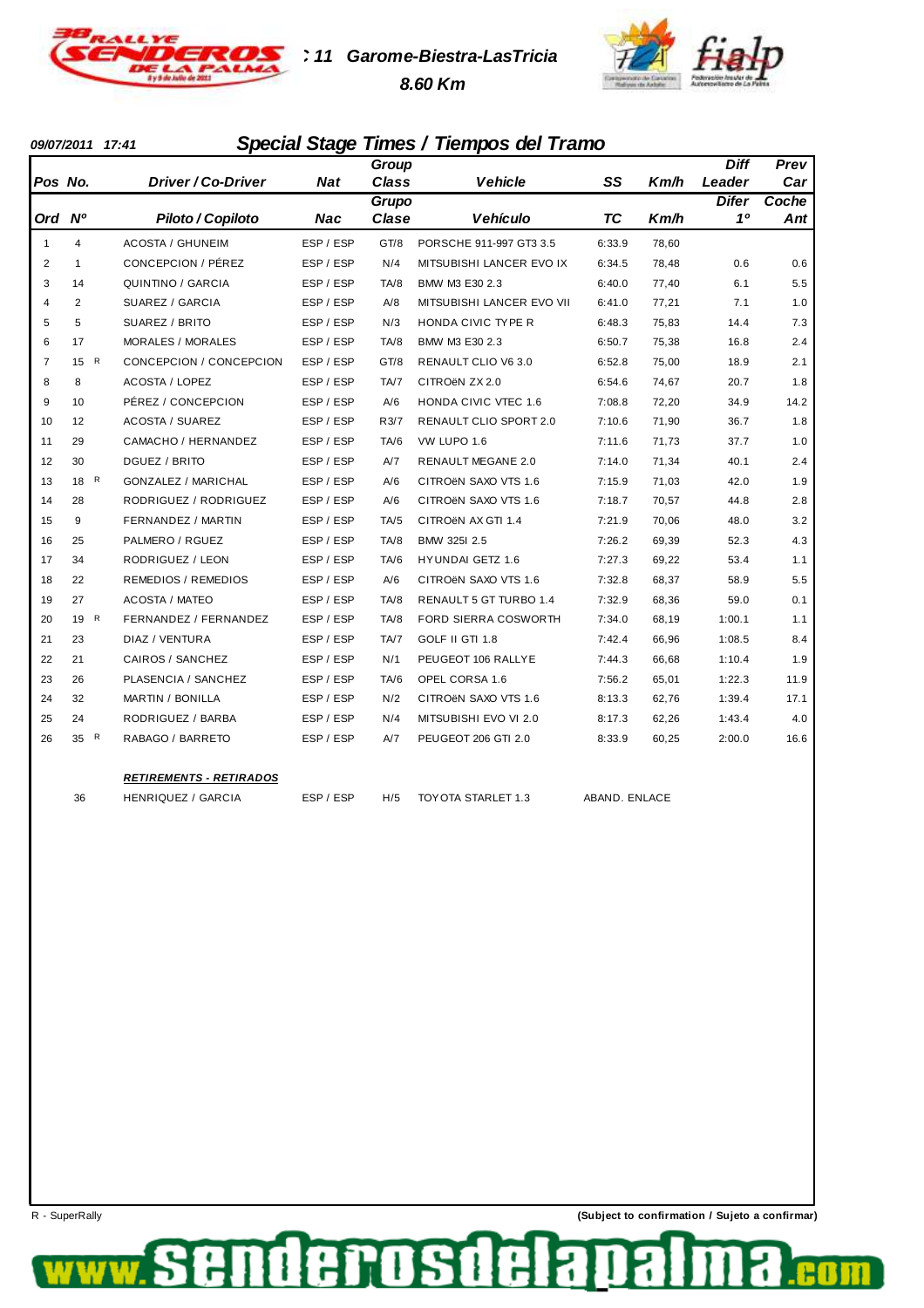# : 11 Garome-Biestra-LasTricia

**8.60 Km**

**09/07/2011 17:41**

## Special Stage Times / Tiempos del Tramo

| Pos No. | | Driver / Co-Driver | Nat | Group Class | Vehicle | SS | Km/h | Diff Leader | Prev Car |
|---|---|---|---|---|---|---|---|---|---|
| **Ord** | **Nº** | **Piloto / Copiloto** | **Nac** | **Grupo Clase** | **Vehículo** | **TC** | **Km/h** | **Difer 1º** | **Coche Ant** |
| 1 | 4 | ACOSTA / GHUNEIM | ESP / ESP | GT/8 | PORSCHE 911-997 GT3 3.5 | 6:33.9 | 78,60 | | |
| 2 | 1 | CONCEPCION / PÉREZ | ESP / ESP | N/4 | MITSUBISHI LANCER EVO IX | 6:34.5 | 78,48 | 0.6 | 0.6 |
| 3 | 14 | QUINTINO / GARCIA | ESP / ESP | TA/8 | BMW M3 E30 2.3 | 6:40.0 | 77,40 | 6.1 | 5.5 |
| 4 | 2 | SUAREZ / GARCIA | ESP / ESP | A/8 | MITSUBISHI LANCER EVO VII | 6:41.0 | 77,21 | 7.1 | 1.0 |
| 5 | 5 | SUAREZ / BRITO | ESP / ESP | N/3 | HONDA CIVIC TYPE R | 6:48.3 | 75,83 | 14.4 | 7.3 |
| 6 | 17 | MORALES / MORALES | ESP / ESP | TA/8 | BMW M3 E30 2.3 | 6:50.7 | 75,38 | 16.8 | 2.4 |
| 7 | 15 R | CONCEPCION / CONCEPCION | ESP / ESP | GT/8 | RENAULT CLIO V6 3.0 | 6:52.8 | 75,00 | 18.9 | 2.1 |
| 8 | 8 | ACOSTA / LOPEZ | ESP / ESP | TA/7 | CITROëN ZX 2.0 | 6:54.6 | 74,67 | 20.7 | 1.8 |
| 9 | 10 | PÉREZ / CONCEPCION | ESP / ESP | A/6 | HONDA CIVIC VTEC 1.6 | 7:08.8 | 72,20 | 34.9 | 14.2 |
| 10 | 12 | ACOSTA / SUAREZ | ESP / ESP | R3/7 | RENAULT CLIO SPORT 2.0 | 7:10.6 | 71,90 | 36.7 | 1.8 |
| 11 | 29 | CAMACHO / HERNANDEZ | ESP / ESP | TA/6 | VW LUPO 1.6 | 7:11.6 | 71,73 | 37.7 | 1.0 |
| 12 | 30 | DGUEZ / BRITO | ESP / ESP | A/7 | RENAULT MEGANE 2.0 | 7:14.0 | 71,34 | 40.1 | 2.4 |
| 13 | 18 R | GONZALEZ / MARICHAL | ESP / ESP | A/6 | CITROëN SAXO VTS 1.6 | 7:15.9 | 71,03 | 42.0 | 1.9 |
| 14 | 28 | RODRIGUEZ / RODRIGUEZ | ESP / ESP | A/6 | CITROëN SAXO VTS 1.6 | 7:18.7 | 70,57 | 44.8 | 2.8 |
| 15 | 9 | FERNANDEZ / MARTIN | ESP / ESP | TA/5 | CITROëN AX GTI 1.4 | 7:21.9 | 70,06 | 48.0 | 3.2 |
| 16 | 25 | PALMERO / RGUEZ | ESP / ESP | TA/8 | BMW 325I 2.5 | 7:26.2 | 69,39 | 52.3 | 4.3 |
| 17 | 34 | RODRIGUEZ / LEON | ESP / ESP | TA/6 | HYUNDAI GETZ 1.6 | 7:27.3 | 69,22 | 53.4 | 1.1 |
| 18 | 22 | REMEDIOS / REMEDIOS | ESP / ESP | A/6 | CITROëN SAXO VTS 1.6 | 7:32.8 | 68,37 | 58.9 | 5.5 |
| 19 | 27 | ACOSTA / MATEO | ESP / ESP | TA/8 | RENAULT 5 GT TURBO 1.4 | 7:32.9 | 68,36 | 59.0 | 0.1 |
| 20 | 19 R | FERNANDEZ / FERNANDEZ | ESP / ESP | TA/8 | FORD SIERRA COSWORTH | 7:34.0 | 68,19 | 1:00.1 | 1.1 |
| 21 | 23 | DIAZ / VENTURA | ESP / ESP | TA/7 | GOLF II GTI 1.8 | 7:42.4 | 66,96 | 1:08.5 | 8.4 |
| 22 | 21 | CAIROS / SANCHEZ | ESP / ESP | N/1 | PEUGEOT 106 RALLYE | 7:44.3 | 66,68 | 1:10.4 | 1.9 |
| 23 | 26 | PLASENCIA / SANCHEZ | ESP / ESP | TA/6 | OPEL CORSA 1.6 | 7:56.2 | 65,01 | 1:22.3 | 11.9 |
| 24 | 32 | MARTIN / BONILLA | ESP / ESP | N/2 | CITROëN SAXO VTS 1.6 | 8:13.3 | 62,76 | 1:39.4 | 17.1 |
| 25 | 24 | RODRIGUEZ / BARBA | ESP / ESP | N/4 | MITSUBISHI EVO VI 2.0 | 8:17.3 | 62,26 | 1:43.4 | 4.0 |
| 26 | 35 R | RABAGO / BARRETO | ESP / ESP | A/7 | PEUGEOT 206 GTI 2.0 | 8:33.9 | 60,25 | 2:00.0 | 16.6 |

**RETIREMENTS - RETIRADOS**

| No. | Driver / Co-Driver | Nat | Group Class | Vehicle | |
|---|---|---|---|---|---|
| 36 | HENRIQUEZ / GARCIA | ESP / ESP | H/5 | TOYOTA STARLET 1.3 | ABAND. ENLACE |

R - SuperRally

**(Subject to confirmation / Sujeto a confirmar)**

www.senderosdelapalma.com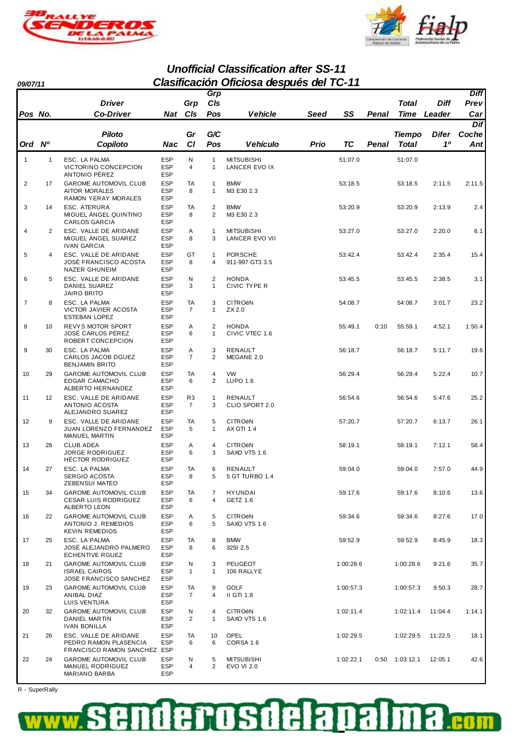## Unofficial Classification after SS-11
## Clasificación Oficiosa después del TC-11

09/07/11

| Pos / Ord | No. / Nº | Driver / Co-Driver / Piloto / Copiloto | Nat / Nac | Grp Cls / Gr Cl | Grp Cls Pos / G/C Pos | Vehicle / Vehículo | Seed / Prio | SS / TC | Penal / Penal | Total Time / Tiempo Total | Diff Leader / Difer 1º | Diff Prev Car / Dif Coche Ant |
|---|---|---|---|---|---|---|---|---|---|---|---|---|
| 1 | 1 | ESC. LA PALMA<br>VICTORINO CONCEPCION<br>ANTONIO PÉREZ | ESP<br>ESP<br>ESP | N<br>4 | 1<br>1 | MITSUBISHI<br>LANCER EVO IX | | 51:07.0 | | 51:07.0 | | |
| 2 | 17 | GAROME AUTOMOVIL CLUB<br>AITOR MORALES<br>RAMON YERAY MORALES | ESP<br>ESP<br>ESP | TA<br>8 | 1<br>1 | BMW<br>M3 E30 2.3 | | 53:18.5 | | 53:18.5 | 2:11.5 | 2:11.5 |
| 3 | 14 | ESC. ATERURA<br>MIGUEL ÁNGEL QUINTINO<br>CARLOS GARCIA | ESP<br>ESP<br>ESP | TA<br>8 | 2<br>2 | BMW<br>M3 E30 2.3 | | 53:20.9 | | 53:20.9 | 2:13.9 | 2.4 |
| 4 | 2 | ESC. VALLE DE ARIDANE<br>MIGUEL ÁNGEL SUAREZ<br>IVAN GARCIA | ESP<br>ESP<br>ESP | A<br>8 | 1<br>3 | MITSUBISHI<br>LANCER EVO VII | | 53:27.0 | | 53:27.0 | 2:20.0 | 6.1 |
| 5 | 4 | ESC. VALLE DE ARIDANE<br>JOSÉ FRANCISCO ACOSTA<br>NAZER GHUNEIM | ESP<br>ESP<br>ESP | GT<br>8 | 1<br>4 | PORSCHE<br>911-997 GT3 3.5 | | 53:42.4 | | 53:42.4 | 2:35.4 | 15.4 |
| 6 | 5 | ESC. VALLE DE ARIDANE<br>DANIEL SUAREZ<br>JAIRO BRITO | ESP<br>ESP<br>ESP | N<br>3 | 2<br>1 | HONDA<br>CIVIC TYPE R | | 53:45.5 | | 53:45.5 | 2:38.5 | 3.1 |
| 7 | 8 | ESC. LA PALMA<br>VICTOR JAVIER ACOSTA<br>ESTEBAN LOPEZ | ESP<br>ESP<br>ESP | TA<br>7 | 3<br>1 | CITROëN<br>ZX 2.0 | | 54:08.7 | | 54:08.7 | 3:01.7 | 23.2 |
| 8 | 10 | REVYS MOTOR SPORT<br>JOSÉ CARLOS PÉREZ<br>ROBERT CONCEPCION | ESP<br>ESP<br>ESP | A<br>6 | 2<br>1 | HONDA<br>CIVIC VTEC 1.6 | | 55:49.1 | 0:10 | 55:59.1 | 4:52.1 | 1:50.4 |
| 9 | 30 | ESC. LA PALMA<br>CARLOS JACOB DGUEZ<br>BENJAMIN BRITO | ESP<br>ESP<br>ESP | A<br>7 | 3<br>2 | RENAULT<br>MEGANE 2.0 | | 56:18.7 | | 56:18.7 | 5:11.7 | 19.6 |
| 10 | 29 | GAROME AUTOMOVIL CLUB<br>EDGAR CAMACHO<br>ALBERTO HERNANDEZ | ESP<br>ESP<br>ESP | TA<br>6 | 4<br>2 | VW<br>LUPO 1.6 | | 56:29.4 | | 56:29.4 | 5:22.4 | 10.7 |
| 11 | 12 | ESC. VALLE DE ARIDANE<br>ANTONIO ACOSTA<br>ALEJANDRO SUAREZ | ESP<br>ESP<br>ESP | R3<br>7 | 1<br>3 | RENAULT<br>CLIO SPORT 2.0 | | 56:54.6 | | 56:54.6 | 5:47.6 | 25.2 |
| 12 | 9 | ESC. VALLE DE ARIDANE<br>JUAN LORENZO FERNANDEZ<br>MANUEL MARTIN | ESP<br>ESP<br>ESP | TA<br>5 | 5<br>1 | CITROëN<br>AX GTI 1.4 | | 57:20.7 | | 57:20.7 | 6:13.7 | 26.1 |
| 13 | 28 | CLUB ADEA<br>JORGE RODRIGUEZ<br>HÉCTOR RODRIGUEZ | ESP<br>ESP<br>ESP | A<br>6 | 4<br>3 | CITROëN<br>SAXO VTS 1.6 | | 58:19.1 | | 58:19.1 | 7:12.1 | 58.4 |
| 14 | 27 | ESC. LA PALMA<br>SERGIO ACOSTA<br>ZEBENSUI MATEO | ESP<br>ESP<br>ESP | TA<br>8 | 6<br>5 | RENAULT<br>5 GT TURBO 1.4 | | 59:04.0 | | 59:04.0 | 7:57.0 | 44.9 |
| 15 | 34 | GAROME AUTOMOVIL CLUB<br>CESAR LUIS RODRIGUEZ<br>ALBERTO LEON | ESP<br>ESP<br>ESP | TA<br>6 | 7<br>4 | HYUNDAI<br>GETZ 1.6 | | 59:17.6 | | 59:17.6 | 8:10.6 | 13.6 |
| 16 | 22 | GAROME AUTOMOVIL CLUB<br>ANTONIO J. REMEDIOS<br>KEVIN REMEDIOS | ESP<br>ESP<br>ESP | A<br>6 | 5<br>5 | CITROëN<br>SAXO VTS 1.6 | | 59:34.6 | | 59:34.6 | 8:27.6 | 17.0 |
| 17 | 25 | ESC. LA PALMA<br>JOSÉ ALEJANDRO PALMERO<br>ECHENTIVE RGUEZ | ESP<br>ESP<br>ESP | TA<br>8 | 8<br>6 | BMW<br>325I 2.5 | | 59:52.9 | | 59:52.9 | 8:45.9 | 18.3 |
| 18 | 21 | GAROME AUTOMOVIL CLUB<br>ISRAEL CAIROS<br>JOSÉ FRANCISCO SANCHEZ | ESP<br>ESP<br>ESP | N<br>1 | 3<br>1 | PEUGEOT<br>106 RALLYE | | 1:00:28.6 | | 1:00:28.6 | 9:21.6 | 35.7 |
| 19 | 23 | GAROME AUTOMOVIL CLUB<br>ANIBAL DIAZ<br>LUIS VENTURA | ESP<br>ESP<br>ESP | TA<br>7 | 9<br>4 | GOLF<br>II GTI 1.8 | | 1:00:57.3 | | 1:00:57.3 | 9:50.3 | 28.7 |
| 20 | 32 | GAROME AUTOMOVIL CLUB<br>DANIEL MARTIN<br>IVAN BONILLA | ESP<br>ESP<br>ESP | N<br>2 | 4<br>1 | CITROëN<br>SAXO VTS 1.6 | | 1:02:11.4 | | 1:02:11.4 | 11:04.4 | 1:14.1 |
| 21 | 26 | ESC. VALLE DE ARIDANE<br>PEDRO RAMON PLASENCIA<br>FRANCISCO RAMON SANCHEZ | ESP<br>ESP<br>ESP | TA<br>6 | 10<br>6 | OPEL<br>CORSA 1.6 | | 1:02:29.5 | | 1:02:29.5 | 11:22.5 | 18.1 |
| 22 | 24 | GAROME AUTOMOVIL CLUB<br>MANUEL RODRIGUEZ<br>MARIANO BARBA | ESP<br>ESP<br>ESP | N<br>4 | 5<br>2 | MITSUBISHI<br>EVO VI 2.0 | | 1:02:22.1 | 0:50 | 1:03:12.1 | 12:05.1 | 42.6 |

R - SuperRally

www.senderosdelapalma.com